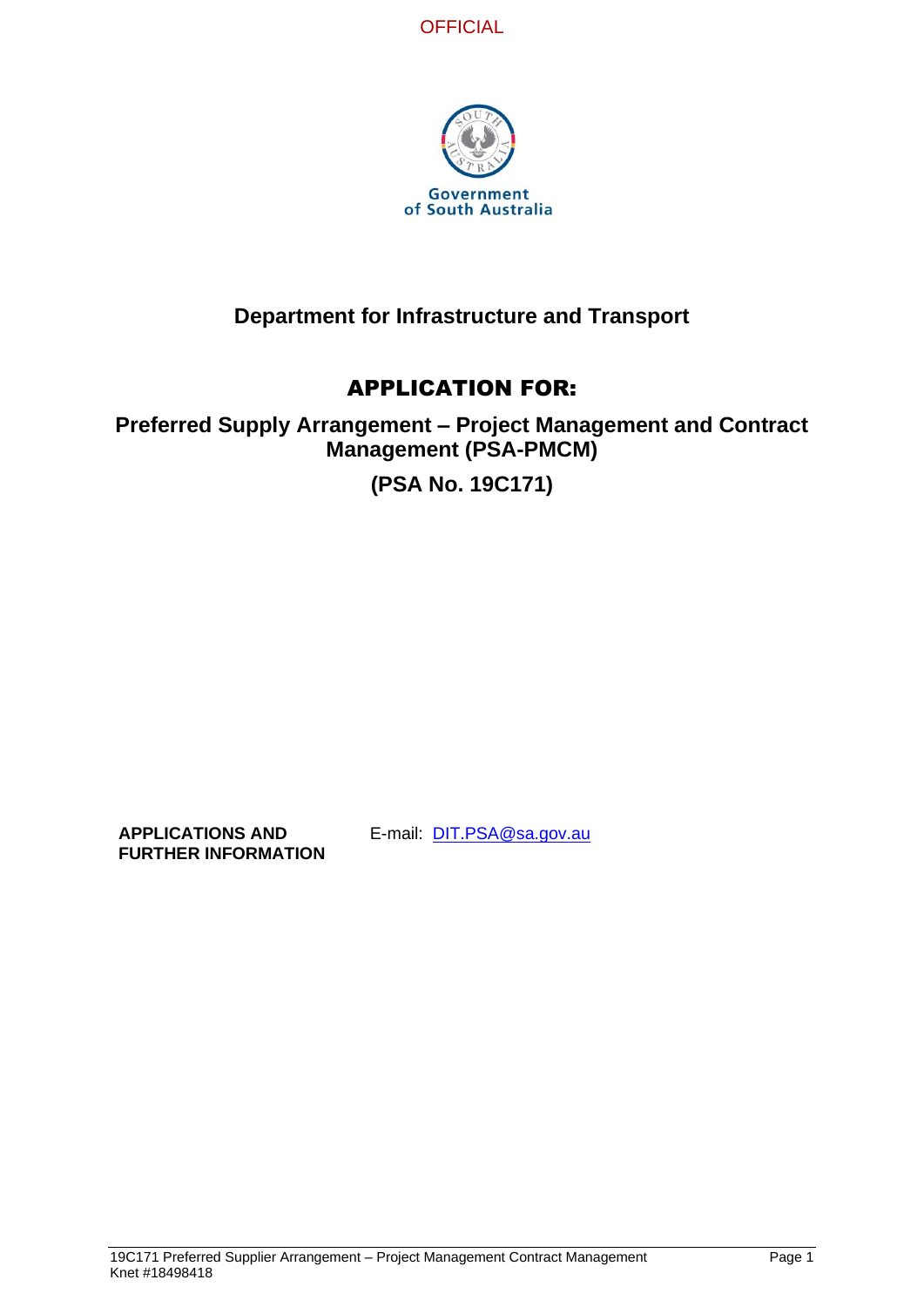OFFICIAL

Government of South Australia

## Department for Infrastructure and Transport

# APPLICATION FOR:

## Preferred Supply Arrangement – Project Management and Contract Management (PSA-PMCM)

## (PSA No. 19C171)

| **APPLICATIONS AND FURTHER INFORMATION** | E-mail: DIT.PSA@sa.gov.au |
| --- | --- |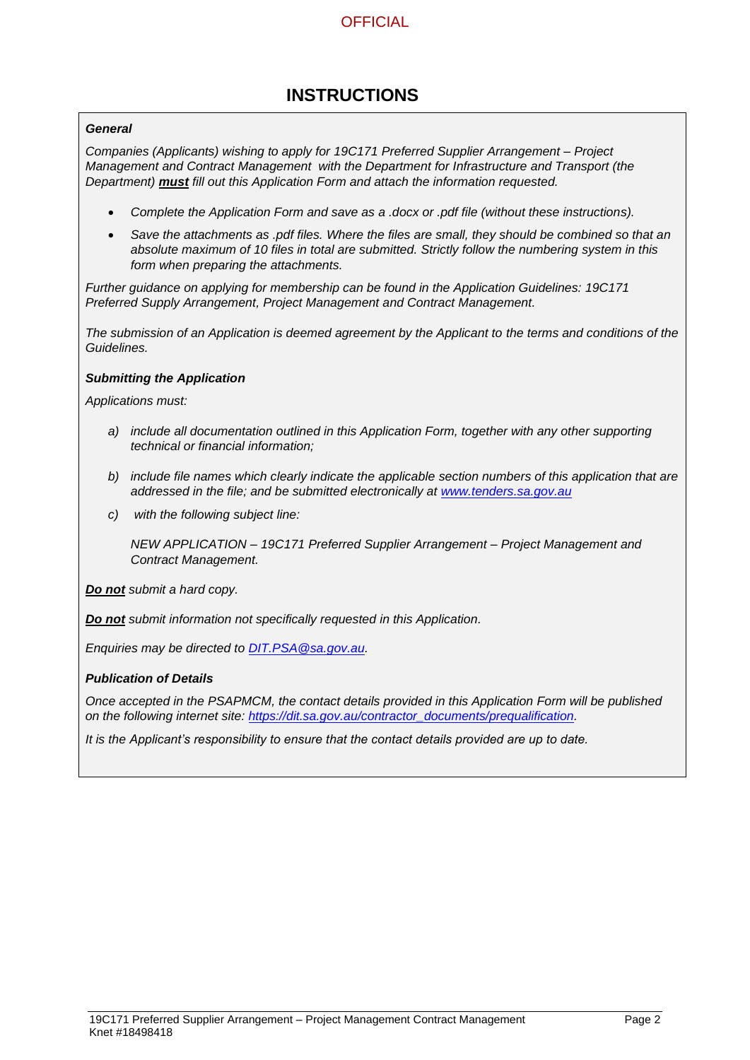# INSTRUCTIONS

***General***

*Companies (Applicants) wishing to apply for 19C171 Preferred Supplier Arrangement – Project Management and Contract Management with the Department for Infrastructure and Transport (the Department)* ***must*** *fill out this Application Form and attach the information requested.*

- *Complete the Application Form and save as a .docx or .pdf file (without these instructions).*
- *Save the attachments as .pdf files. Where the files are small, they should be combined so that an absolute maximum of 10 files in total are submitted. Strictly follow the numbering system in this form when preparing the attachments.*

*Further guidance on applying for membership can be found in the Application Guidelines: 19C171 Preferred Supply Arrangement, Project Management and Contract Management.*

*The submission of an Application is deemed agreement by the Applicant to the terms and conditions of the Guidelines.*

***Submitting the Application***

*Applications must:*

a) *include all documentation outlined in this Application Form, together with any other supporting technical or financial information;*

b) *include file names which clearly indicate the applicable section numbers of this application that are addressed in the file; and be submitted electronically at www.tenders.sa.gov.au*

c) *with the following subject line:*

*NEW APPLICATION – 19C171 Preferred Supplier Arrangement – Project Management and Contract Management.*

***Do not*** *submit a hard copy.*

***Do not*** *submit information not specifically requested in this Application.*

*Enquiries may be directed to DIT.PSA@sa.gov.au.*

***Publication of Details***

*Once accepted in the PSAPMCM, the contact details provided in this Application Form will be published on the following internet site: https://dit.sa.gov.au/contractor_documents/prequalification.*

*It is the Applicant's responsibility to ensure that the contact details provided are up to date.*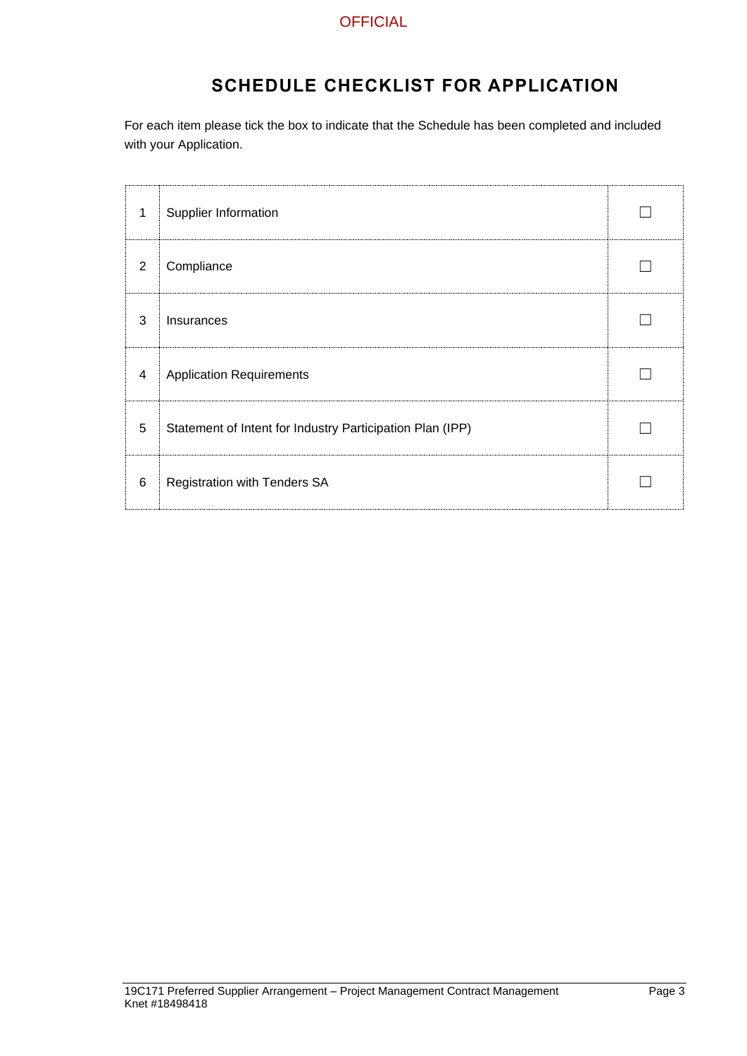# SCHEDULE CHECKLIST FOR APPLICATION

For each item please tick the box to indicate that the Schedule has been completed and included with your Application.

| | | |
|---|---|---|
| 1 | Supplier Information | ☐ |
| 2 | Compliance | ☐ |
| 3 | Insurances | ☐ |
| 4 | Application Requirements | ☐ |
| 5 | Statement of Intent for Industry Participation Plan (IPP) | ☐ |
| 6 | Registration with Tenders SA | ☐ |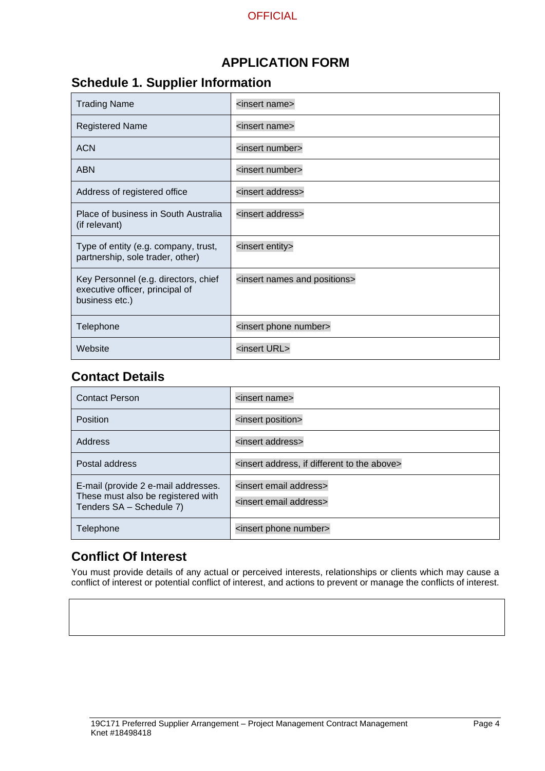# APPLICATION FORM

## Schedule 1. Supplier Information

| | |
|---|---|
| Trading Name | <insert name> |
| Registered Name | <insert name> |
| ACN | <insert number> |
| ABN | <insert number> |
| Address of registered office | <insert address> |
| Place of business in South Australia (if relevant) | <insert address> |
| Type of entity (e.g. company, trust, partnership, sole trader, other) | <insert entity> |
| Key Personnel (e.g. directors, chief executive officer, principal of business etc.) | <insert names and positions> |
| Telephone | <insert phone number> |
| Website | <insert URL> |

## Contact Details

| | |
|---|---|
| Contact Person | <insert name> |
| Position | <insert position> |
| Address | <insert address> |
| Postal address | <insert address, if different to the above> |
| E-mail (provide 2 e-mail addresses. These must also be registered with Tenders SA – Schedule 7) | <insert email address><br><insert email address> |
| Telephone | <insert phone number> |

## Conflict Of Interest

You must provide details of any actual or perceived interests, relationships or clients which may cause a conflict of interest or potential conflict of interest, and actions to prevent or manage the conflicts of interest.

| |
|---|
| |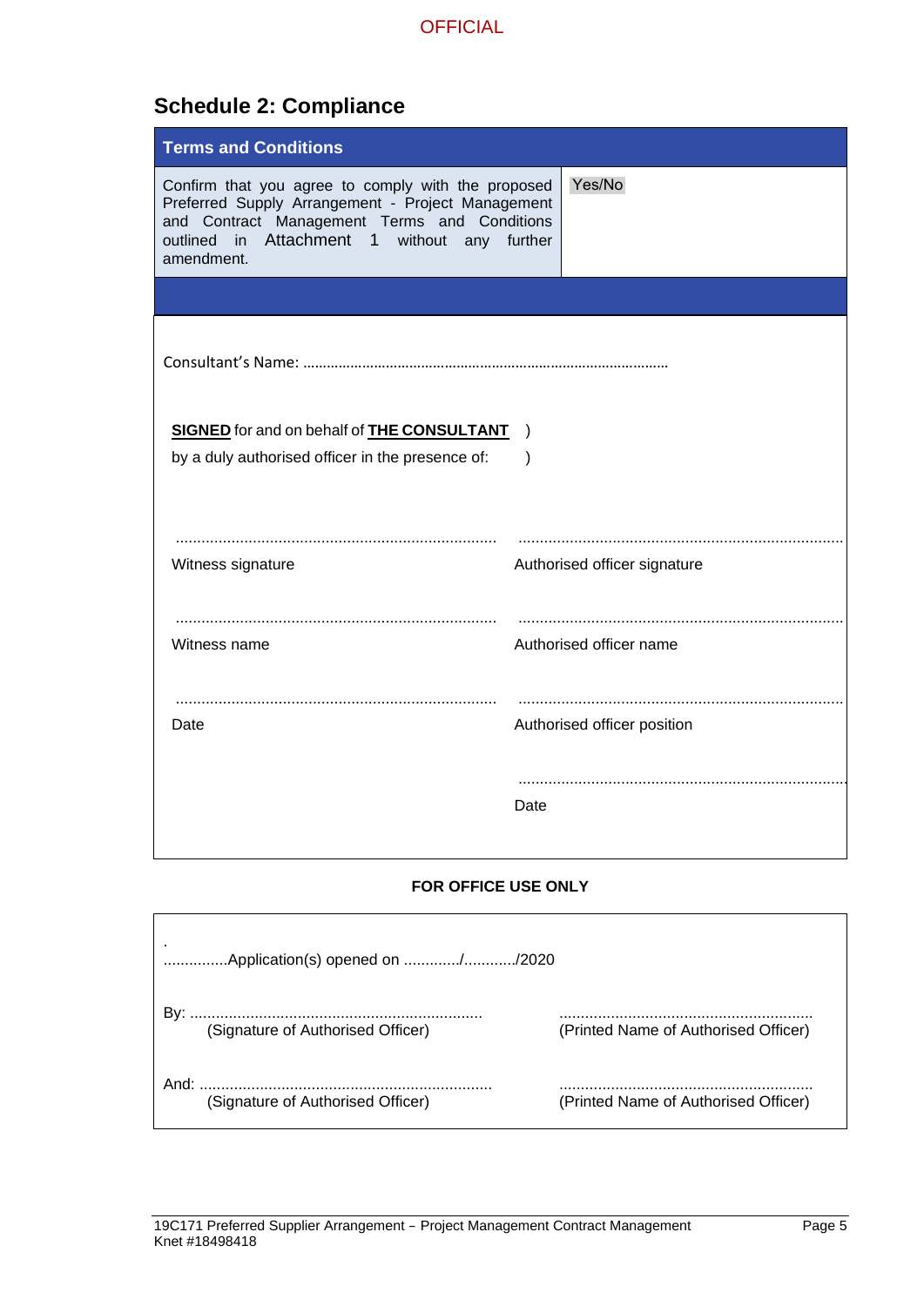## Schedule 2: Compliance

| Terms and Conditions | |
|---|---|
| Confirm that you agree to comply with the proposed Preferred Supply Arrangement - Project Management and Contract Management Terms and Conditions outlined in Attachment 1 without any further amendment. | Yes/No |

Consultant's Name: ..........................................................................................

**SIGNED** for and on behalf of **THE CONSULTANT** )
by a duly authorised officer in the presence of: )

| | |
|---|---|
| .......................................................................... | .......................................................................... |
| Witness signature | Authorised officer signature |
| .......................................................................... | .......................................................................... |
| Witness name | Authorised officer name |
| .......................................................................... | .......................................................................... |
| Date | Authorised officer position |
| | .......................................................................... |
| | Date |

**FOR OFFICE USE ONLY**

.
...............Application(s) opened on ............/............/2020

| | |
|---|---|
| By: .................................................................... (Signature of Authorised Officer) | .......................................................... (Printed Name of Authorised Officer) |
| And: .................................................................... (Signature of Authorised Officer) | .......................................................... (Printed Name of Authorised Officer) |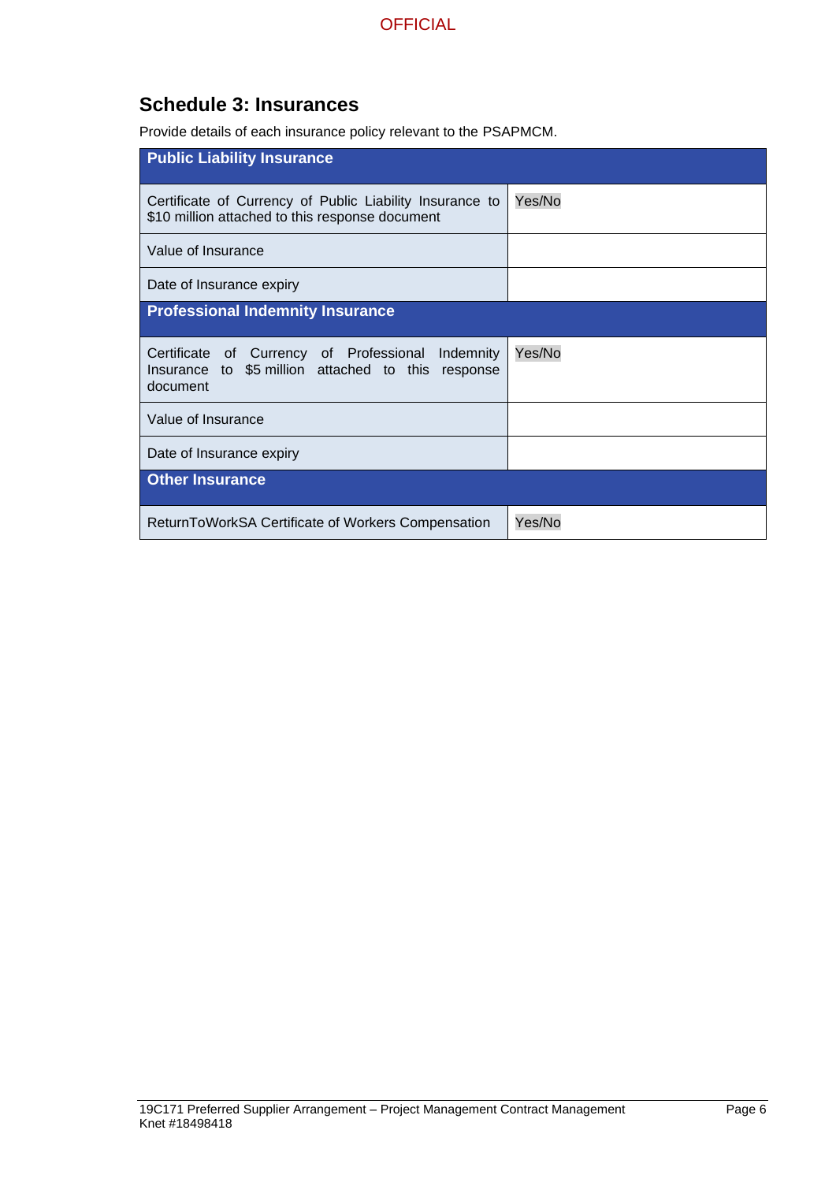## Schedule 3: Insurances

Provide details of each insurance policy relevant to the PSAPMCM.

| **Public Liability Insurance** | |
|---|---|
| Certificate of Currency of Public Liability Insurance to $10 million attached to this response document | Yes/No |
| Value of Insurance | |
| Date of Insurance expiry | |
| **Professional Indemnity Insurance** | |
| Certificate of Currency of Professional Indemnity Insurance to $5 million attached to this response document | Yes/No |
| Value of Insurance | |
| Date of Insurance expiry | |
| **Other Insurance** | |
| ReturnToWorkSA Certificate of Workers Compensation | Yes/No |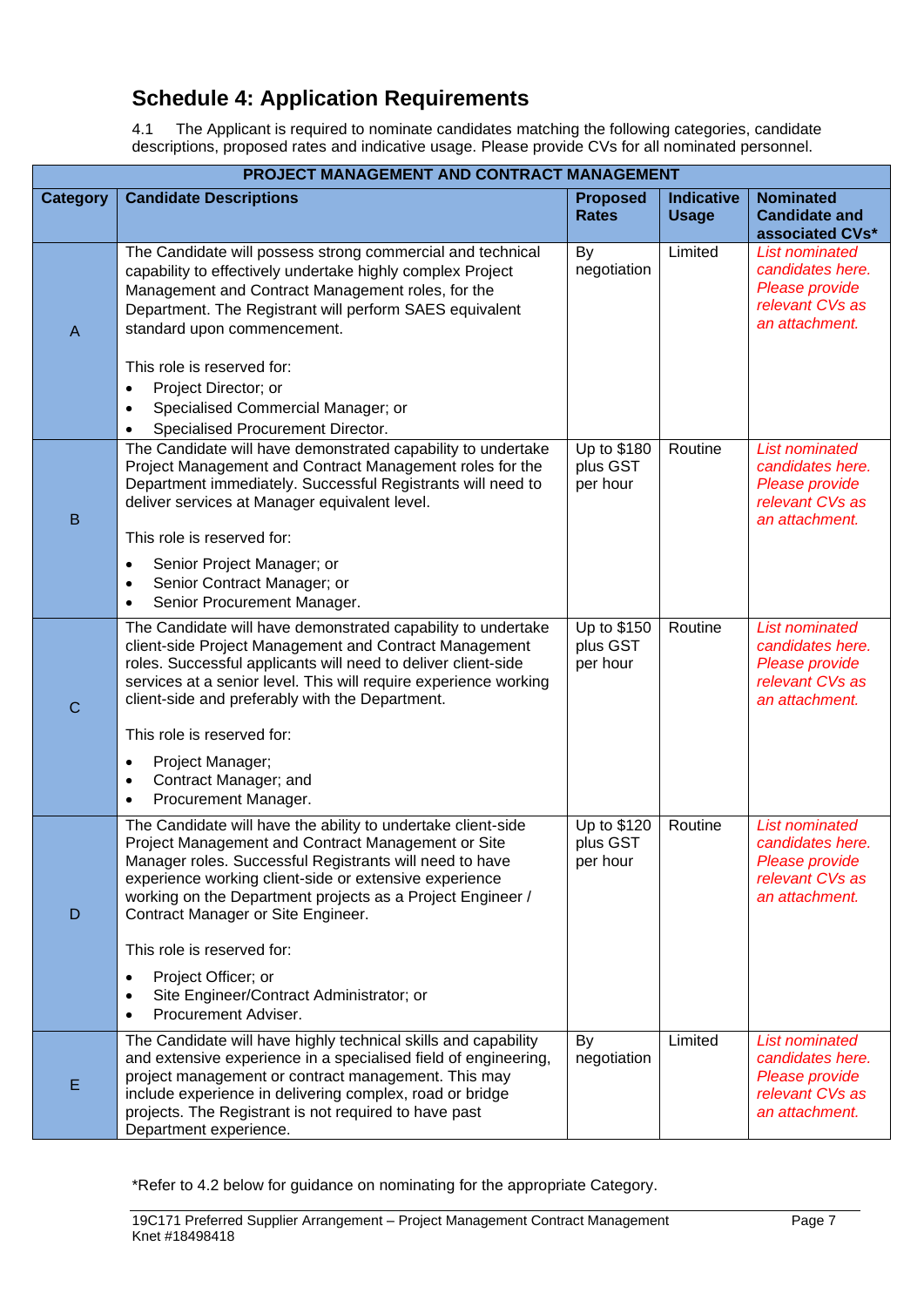## Schedule 4: Application Requirements

4.1 The Applicant is required to nominate candidates matching the following categories, candidate descriptions, proposed rates and indicative usage. Please provide CVs for all nominated personnel.

| PROJECT MANAGEMENT AND CONTRACT MANAGEMENT | | | | |
|---|---|---|---|---|
| **Category** | **Candidate Descriptions** | **Proposed Rates** | **Indicative Usage** | **Nominated Candidate and associated CVs*** |
| A | The Candidate will possess strong commercial and technical capability to effectively undertake highly complex Project Management and Contract Management roles, for the Department. The Registrant will perform SAES equivalent standard upon commencement.<br><br>This role is reserved for:<br>• Project Director; or<br>• Specialised Commercial Manager; or<br>• Specialised Procurement Director. | By negotiation | Limited | *List nominated candidates here. Please provide relevant CVs as an attachment.* |
| B | The Candidate will have demonstrated capability to undertake Project Management and Contract Management roles for the Department immediately. Successful Registrants will need to deliver services at Manager equivalent level.<br><br>This role is reserved for:<br>• Senior Project Manager; or<br>• Senior Contract Manager; or<br>• Senior Procurement Manager. | Up to $180 plus GST per hour | Routine | *List nominated candidates here. Please provide relevant CVs as an attachment.* |
| C | The Candidate will have demonstrated capability to undertake client-side Project Management and Contract Management roles. Successful applicants will need to deliver client-side services at a senior level. This will require experience working client-side and preferably with the Department.<br><br>This role is reserved for:<br>• Project Manager;<br>• Contract Manager; and<br>• Procurement Manager. | Up to $150 plus GST per hour | Routine | *List nominated candidates here. Please provide relevant CVs as an attachment.* |
| D | The Candidate will have the ability to undertake client-side Project Management and Contract Management or Site Manager roles. Successful Registrants will need to have experience working client-side or extensive experience working on the Department projects as a Project Engineer / Contract Manager or Site Engineer.<br><br>This role is reserved for:<br>• Project Officer; or<br>• Site Engineer/Contract Administrator; or<br>• Procurement Adviser. | Up to $120 plus GST per hour | Routine | *List nominated candidates here. Please provide relevant CVs as an attachment.* |
| E | The Candidate will have highly technical skills and capability and extensive experience in a specialised field of engineering, project management or contract management. This may include experience in delivering complex, road or bridge projects. The Registrant is not required to have past Department experience. | By negotiation | Limited | *List nominated candidates here. Please provide relevant CVs as an attachment.* |

*Refer to 4.2 below for guidance on nominating for the appropriate Category.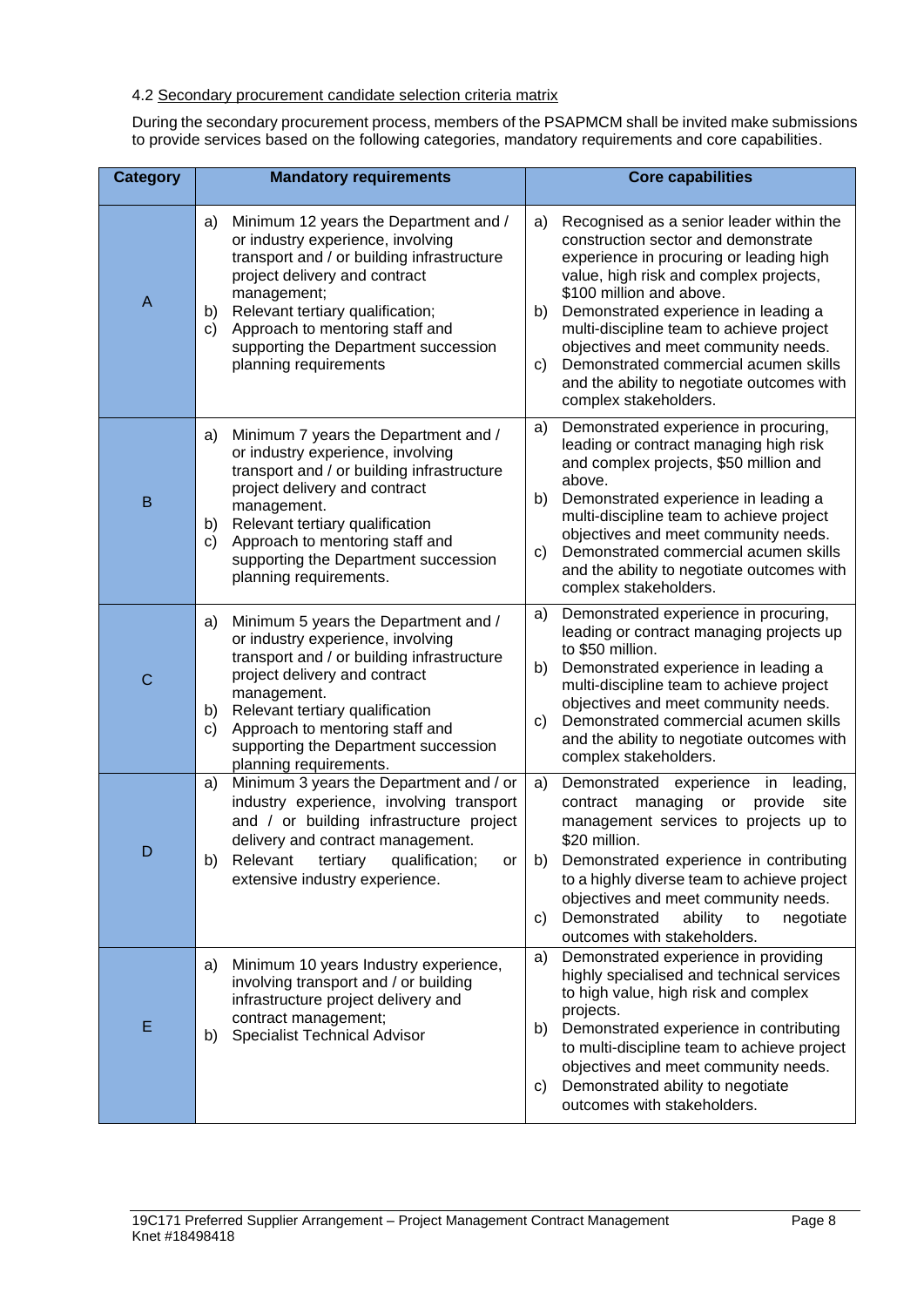4.2 Secondary procurement candidate selection criteria matrix

During the secondary procurement process, members of the PSAPMCM shall be invited make submissions to provide services based on the following categories, mandatory requirements and core capabilities.

| Category | Mandatory requirements | Core capabilities |
|---|---|---|
| A | a) Minimum 12 years the Department and / or industry experience, involving transport and / or building infrastructure project delivery and contract management;<br>b) Relevant tertiary qualification;<br>c) Approach to mentoring staff and supporting the Department succession planning requirements | a) Recognised as a senior leader within the construction sector and demonstrate experience in procuring or leading high value, high risk and complex projects, $100 million and above.<br>b) Demonstrated experience in leading a multi-discipline team to achieve project objectives and meet community needs.<br>c) Demonstrated commercial acumen skills and the ability to negotiate outcomes with complex stakeholders. |
| B | a) Minimum 7 years the Department and / or industry experience, involving transport and / or building infrastructure project delivery and contract management.<br>b) Relevant tertiary qualification<br>c) Approach to mentoring staff and supporting the Department succession planning requirements. | a) Demonstrated experience in procuring, leading or contract managing high risk and complex projects, $50 million and above.<br>b) Demonstrated experience in leading a multi-discipline team to achieve project objectives and meet community needs.<br>c) Demonstrated commercial acumen skills and the ability to negotiate outcomes with complex stakeholders. |
| C | a) Minimum 5 years the Department and / or industry experience, involving transport and / or building infrastructure project delivery and contract management.<br>b) Relevant tertiary qualification<br>c) Approach to mentoring staff and supporting the Department succession planning requirements. | a) Demonstrated experience in procuring, leading or contract managing projects up to $50 million.<br>b) Demonstrated experience in leading a multi-discipline team to achieve project objectives and meet community needs.<br>c) Demonstrated commercial acumen skills and the ability to negotiate outcomes with complex stakeholders. |
| D | a) Minimum 3 years the Department and / or industry experience, involving transport and / or building infrastructure project delivery and contract management.<br>b) Relevant tertiary qualification; or extensive industry experience. | a) Demonstrated experience in leading, contract managing or provide site management services to projects up to $20 million.<br>b) Demonstrated experience in contributing to a highly diverse team to achieve project objectives and meet community needs.<br>c) Demonstrated ability to negotiate outcomes with stakeholders. |
| E | a) Minimum 10 years Industry experience, involving transport and / or building infrastructure project delivery and contract management;<br>b) Specialist Technical Advisor | a) Demonstrated experience in providing highly specialised and technical services to high value, high risk and complex projects.<br>b) Demonstrated experience in contributing to multi-discipline team to achieve project objectives and meet community needs.<br>c) Demonstrated ability to negotiate outcomes with stakeholders. |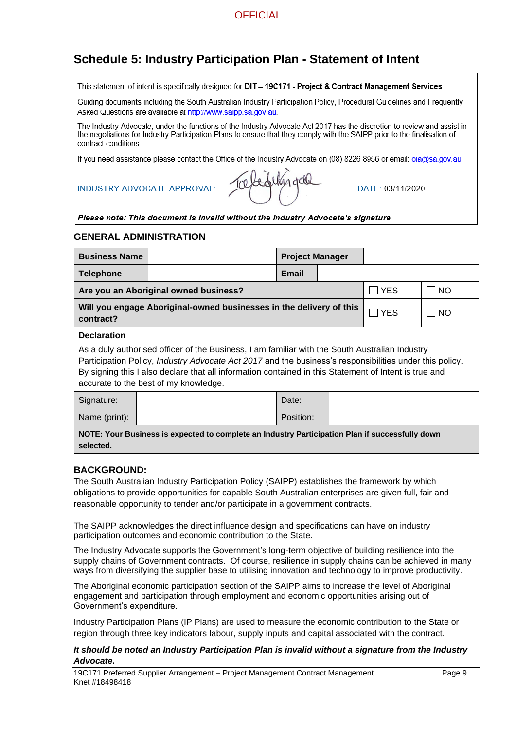OFFICIAL

# Schedule 5: Industry Participation Plan - Statement of Intent

This statement of intent is specifically designed for **DIT – 19C171 - Project & Contract Management Services**

Guiding documents including the South Australian Industry Participation Policy, Procedural Guidelines and Frequently Asked Questions are available at http://www.saipp.sa.gov.au.

The Industry Advocate, under the functions of the Industry Advocate Act 2017 has the discretion to review and assist in the negotiations for Industry Participation Plans to ensure that they comply with the SAIPP prior to the finalisation of contract conditions.

If you need assistance please contact the Office of the Industry Advocate on (08) 8226 8956 or email: oia@sa.gov.au

INDUSTRY ADVOCATE APPROVAL: [signature] DATE: 03/11/2020

***Please note: This document is invalid without the Industry Advocate's signature***

## GENERAL ADMINISTRATION

| **Business Name** | | **Project Manager** | | |
|---|---|---|---|---|
| **Telephone** | | **Email** | | |
| **Are you an Aboriginal owned business?** | | | ☐ YES | ☐ NO |
| **Will you engage Aboriginal-owned businesses in the delivery of this contract?** | | | ☐ YES | ☐ NO |

**Declaration**

As a duly authorised officer of the Business, I am familiar with the South Australian Industry Participation Policy, *Industry Advocate Act 2017* and the business's responsibilities under this policy. By signing this I also declare that all information contained in this Statement of Intent is true and accurate to the best of my knowledge.

| Signature: | | Date: | |
|---|---|---|---|
| Name (print): | | Position: | |

**NOTE: Your Business is expected to complete an Industry Participation Plan if successfully down selected.**

## BACKGROUND:

The South Australian Industry Participation Policy (SAIPP) establishes the framework by which obligations to provide opportunities for capable South Australian enterprises are given full, fair and reasonable opportunity to tender and/or participate in a government contracts.

The SAIPP acknowledges the direct influence design and specifications can have on industry participation outcomes and economic contribution to the State.

The Industry Advocate supports the Government's long-term objective of building resilience into the supply chains of Government contracts. Of course, resilience in supply chains can be achieved in many ways from diversifying the supplier base to utilising innovation and technology to improve productivity.

The Aboriginal economic participation section of the SAIPP aims to increase the level of Aboriginal engagement and participation through employment and economic opportunities arising out of Government's expenditure.

Industry Participation Plans (IP Plans) are used to measure the economic contribution to the State or region through three key indicators labour, supply inputs and capital associated with the contract.

***It should be noted an Industry Participation Plan is invalid without a signature from the Industry Advocate.***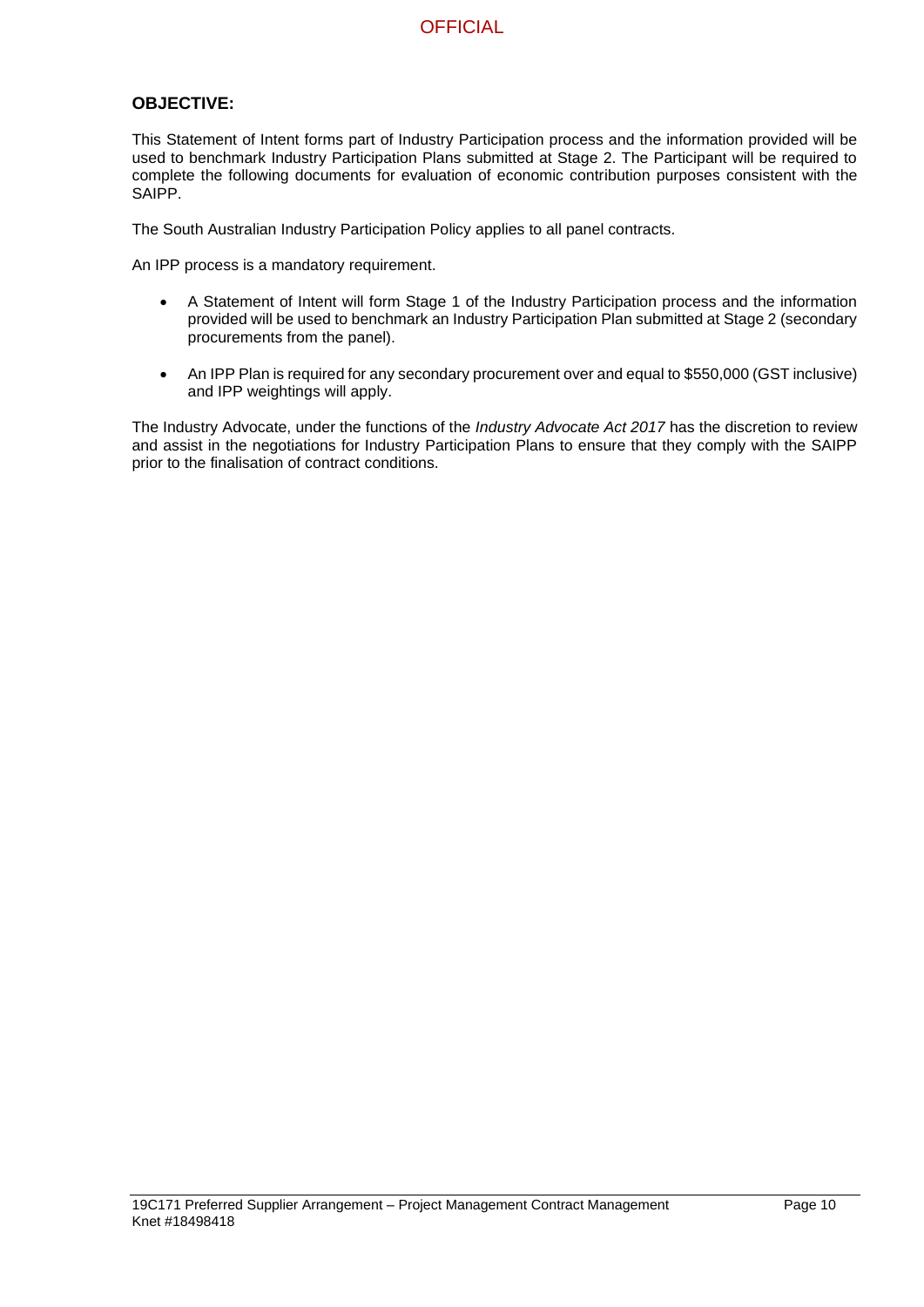**OBJECTIVE:**

This Statement of Intent forms part of Industry Participation process and the information provided will be used to benchmark Industry Participation Plans submitted at Stage 2. The Participant will be required to complete the following documents for evaluation of economic contribution purposes consistent with the SAIPP.

The South Australian Industry Participation Policy applies to all panel contracts.

An IPP process is a mandatory requirement.

- A Statement of Intent will form Stage 1 of the Industry Participation process and the information provided will be used to benchmark an Industry Participation Plan submitted at Stage 2 (secondary procurements from the panel).
- An IPP Plan is required for any secondary procurement over and equal to $550,000 (GST inclusive) and IPP weightings will apply.

The Industry Advocate, under the functions of the *Industry Advocate Act 2017* has the discretion to review and assist in the negotiations for Industry Participation Plans to ensure that they comply with the SAIPP prior to the finalisation of contract conditions.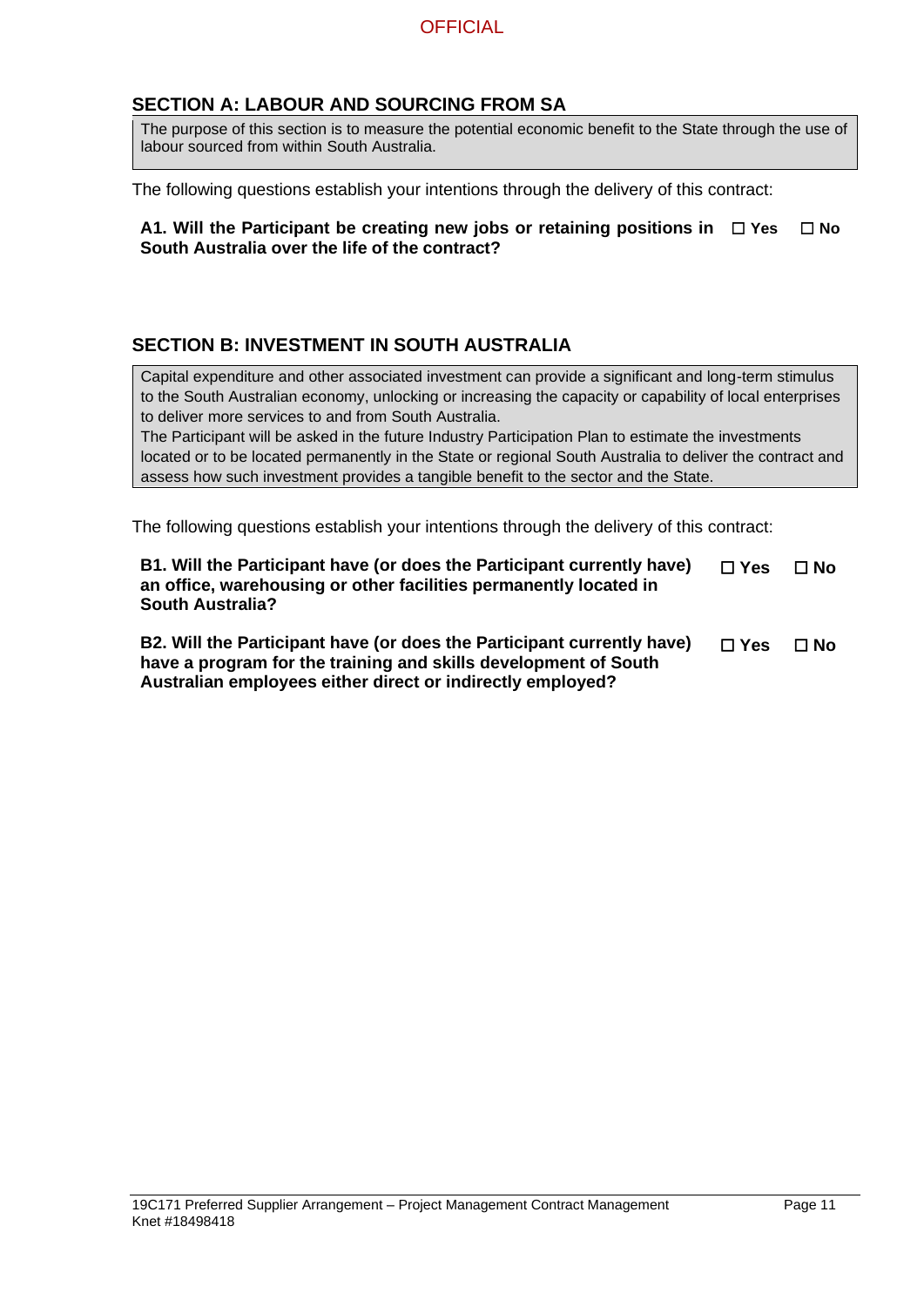## SECTION A: LABOUR AND SOURCING FROM SA

The purpose of this section is to measure the potential economic benefit to the State through the use of labour sourced from within South Australia.

The following questions establish your intentions through the delivery of this contract:

**A1. Will the Participant be creating new jobs or retaining positions in South Australia over the life of the contract?** ☐ **Yes** ☐ **No**

## SECTION B: INVESTMENT IN SOUTH AUSTRALIA

Capital expenditure and other associated investment can provide a significant and long-term stimulus to the South Australian economy, unlocking or increasing the capacity or capability of local enterprises to deliver more services to and from South Australia.

The Participant will be asked in the future Industry Participation Plan to estimate the investments located or to be located permanently in the State or regional South Australia to deliver the contract and assess how such investment provides a tangible benefit to the sector and the State.

The following questions establish your intentions through the delivery of this contract:

**B1. Will the Participant have (or does the Participant currently have) an office, warehousing or other facilities permanently located in South Australia?** ☐ **Yes** ☐ **No**

**B2. Will the Participant have (or does the Participant currently have) have a program for the training and skills development of South Australian employees either direct or indirectly employed?** ☐ **Yes** ☐ **No**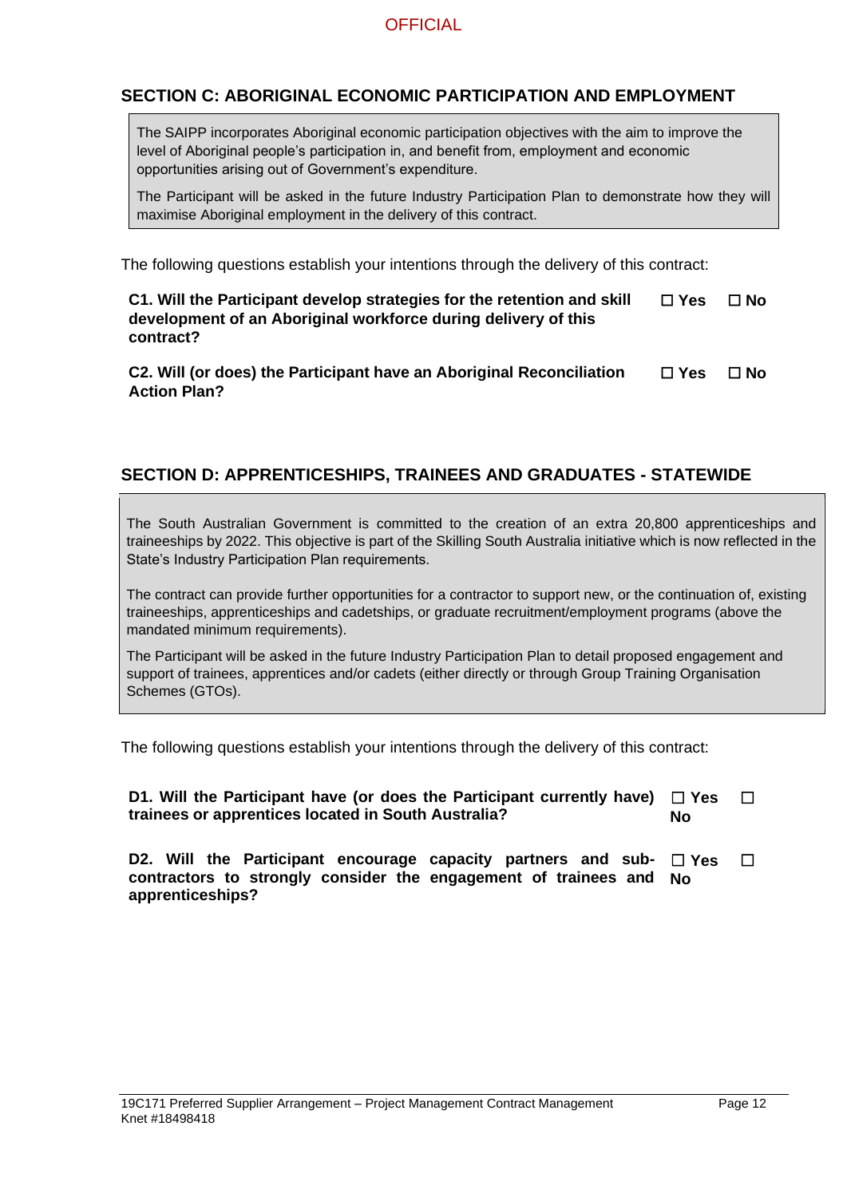## SECTION C: ABORIGINAL ECONOMIC PARTICIPATION AND EMPLOYMENT

> The SAIPP incorporates Aboriginal economic participation objectives with the aim to improve the level of Aboriginal people's participation in, and benefit from, employment and economic opportunities arising out of Government's expenditure.
>
> The Participant will be asked in the future Industry Participation Plan to demonstrate how they will maximise Aboriginal employment in the delivery of this contract.

The following questions establish your intentions through the delivery of this contract:

**C1. Will the Participant develop strategies for the retention and skill development of an Aboriginal workforce during delivery of this contract?** ☐ **Yes** ☐ **No**

**C2. Will (or does) the Participant have an Aboriginal Reconciliation Action Plan?** ☐ **Yes** ☐ **No**

## SECTION D: APPRENTICESHIPS, TRAINEES AND GRADUATES - STATEWIDE

> The South Australian Government is committed to the creation of an extra 20,800 apprenticeships and traineeships by 2022. This objective is part of the Skilling South Australia initiative which is now reflected in the State's Industry Participation Plan requirements.
>
> The contract can provide further opportunities for a contractor to support new, or the continuation of, existing traineeships, apprenticeships and cadetships, or graduate recruitment/employment programs (above the mandated minimum requirements).
>
> The Participant will be asked in the future Industry Participation Plan to detail proposed engagement and support of trainees, apprentices and/or cadets (either directly or through Group Training Organisation Schemes (GTOs).

The following questions establish your intentions through the delivery of this contract:

**D1. Will the Participant have (or does the Participant currently have) trainees or apprentices located in South Australia?** ☐ **Yes** ☐ **No**

**D2. Will the Participant encourage capacity partners and sub-contractors to strongly consider the engagement of trainees and apprenticeships?** ☐ **Yes** ☐ **No**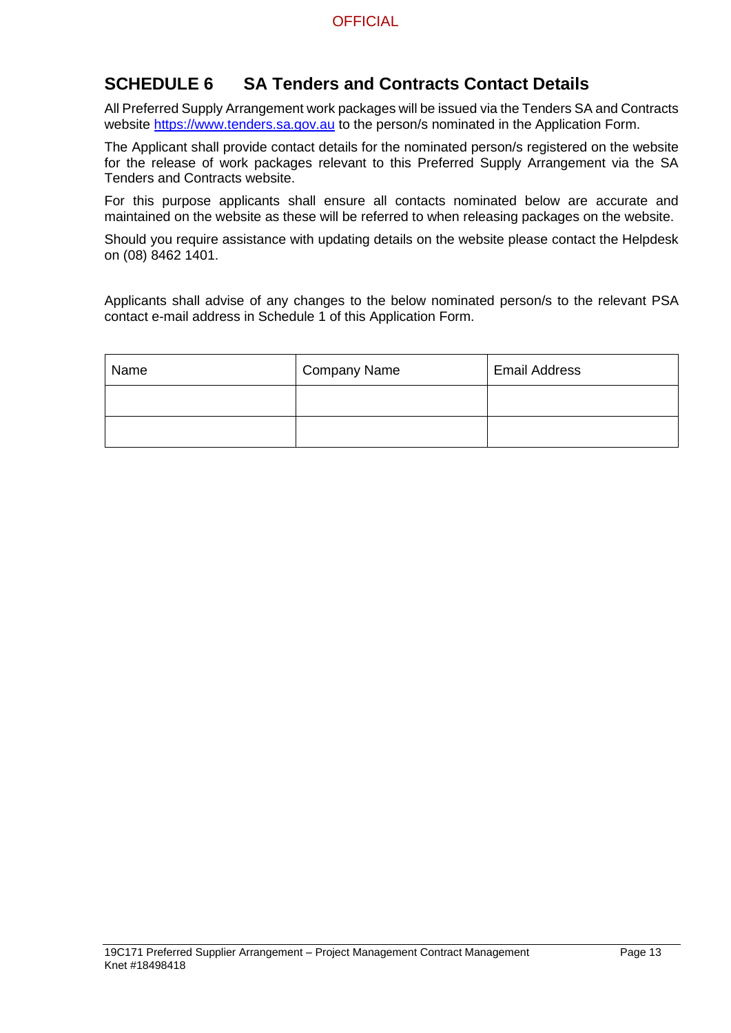## SCHEDULE 6 SA Tenders and Contracts Contact Details

All Preferred Supply Arrangement work packages will be issued via the Tenders SA and Contracts website https://www.tenders.sa.gov.au to the person/s nominated in the Application Form.

The Applicant shall provide contact details for the nominated person/s registered on the website for the release of work packages relevant to this Preferred Supply Arrangement via the SA Tenders and Contracts website.

For this purpose applicants shall ensure all contacts nominated below are accurate and maintained on the website as these will be referred to when releasing packages on the website.

Should you require assistance with updating details on the website please contact the Helpdesk on (08) 8462 1401.

Applicants shall advise of any changes to the below nominated person/s to the relevant PSA contact e-mail address in Schedule 1 of this Application Form.

| Name | Company Name | Email Address |
|---|---|---|
| | | |
| | | |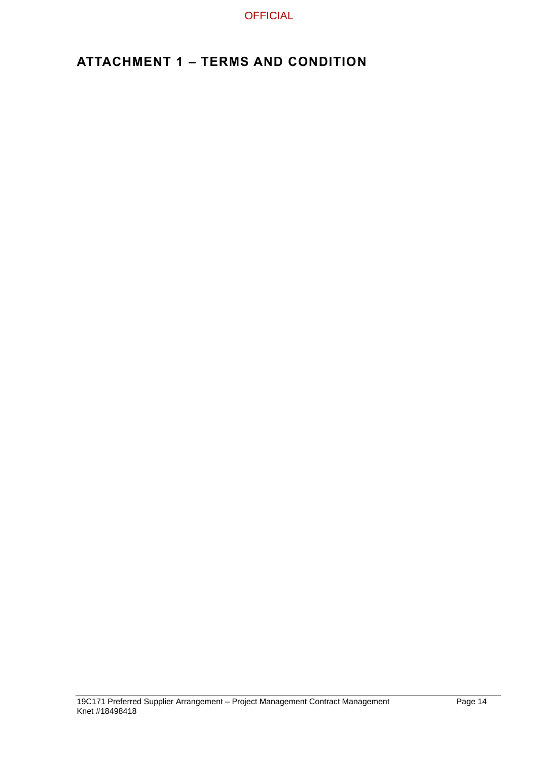# ATTACHMENT 1 – TERMS AND CONDITION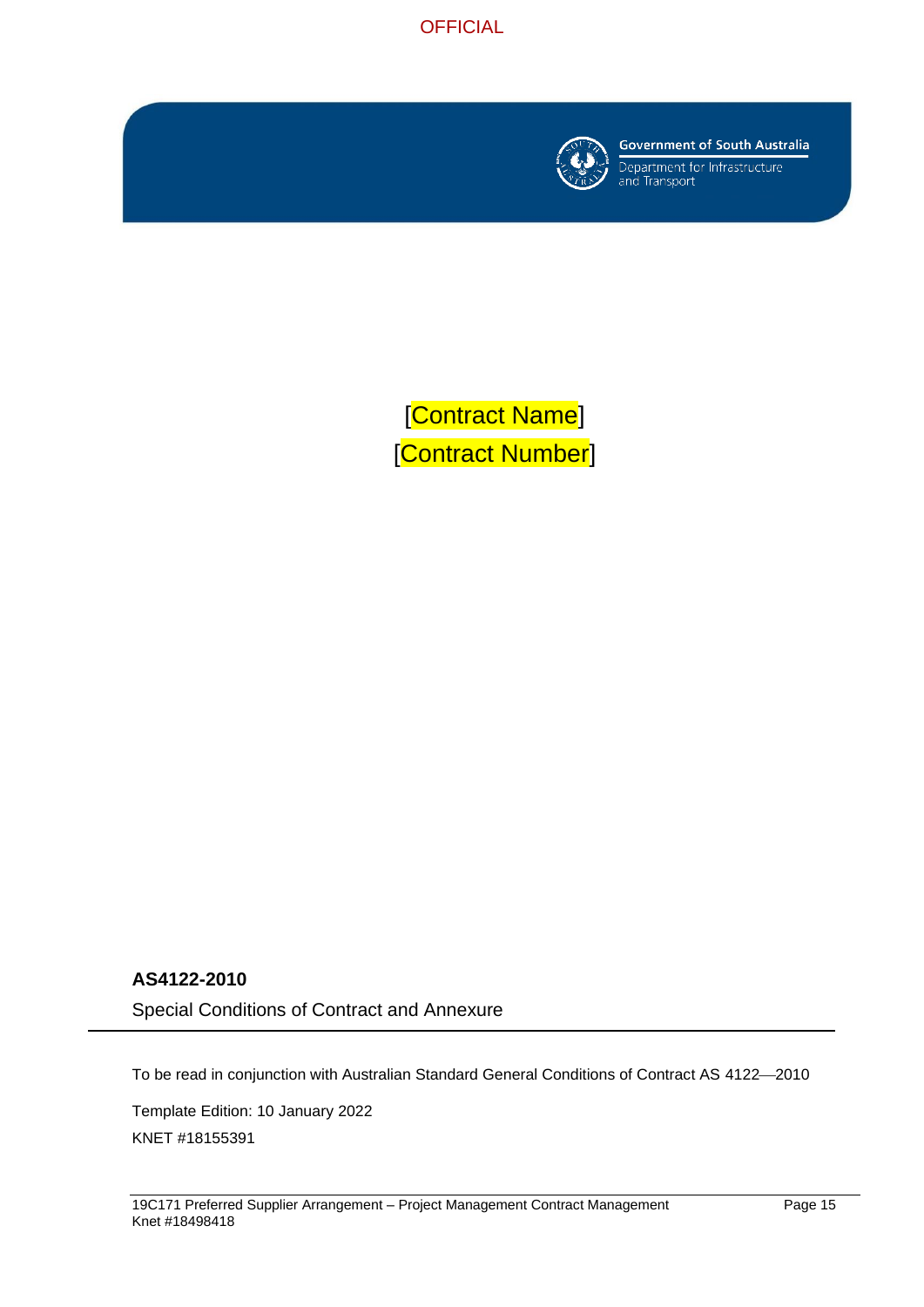OFFICIAL

Government of South Australia

Department for Infrastructure and Transport

[Contract Name]

[Contract Number]

**AS4122-2010**

Special Conditions of Contract and Annexure

To be read in conjunction with Australian Standard General Conditions of Contract AS 4122—2010

Template Edition: 10 January 2022

KNET #18155391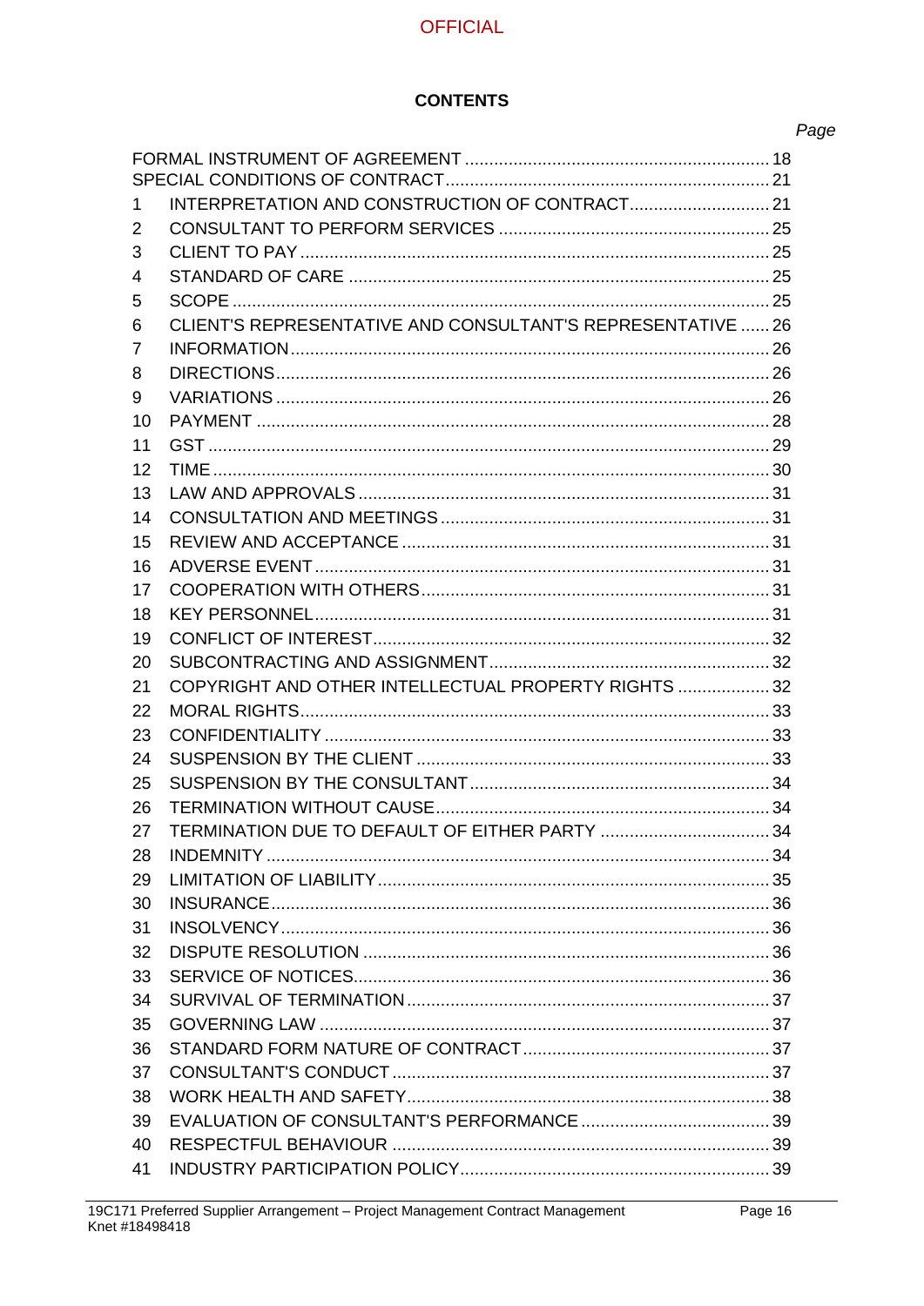**CONTENTS**

| | | Page |
|---|---|---|
| FORMAL INSTRUMENT OF AGREEMENT | | 18 |
| SPECIAL CONDITIONS OF CONTRACT | | 21 |
| 1 | INTERPRETATION AND CONSTRUCTION OF CONTRACT | 21 |
| 2 | CONSULTANT TO PERFORM SERVICES | 25 |
| 3 | CLIENT TO PAY | 25 |
| 4 | STANDARD OF CARE | 25 |
| 5 | SCOPE | 25 |
| 6 | CLIENT'S REPRESENTATIVE AND CONSULTANT'S REPRESENTATIVE | 26 |
| 7 | INFORMATION | 26 |
| 8 | DIRECTIONS | 26 |
| 9 | VARIATIONS | 26 |
| 10 | PAYMENT | 28 |
| 11 | GST | 29 |
| 12 | TIME | 30 |
| 13 | LAW AND APPROVALS | 31 |
| 14 | CONSULTATION AND MEETINGS | 31 |
| 15 | REVIEW AND ACCEPTANCE | 31 |
| 16 | ADVERSE EVENT | 31 |
| 17 | COOPERATION WITH OTHERS | 31 |
| 18 | KEY PERSONNEL | 31 |
| 19 | CONFLICT OF INTEREST | 32 |
| 20 | SUBCONTRACTING AND ASSIGNMENT | 32 |
| 21 | COPYRIGHT AND OTHER INTELLECTUAL PROPERTY RIGHTS | 32 |
| 22 | MORAL RIGHTS | 33 |
| 23 | CONFIDENTIALITY | 33 |
| 24 | SUSPENSION BY THE CLIENT | 33 |
| 25 | SUSPENSION BY THE CONSULTANT | 34 |
| 26 | TERMINATION WITHOUT CAUSE | 34 |
| 27 | TERMINATION DUE TO DEFAULT OF EITHER PARTY | 34 |
| 28 | INDEMNITY | 34 |
| 29 | LIMITATION OF LIABILITY | 35 |
| 30 | INSURANCE | 36 |
| 31 | INSOLVENCY | 36 |
| 32 | DISPUTE RESOLUTION | 36 |
| 33 | SERVICE OF NOTICES | 36 |
| 34 | SURVIVAL OF TERMINATION | 37 |
| 35 | GOVERNING LAW | 37 |
| 36 | STANDARD FORM NATURE OF CONTRACT | 37 |
| 37 | CONSULTANT'S CONDUCT | 37 |
| 38 | WORK HEALTH AND SAFETY | 38 |
| 39 | EVALUATION OF CONSULTANT'S PERFORMANCE | 39 |
| 40 | RESPECTFUL BEHAVIOUR | 39 |
| 41 | INDUSTRY PARTICIPATION POLICY | 39 |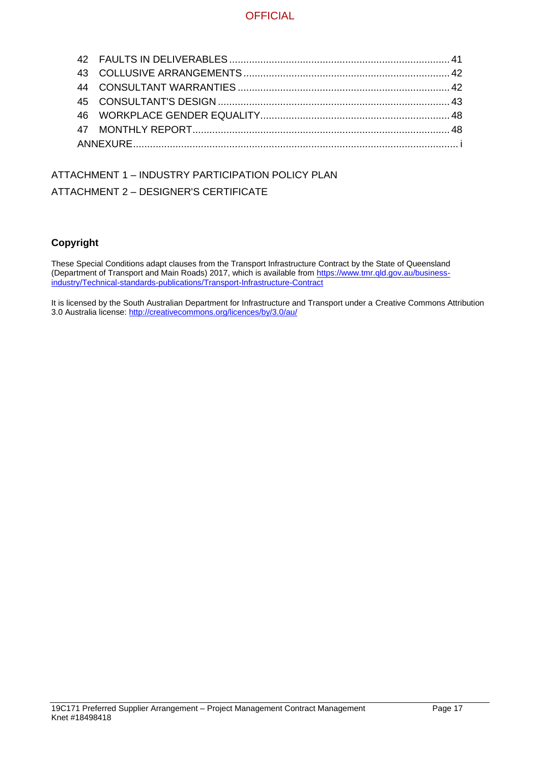42 FAULTS IN DELIVERABLES ..... 41

43 COLLUSIVE ARRANGEMENTS ..... 42

44 CONSULTANT WARRANTIES ..... 42

45 CONSULTANT'S DESIGN ..... 43

46 WORKPLACE GENDER EQUALITY ..... 48

47 MONTHLY REPORT ..... 48

ANNEXURE ..... i

ATTACHMENT 1 – INDUSTRY PARTICIPATION POLICY PLAN

ATTACHMENT 2 – DESIGNER'S CERTIFICATE

**Copyright**

These Special Conditions adapt clauses from the Transport Infrastructure Contract by the State of Queensland (Department of Transport and Main Roads) 2017, which is available from [https://www.tmr.qld.gov.au/business-industry/Technical-standards-publications/Transport-Infrastructure-Contract](https://www.tmr.qld.gov.au/business-industry/Technical-standards-publications/Transport-Infrastructure-Contract)

It is licensed by the South Australian Department for Infrastructure and Transport under a Creative Commons Attribution 3.0 Australia license: [http://creativecommons.org/licences/by/3.0/au/](http://creativecommons.org/licences/by/3.0/au/)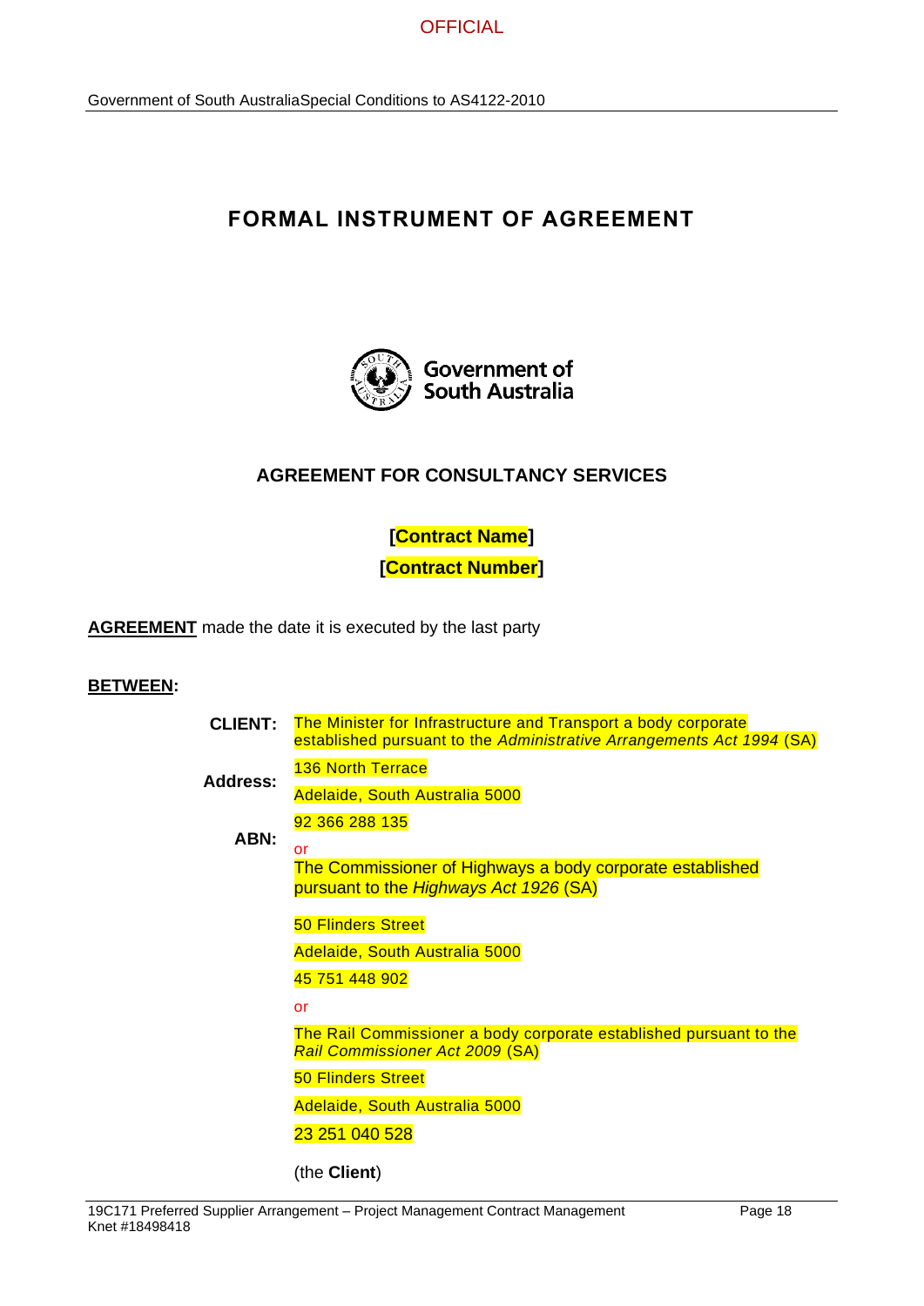# FORMAL INSTRUMENT OF AGREEMENT

## AGREEMENT FOR CONSULTANCY SERVICES

**[Contract Name]**

**[Contract Number]**

**AGREEMENT** made the date it is executed by the last party

**BETWEEN:**

**CLIENT:** The Minister for Infrastructure and Transport a body corporate established pursuant to the *Administrative Arrangements Act 1994* (SA)

**Address:** 136 North Terrace
Adelaide, South Australia 5000

**ABN:** 92 366 288 135

or

The Commissioner of Highways a body corporate established pursuant to the *Highways Act 1926* (SA)

50 Flinders Street

Adelaide, South Australia 5000

45 751 448 902

or

The Rail Commissioner a body corporate established pursuant to the *Rail Commissioner Act 2009* (SA)

50 Flinders Street

Adelaide, South Australia 5000

23 251 040 528

(the **Client**)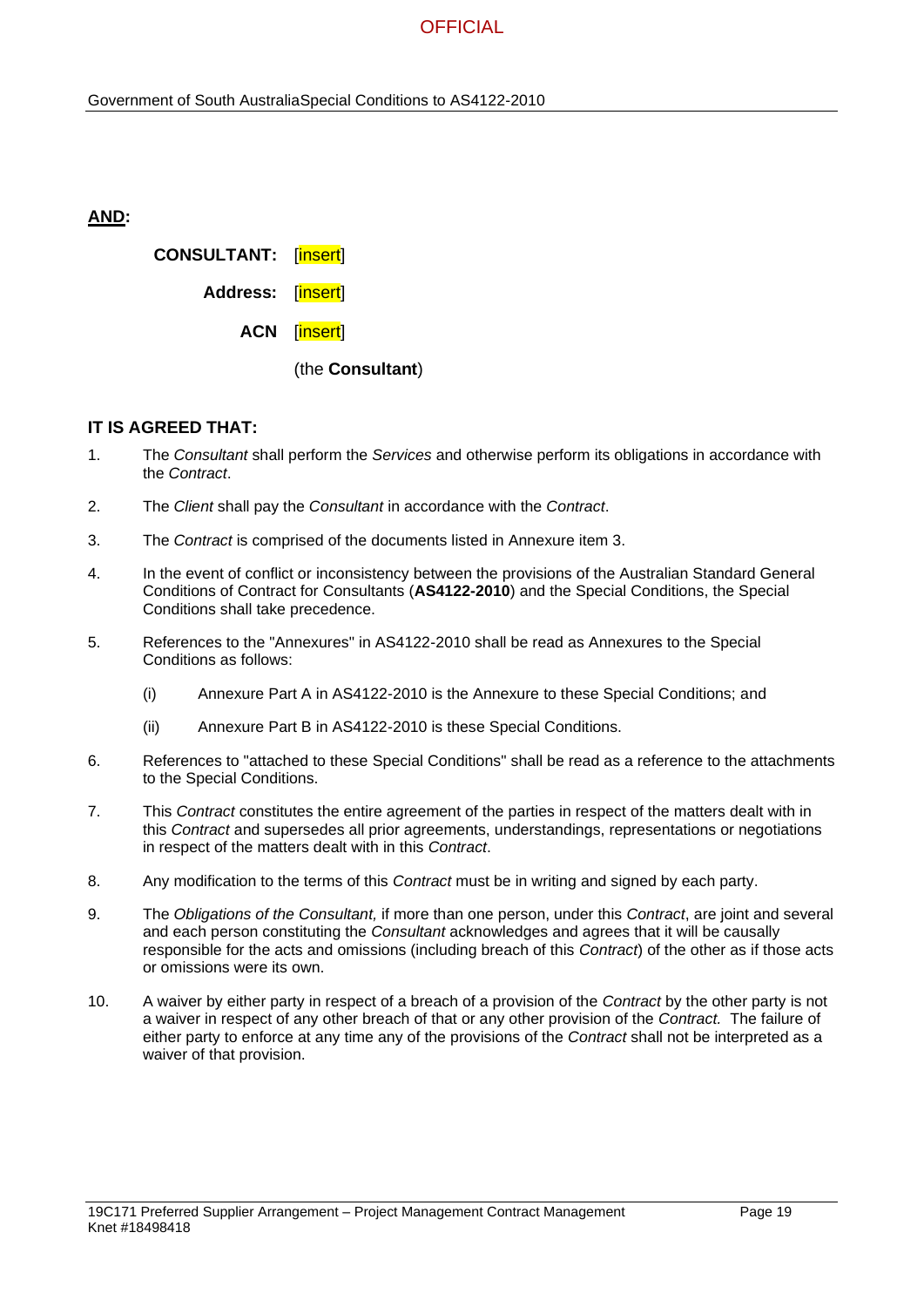**AND:**

**CONSULTANT:** [insert]

**Address:** [insert]

**ACN** [insert]

(the **Consultant**)

## IT IS AGREED THAT:

1. The *Consultant* shall perform the *Services* and otherwise perform its obligations in accordance with the *Contract*.

2. The *Client* shall pay the *Consultant* in accordance with the *Contract*.

3. The *Contract* is comprised of the documents listed in Annexure item 3.

4. In the event of conflict or inconsistency between the provisions of the Australian Standard General Conditions of Contract for Consultants (**AS4122-2010**) and the Special Conditions, the Special Conditions shall take precedence.

5. References to the "Annexures" in AS4122-2010 shall be read as Annexures to the Special Conditions as follows:

   (i) Annexure Part A in AS4122-2010 is the Annexure to these Special Conditions; and

   (ii) Annexure Part B in AS4122-2010 is these Special Conditions.

6. References to "attached to these Special Conditions" shall be read as a reference to the attachments to the Special Conditions.

7. This *Contract* constitutes the entire agreement of the parties in respect of the matters dealt with in this *Contract* and supersedes all prior agreements, understandings, representations or negotiations in respect of the matters dealt with in this *Contract*.

8. Any modification to the terms of this *Contract* must be in writing and signed by each party.

9. The *Obligations of the Consultant,* if more than one person, under this *Contract*, are joint and several and each person constituting the *Consultant* acknowledges and agrees that it will be causally responsible for the acts and omissions (including breach of this *Contract*) of the other as if those acts or omissions were its own.

10. A waiver by either party in respect of a breach of a provision of the *Contract* by the other party is not a waiver in respect of any other breach of that or any other provision of the *Contract.* The failure of either party to enforce at any time any of the provisions of the *Contract* shall not be interpreted as a waiver of that provision.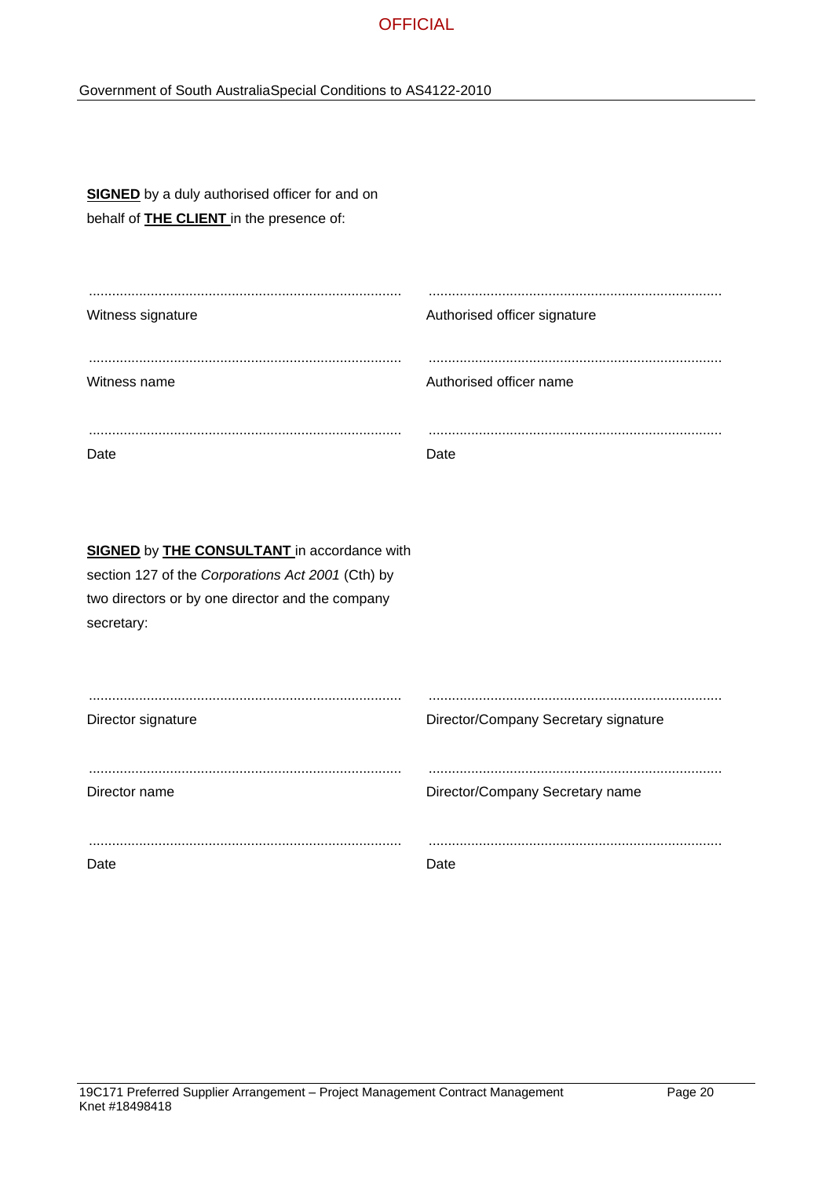**SIGNED** by a duly authorised officer for and on behalf of **THE CLIENT** in the presence of:

| | |
|---|---|
| ................................................................................ | ........................................................................... |
| Witness signature | Authorised officer signature |
| ................................................................................ | ........................................................................... |
| Witness name | Authorised officer name |
| ................................................................................ | ........................................................................... |
| Date | Date |

**SIGNED** by **THE CONSULTANT** in accordance with section 127 of the *Corporations Act 2001* (Cth) by two directors or by one director and the company secretary:

| | |
|---|---|
| ................................................................................ | ........................................................................... |
| Director signature | Director/Company Secretary signature |
| ................................................................................ | ........................................................................... |
| Director name | Director/Company Secretary name |
| ................................................................................ | ........................................................................... |
| Date | Date |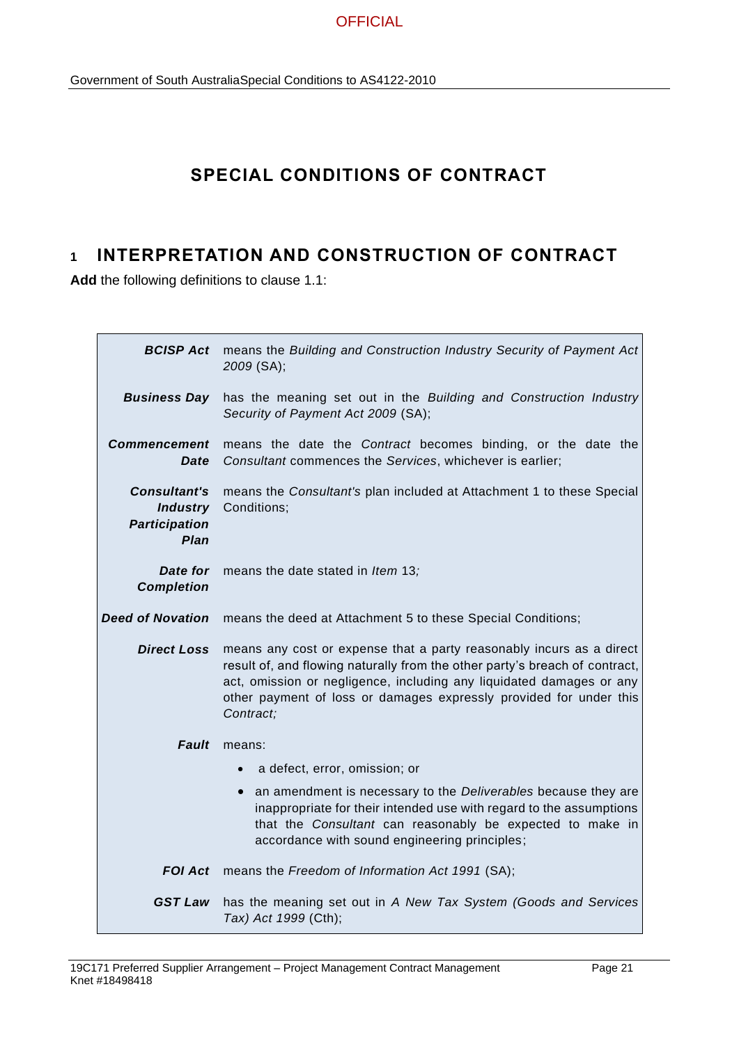# SPECIAL CONDITIONS OF CONTRACT

## 1 INTERPRETATION AND CONSTRUCTION OF CONTRACT

**Add** the following definitions to clause 1.1:

| | |
|---|---|
| ***BCISP Act*** | means the *Building and Construction Industry Security of Payment Act 2009* (SA); |
| ***Business Day*** | has the meaning set out in the *Building and Construction Industry Security of Payment Act 2009* (SA); |
| ***Commencement Date*** | means the date the *Contract* becomes binding, or the date the *Consultant* commences the *Services*, whichever is earlier; |
| ***Consultant's Industry Participation Plan*** | means the *Consultant's* plan included at Attachment 1 to these Special Conditions; |
| ***Date for Completion*** | means the date stated in *Item* 13*;* |
| ***Deed of Novation*** | means the deed at Attachment 5 to these Special Conditions; |
| ***Direct Loss*** | means any cost or expense that a party reasonably incurs as a direct result of, and flowing naturally from the other party's breach of contract, act, omission or negligence, including any liquidated damages or any other payment of loss or damages expressly provided for under this *Contract;* |
| ***Fault*** | means:<br>• a defect, error, omission; or<br>• an amendment is necessary to the *Deliverables* because they are inappropriate for their intended use with regard to the assumptions that the *Consultant* can reasonably be expected to make in accordance with sound engineering principles; |
| ***FOI Act*** | means the *Freedom of Information Act 1991* (SA); |
| ***GST Law*** | has the meaning set out in *A New Tax System (Goods and Services Tax) Act 1999* (Cth); |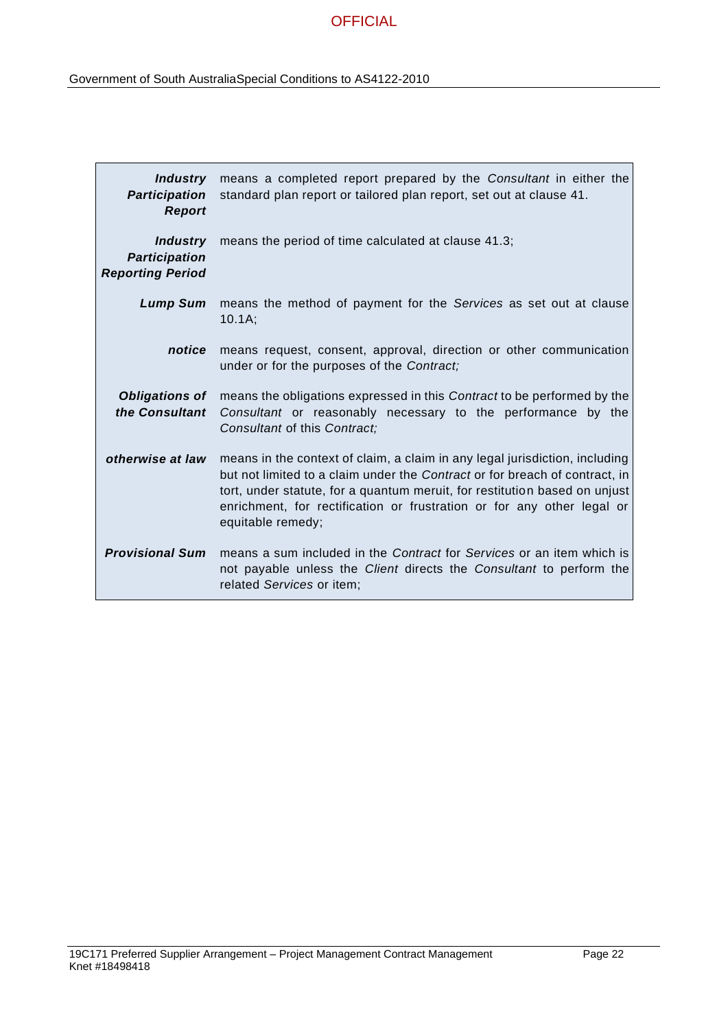| | |
|---|---|
| ***Industry Participation Report*** | means a completed report prepared by the *Consultant* in either the standard plan report or tailored plan report, set out at clause 41. |
| ***Industry Participation Reporting Period*** | means the period of time calculated at clause 41.3; |
| ***Lump Sum*** | means the method of payment for the *Services* as set out at clause 10.1A; |
| ***notice*** | means request, consent, approval, direction or other communication under or for the purposes of the *Contract;* |
| ***Obligations of the Consultant*** | means the obligations expressed in this *Contract* to be performed by the *Consultant* or reasonably necessary to the performance by the *Consultant* of this *Contract;* |
| ***otherwise at law*** | means in the context of claim, a claim in any legal jurisdiction, including but not limited to a claim under the *Contract* or for breach of contract, in tort, under statute, for a quantum meruit, for restitution based on unjust enrichment, for rectification or frustration or for any other legal or equitable remedy; |
| ***Provisional Sum*** | means a sum included in the *Contract* for *Services* or an item which is not payable unless the *Client* directs the *Consultant* to perform the related *Services* or item; |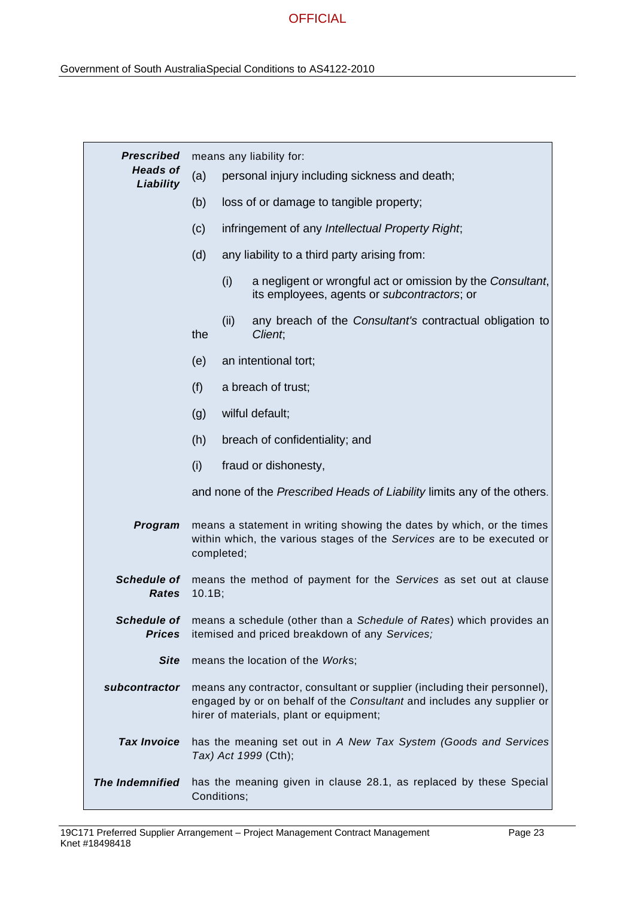| | |
|---|---|
| ***Prescribed Heads of Liability*** | means any liability for:<br>(a) personal injury including sickness and death;<br>(b) loss of or damage to tangible property;<br>(c) infringement of any *Intellectual Property Right*;<br>(d) any liability to a third party arising from:<br>(i) a negligent or wrongful act or omission by the *Consultant*, its employees, agents or *subcontractors*; or<br>(ii) any breach of the *Consultant's* contractual obligation to the *Client*;<br>(e) an intentional tort;<br>(f) a breach of trust;<br>(g) wilful default;<br>(h) breach of confidentiality; and<br>(i) fraud or dishonesty,<br>and none of the *Prescribed Heads of Liability* limits any of the others. |
| ***Program*** | means a statement in writing showing the dates by which, or the times within which, the various stages of the *Services* are to be executed or completed; |
| ***Schedule of Rates*** | means the method of payment for the *Services* as set out at clause 10.1B; |
| ***Schedule of Prices*** | means a schedule (other than a *Schedule of Rates*) which provides an itemised and priced breakdown of any *Services;* |
| ***Site*** | means the location of the *Works*; |
| ***subcontractor*** | means any contractor, consultant or supplier (including their personnel), engaged by or on behalf of the *Consultant* and includes any supplier or hirer of materials, plant or equipment; |
| ***Tax Invoice*** | has the meaning set out in *A New Tax System (Goods and Services Tax) Act 1999* (Cth); |
| ***The Indemnified*** | has the meaning given in clause 28.1, as replaced by these Special Conditions; |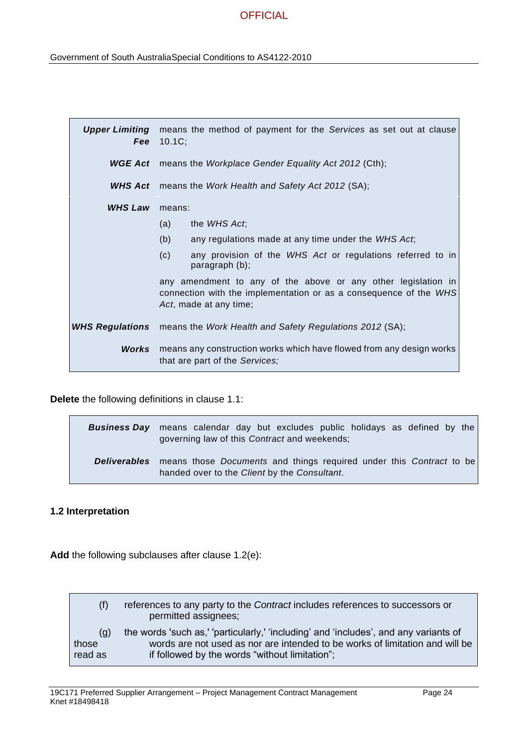| | |
|---|---|
| ***Upper Limiting Fee*** | means the method of payment for the *Services* as set out at clause 10.1C; |
| ***WGE Act*** | means the *Workplace Gender Equality Act 2012* (Cth); |
| ***WHS Act*** | means the *Work Health and Safety Act 2012* (SA); |
| ***WHS Law*** | means:<br>(a) the *WHS Act*;<br>(b) any regulations made at any time under the *WHS Act*;<br>(c) any provision of the *WHS Act* or regulations referred to in paragraph (b);<br>any amendment to any of the above or any other legislation in connection with the implementation or as a consequence of the *WHS Act*, made at any time; |
| ***WHS Regulations*** | means the *Work Health and Safety Regulations 2012* (SA); |
| ***Works*** | means any construction works which have flowed from any design works that are part of the *Services;* |

**Delete** the following definitions in clause 1.1:

| | |
|---|---|
| ***Business Day*** | means calendar day but excludes public holidays as defined by the governing law of this *Contract* and weekends; |
| ***Deliverables*** | means those *Documents* and things required under this *Contract* to be handed over to the *Client* by the *Consultant*. |

**1.2 Interpretation**

**Add** the following subclauses after clause 1.2(e):

(f) references to any party to the *Contract* includes references to successors or permitted assignees;

(g) the words 'such as,' 'particularly,' 'including' and 'includes', and any variants of those words are not used as nor are intended to be works of limitation and will be read as if followed by the words "without limitation";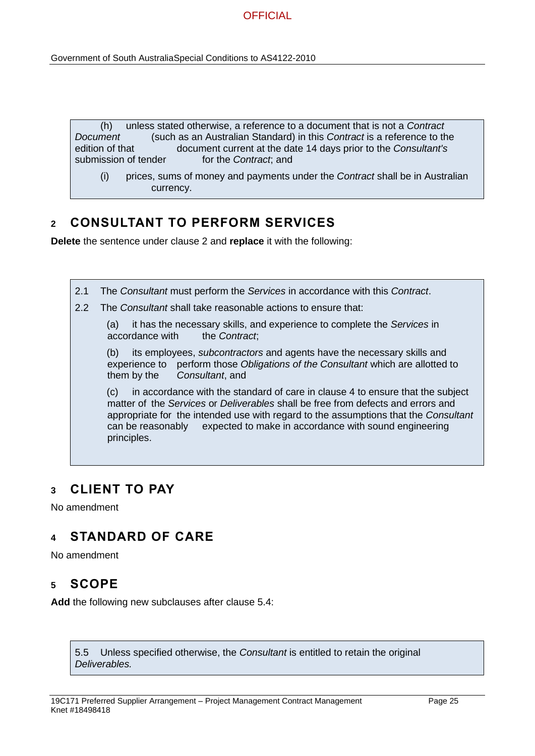(h) unless stated otherwise, a reference to a document that is not a *Contract Document* (such as an Australian Standard) in this *Contract* is a reference to the edition of that document current at the date 14 days prior to the *Consultant's* submission of tender for the *Contract*; and

(i) prices, sums of money and payments under the *Contract* shall be in Australian currency.

## 2 CONSULTANT TO PERFORM SERVICES

**Delete** the sentence under clause 2 and **replace** it with the following:

2.1 The *Consultant* must perform the *Services* in accordance with this *Contract*.

2.2 The *Consultant* shall take reasonable actions to ensure that:

(a) it has the necessary skills, and experience to complete the *Services* in accordance with the *Contract*;

(b) its employees, *subcontractors* and agents have the necessary skills and experience to perform those *Obligations of the Consultant* which are allotted to them by the *Consultant*, and

(c) in accordance with the standard of care in clause 4 to ensure that the subject matter of the *Services* or *Deliverables* shall be free from defects and errors and appropriate for the intended use with regard to the assumptions that the *Consultant* can be reasonably expected to make in accordance with sound engineering principles.

## 3 CLIENT TO PAY

No amendment

## 4 STANDARD OF CARE

No amendment

## 5 SCOPE

**Add** the following new subclauses after clause 5.4:

5.5 Unless specified otherwise, the *Consultant* is entitled to retain the original *Deliverables.*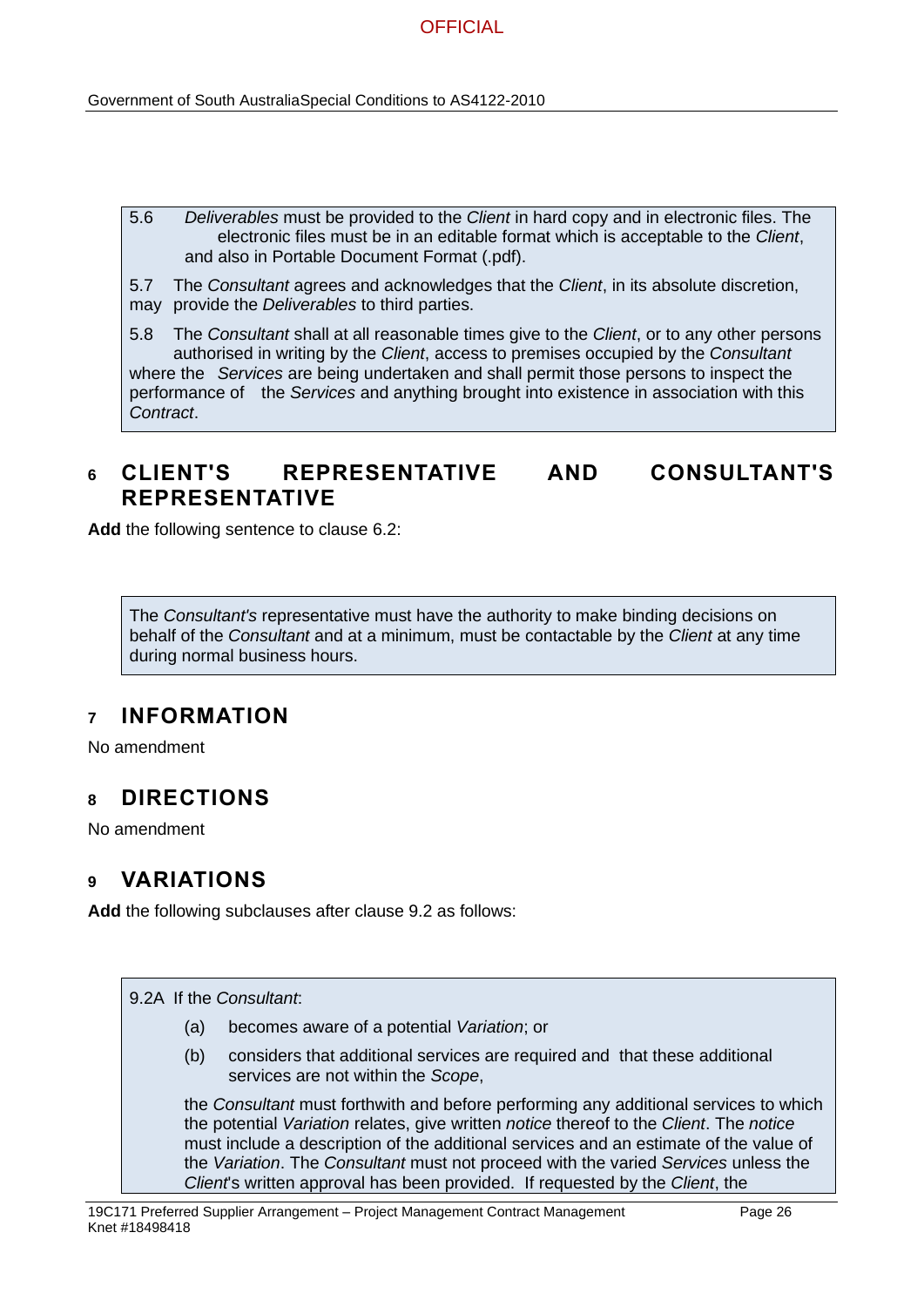5.6 *Deliverables* must be provided to the *Client* in hard copy and in electronic files. The electronic files must be in an editable format which is acceptable to the *Client*, and also in Portable Document Format (.pdf).

5.7 The *Consultant* agrees and acknowledges that the *Client*, in its absolute discretion, may provide the *Deliverables* to third parties.

5.8 The *Consultant* shall at all reasonable times give to the *Client*, or to any other persons authorised in writing by the *Client*, access to premises occupied by the *Consultant* where the *Services* are being undertaken and shall permit those persons to inspect the performance of the *Services* and anything brought into existence in association with this *Contract*.

## 6 CLIENT'S REPRESENTATIVE AND CONSULTANT'S REPRESENTATIVE

**Add** the following sentence to clause 6.2:

The *Consultant's* representative must have the authority to make binding decisions on behalf of the *Consultant* and at a minimum, must be contactable by the *Client* at any time during normal business hours.

## 7 INFORMATION

No amendment

## 8 DIRECTIONS

No amendment

## 9 VARIATIONS

**Add** the following subclauses after clause 9.2 as follows:

9.2A If the *Consultant*:

(a) becomes aware of a potential *Variation*; or

(b) considers that additional services are required and that these additional services are not within the *Scope*,

the *Consultant* must forthwith and before performing any additional services to which the potential *Variation* relates, give written *notice* thereof to the *Client*. The *notice* must include a description of the additional services and an estimate of the value of the *Variation*. The *Consultant* must not proceed with the varied *Services* unless the *Client*'s written approval has been provided. If requested by the *Client*, the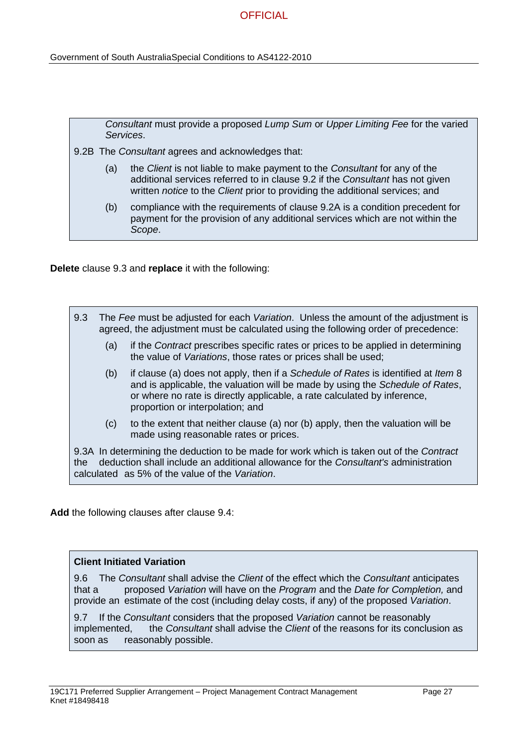*Consultant* must provide a proposed *Lump Sum* or *Upper Limiting Fee* for the varied *Services*.

9.2B The *Consultant* agrees and acknowledges that:

(a) the *Client* is not liable to make payment to the *Consultant* for any of the additional services referred to in clause 9.2 if the *Consultant* has not given written *notice* to the *Client* prior to providing the additional services; and

(b) compliance with the requirements of clause 9.2A is a condition precedent for payment for the provision of any additional services which are not within the *Scope*.

**Delete** clause 9.3 and **replace** it with the following:

9.3 The *Fee* must be adjusted for each *Variation*. Unless the amount of the adjustment is agreed, the adjustment must be calculated using the following order of precedence:

(a) if the *Contract* prescribes specific rates or prices to be applied in determining the value of *Variations*, those rates or prices shall be used;

(b) if clause (a) does not apply, then if a *Schedule of Rates* is identified at *Item* 8 and is applicable, the valuation will be made by using the *Schedule of Rates*, or where no rate is directly applicable, a rate calculated by inference, proportion or interpolation; and

(c) to the extent that neither clause (a) nor (b) apply, then the valuation will be made using reasonable rates or prices.

9.3A In determining the deduction to be made for work which is taken out of the *Contract* the deduction shall include an additional allowance for the *Consultant's* administration calculated as 5% of the value of the *Variation*.

**Add** the following clauses after clause 9.4:

**Client Initiated Variation**

9.6 The *Consultant* shall advise the *Client* of the effect which the *Consultant* anticipates that a proposed *Variation* will have on the *Program* and the *Date for Completion,* and provide an estimate of the cost (including delay costs, if any) of the proposed *Variation*.

9.7 If the *Consultant* considers that the proposed *Variation* cannot be reasonably implemented, the *Consultant* shall advise the *Client* of the reasons for its conclusion as soon as reasonably possible.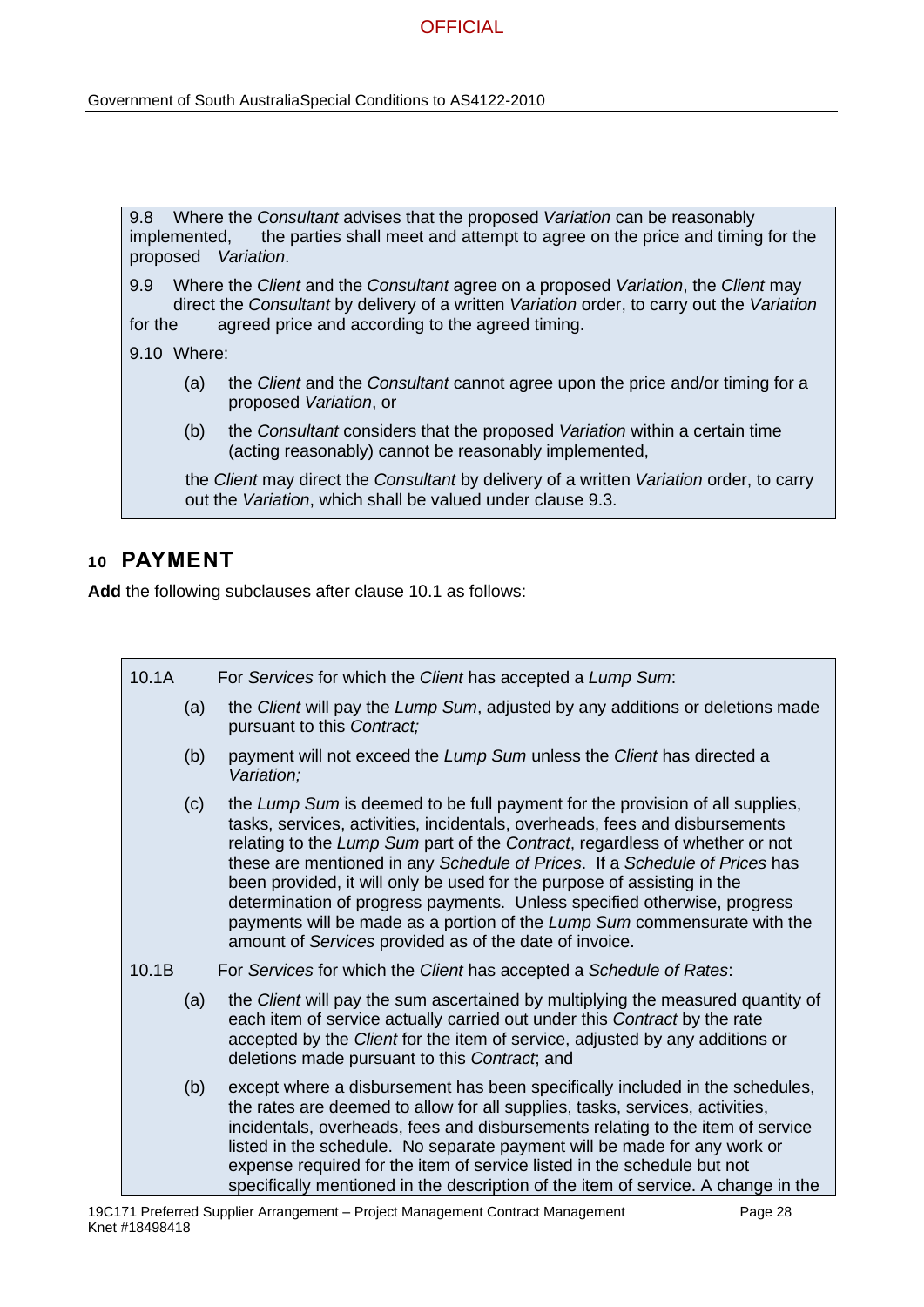9.8 Where the *Consultant* advises that the proposed *Variation* can be reasonably implemented, the parties shall meet and attempt to agree on the price and timing for the proposed *Variation*.

9.9 Where the *Client* and the *Consultant* agree on a proposed *Variation*, the *Client* may direct the *Consultant* by delivery of a written *Variation* order, to carry out the *Variation* for the agreed price and according to the agreed timing.

9.10 Where:

(a) the *Client* and the *Consultant* cannot agree upon the price and/or timing for a proposed *Variation*, or

(b) the *Consultant* considers that the proposed *Variation* within a certain time (acting reasonably) cannot be reasonably implemented,

the *Client* may direct the *Consultant* by delivery of a written *Variation* order, to carry out the *Variation*, which shall be valued under clause 9.3.

## 10 PAYMENT

**Add** the following subclauses after clause 10.1 as follows:

10.1A For *Services* for which the *Client* has accepted a *Lump Sum*:

(a) the *Client* will pay the *Lump Sum*, adjusted by any additions or deletions made pursuant to this *Contract;*

(b) payment will not exceed the *Lump Sum* unless the *Client* has directed a *Variation;*

(c) the *Lump Sum* is deemed to be full payment for the provision of all supplies, tasks, services, activities, incidentals, overheads, fees and disbursements relating to the *Lump Sum* part of the *Contract*, regardless of whether or not these are mentioned in any *Schedule of Prices*. If a *Schedule of Prices* has been provided, it will only be used for the purpose of assisting in the determination of progress payments. Unless specified otherwise, progress payments will be made as a portion of the *Lump Sum* commensurate with the amount of *Services* provided as of the date of invoice.

10.1B For *Services* for which the *Client* has accepted a *Schedule of Rates*:

(a) the *Client* will pay the sum ascertained by multiplying the measured quantity of each item of service actually carried out under this *Contract* by the rate accepted by the *Client* for the item of service, adjusted by any additions or deletions made pursuant to this *Contract*; and

(b) except where a disbursement has been specifically included in the schedules, the rates are deemed to allow for all supplies, tasks, services, activities, incidentals, overheads, fees and disbursements relating to the item of service listed in the schedule. No separate payment will be made for any work or expense required for the item of service listed in the schedule but not specifically mentioned in the description of the item of service. A change in the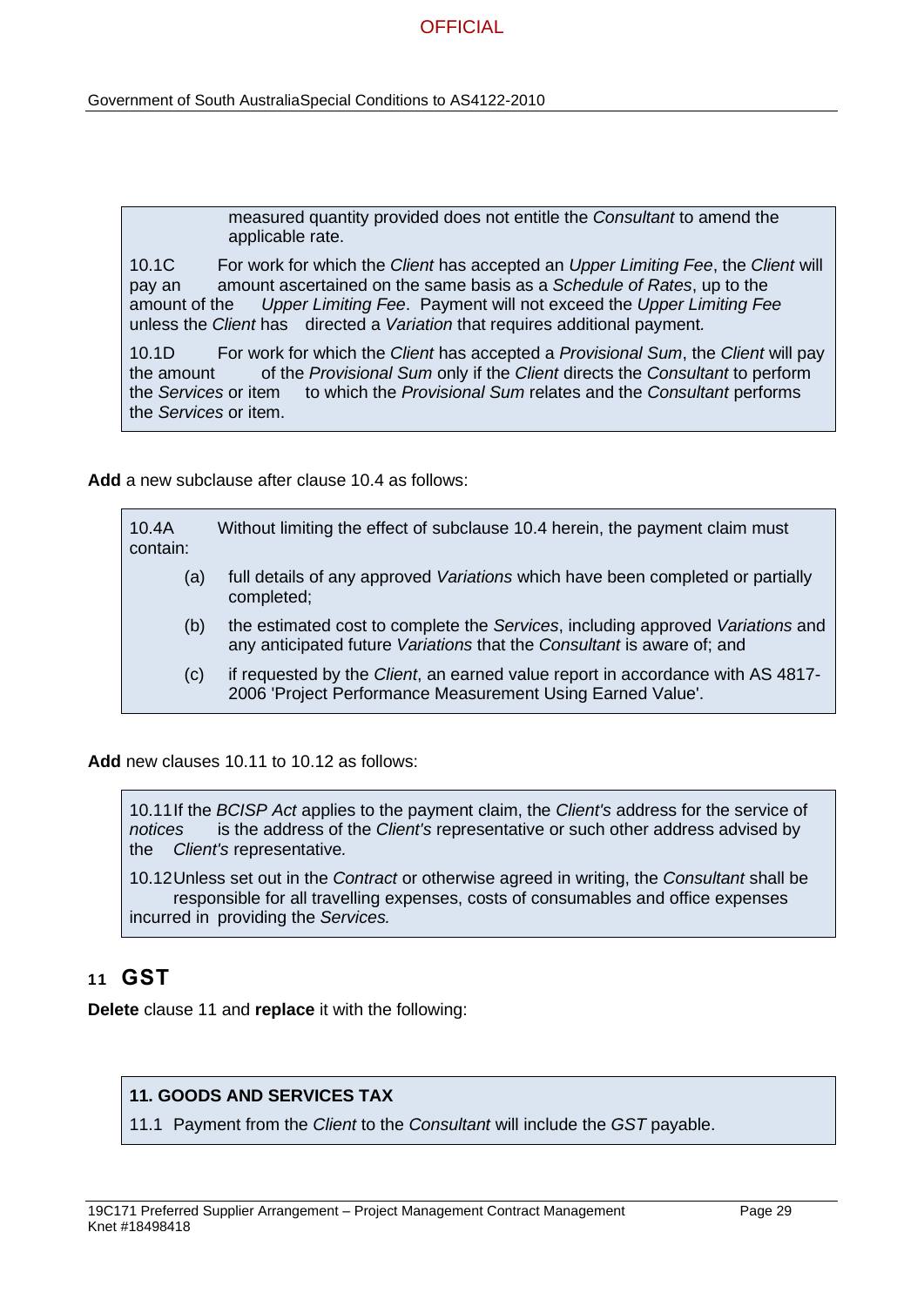measured quantity provided does not entitle the *Consultant* to amend the applicable rate.

10.1C For work for which the *Client* has accepted an *Upper Limiting Fee*, the *Client* will pay an amount ascertained on the same basis as a *Schedule of Rates*, up to the amount of the *Upper Limiting Fee*. Payment will not exceed the *Upper Limiting Fee* unless the *Client* has directed a *Variation* that requires additional payment.

10.1D For work for which the *Client* has accepted a *Provisional Sum*, the *Client* will pay the amount of the *Provisional Sum* only if the *Client* directs the *Consultant* to perform the *Services* or item to which the *Provisional Sum* relates and the *Consultant* performs the *Services* or item.

**Add** a new subclause after clause 10.4 as follows:

10.4A Without limiting the effect of subclause 10.4 herein, the payment claim must contain:

(a) full details of any approved *Variations* which have been completed or partially completed;

(b) the estimated cost to complete the *Services*, including approved *Variations* and any anticipated future *Variations* that the *Consultant* is aware of; and

(c) if requested by the *Client*, an earned value report in accordance with AS 4817-2006 'Project Performance Measurement Using Earned Value'.

**Add** new clauses 10.11 to 10.12 as follows:

10.11 If the *BCISP Act* applies to the payment claim, the *Client's* address for the service of *notices* is the address of the *Client's* representative or such other address advised by the *Client's* representative.

10.12 Unless set out in the *Contract* or otherwise agreed in writing, the *Consultant* shall be responsible for all travelling expenses, costs of consumables and office expenses incurred in providing the *Services*.

## 11 GST

**Delete** clause 11 and **replace** it with the following:

**11. GOODS AND SERVICES TAX**

11.1 Payment from the *Client* to the *Consultant* will include the *GST* payable.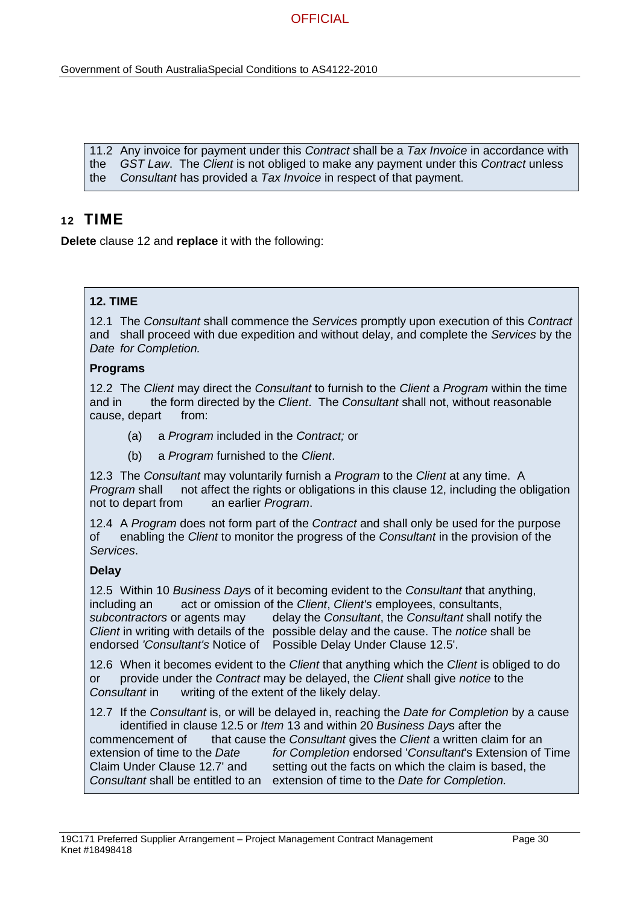11.2 Any invoice for payment under this *Contract* shall be a *Tax Invoice* in accordance with the *GST Law*. The *Client* is not obliged to make any payment under this *Contract* unless the *Consultant* has provided a *Tax Invoice* in respect of that payment.

## 12 TIME

**Delete** clause 12 and **replace** it with the following:

**12. TIME**

12.1 The *Consultant* shall commence the *Services* promptly upon execution of this *Contract* and shall proceed with due expedition and without delay, and complete the *Services* by the *Date for Completion.*

**Programs**

12.2 The *Client* may direct the *Consultant* to furnish to the *Client* a *Program* within the time and in the form directed by the *Client*. The *Consultant* shall not, without reasonable cause, depart from:

(a) a *Program* included in the *Contract;* or

(b) a *Program* furnished to the *Client*.

12.3 The *Consultant* may voluntarily furnish a *Program* to the *Client* at any time. A *Program* shall not affect the rights or obligations in this clause 12, including the obligation not to depart from an earlier *Program*.

12.4 A *Program* does not form part of the *Contract* and shall only be used for the purpose of enabling the *Client* to monitor the progress of the *Consultant* in the provision of the *Services*.

**Delay**

12.5 Within 10 *Business Days* of it becoming evident to the *Consultant* that anything, including an act or omission of the *Client*, *Client's* employees, consultants, *subcontractors* or agents may delay the *Consultant*, the *Consultant* shall notify the *Client* in writing with details of the possible delay and the cause. The *notice* shall be endorsed *'Consultant's* Notice of Possible Delay Under Clause 12.5'.

12.6 When it becomes evident to the *Client* that anything which the *Client* is obliged to do or provide under the *Contract* may be delayed, the *Client* shall give *notice* to the *Consultant* in writing of the extent of the likely delay.

12.7 If the *Consultant* is, or will be delayed in, reaching the *Date for Completion* by a cause identified in clause 12.5 or *Item* 13 and within 20 *Business Days* after the commencement of that cause the *Consultant* gives the *Client* a written claim for an extension of time to the *Date for Completion* endorsed '*Consultant*'s Extension of Time Claim Under Clause 12.7' and setting out the facts on which the claim is based, the *Consultant* shall be entitled to an extension of time to the *Date for Completion.*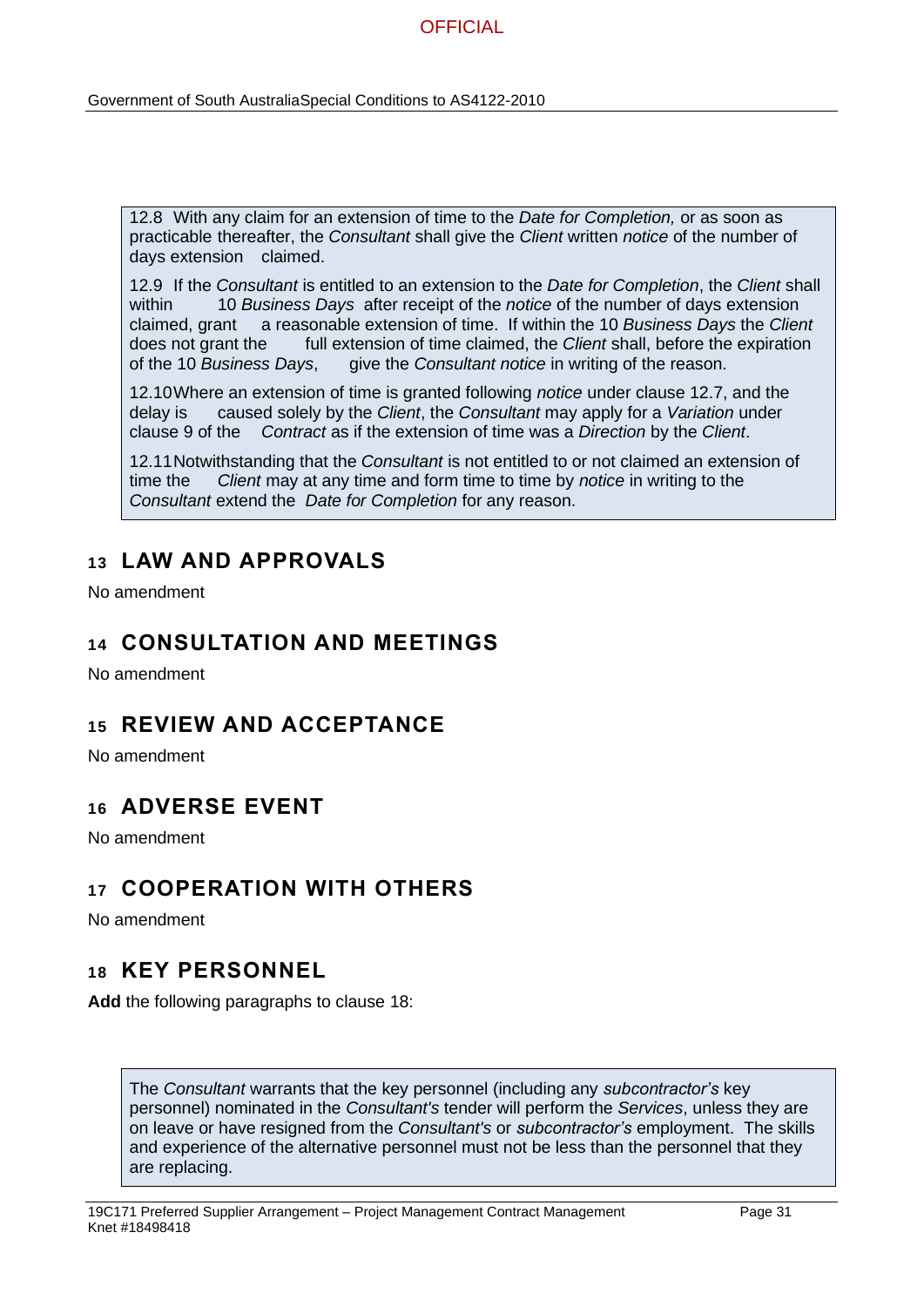12.8 With any claim for an extension of time to the *Date for Completion,* or as soon as practicable thereafter, the *Consultant* shall give the *Client* written *notice* of the number of days extension claimed.

12.9 If the *Consultant* is entitled to an extension to the *Date for Completion*, the *Client* shall within 10 *Business Days* after receipt of the *notice* of the number of days extension claimed, grant a reasonable extension of time. If within the 10 *Business Days* the *Client* does not grant the full extension of time claimed, the *Client* shall, before the expiration of the 10 *Business Days*, give the *Consultant notice* in writing of the reason.

12.10 Where an extension of time is granted following *notice* under clause 12.7, and the delay is caused solely by the *Client*, the *Consultant* may apply for a *Variation* under clause 9 of the *Contract* as if the extension of time was a *Direction* by the *Client*.

12.11 Notwithstanding that the *Consultant* is not entitled to or not claimed an extension of time the *Client* may at any time and form time to time by *notice* in writing to the *Consultant* extend the *Date for Completion* for any reason.

## 13 LAW AND APPROVALS

No amendment

## 14 CONSULTATION AND MEETINGS

No amendment

## 15 REVIEW AND ACCEPTANCE

No amendment

## 16 ADVERSE EVENT

No amendment

## 17 COOPERATION WITH OTHERS

No amendment

## 18 KEY PERSONNEL

**Add** the following paragraphs to clause 18:

The *Consultant* warrants that the key personnel (including any *subcontractor's* key personnel) nominated in the *Consultant's* tender will perform the *Services*, unless they are on leave or have resigned from the *Consultant's* or *subcontractor's* employment. The skills and experience of the alternative personnel must not be less than the personnel that they are replacing.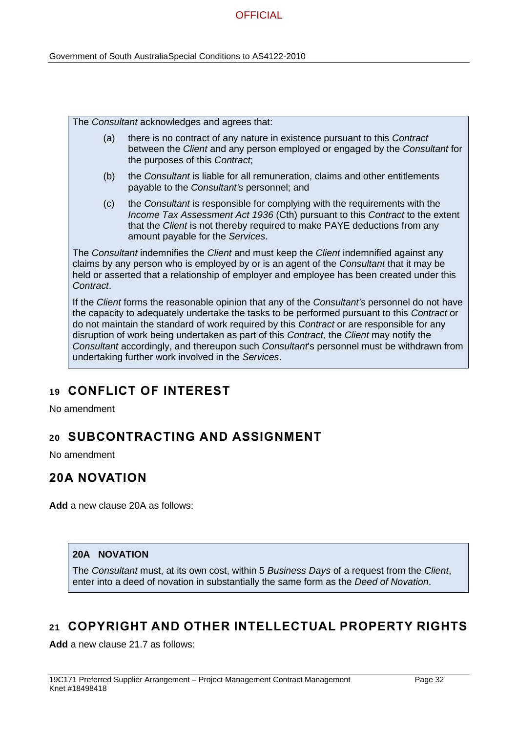The *Consultant* acknowledges and agrees that:

(a) there is no contract of any nature in existence pursuant to this *Contract* between the *Client* and any person employed or engaged by the *Consultant* for the purposes of this *Contract*;

(b) the *Consultant* is liable for all remuneration, claims and other entitlements payable to the *Consultant's* personnel; and

(c) the *Consultant* is responsible for complying with the requirements with the *Income Tax Assessment Act 1936* (Cth) pursuant to this *Contract* to the extent that the *Client* is not thereby required to make PAYE deductions from any amount payable for the *Services*.

The *Consultant* indemnifies the *Client* and must keep the *Client* indemnified against any claims by any person who is employed by or is an agent of the *Consultant* that it may be held or asserted that a relationship of employer and employee has been created under this *Contract*.

If the *Client* forms the reasonable opinion that any of the *Consultant's* personnel do not have the capacity to adequately undertake the tasks to be performed pursuant to this *Contract* or do not maintain the standard of work required by this *Contract* or are responsible for any disruption of work being undertaken as part of this *Contract,* the *Client* may notify the *Consultant* accordingly, and thereupon such *Consultant*'s personnel must be withdrawn from undertaking further work involved in the *Services*.

## 19 CONFLICT OF INTEREST

No amendment

## 20 SUBCONTRACTING AND ASSIGNMENT

No amendment

## 20A NOVATION

**Add** a new clause 20A as follows:

**20A NOVATION**

The *Consultant* must, at its own cost, within 5 *Business Days* of a request from the *Client*, enter into a deed of novation in substantially the same form as the *Deed of Novation*.

## 21 COPYRIGHT AND OTHER INTELLECTUAL PROPERTY RIGHTS

**Add** a new clause 21.7 as follows: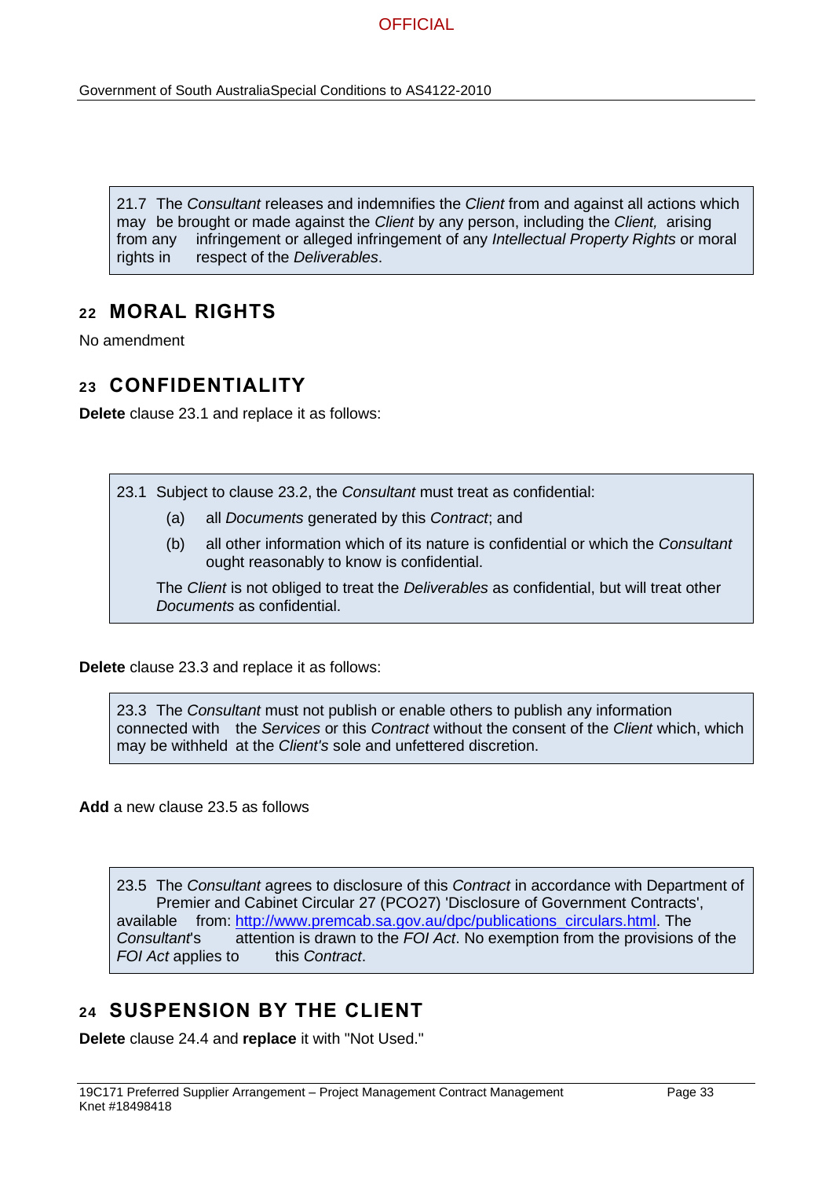21.7 The *Consultant* releases and indemnifies the *Client* from and against all actions which may be brought or made against the *Client* by any person, including the *Client,* arising from any infringement or alleged infringement of any *Intellectual Property Rights* or moral rights in respect of the *Deliverables*.

## 22 MORAL RIGHTS

No amendment

## 23 CONFIDENTIALITY

**Delete** clause 23.1 and replace it as follows:

23.1 Subject to clause 23.2, the *Consultant* must treat as confidential:

(a) all *Documents* generated by this *Contract*; and

(b) all other information which of its nature is confidential or which the *Consultant* ought reasonably to know is confidential.

The *Client* is not obliged to treat the *Deliverables* as confidential, but will treat other *Documents* as confidential.

**Delete** clause 23.3 and replace it as follows:

23.3 The *Consultant* must not publish or enable others to publish any information connected with the *Services* or this *Contract* without the consent of the *Client* which, which may be withheld at the *Client's* sole and unfettered discretion.

**Add** a new clause 23.5 as follows

23.5 The *Consultant* agrees to disclosure of this *Contract* in accordance with Department of Premier and Cabinet Circular 27 (PCO27) 'Disclosure of Government Contracts', available from: [http://www.premcab.sa.gov.au/dpc/publications_circulars.html](http://www.premcab.sa.gov.au/dpc/publications_circulars.html). The *Consultant*'s attention is drawn to the *FOI Act*. No exemption from the provisions of the *FOI Act* applies to this *Contract*.

## 24 SUSPENSION BY THE CLIENT

**Delete** clause 24.4 and **replace** it with "Not Used."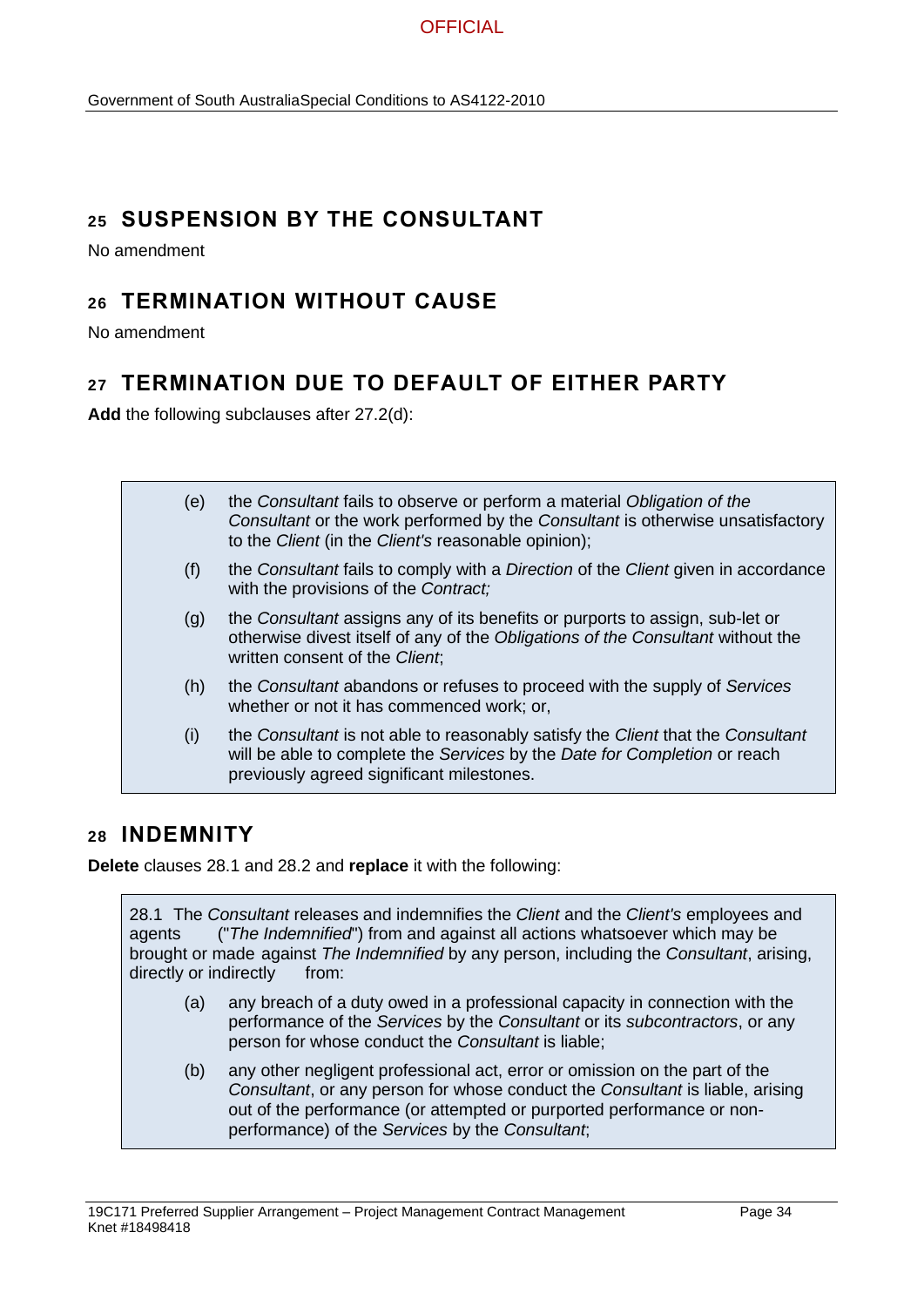## 25 SUSPENSION BY THE CONSULTANT

No amendment

## 26 TERMINATION WITHOUT CAUSE

No amendment

## 27 TERMINATION DUE TO DEFAULT OF EITHER PARTY

**Add** the following subclauses after 27.2(d):

> (e) the *Consultant* fails to observe or perform a material *Obligation of the Consultant* or the work performed by the *Consultant* is otherwise unsatisfactory to the *Client* (in the *Client's* reasonable opinion);
>
> (f) the *Consultant* fails to comply with a *Direction* of the *Client* given in accordance with the provisions of the *Contract;*
>
> (g) the *Consultant* assigns any of its benefits or purports to assign, sub-let or otherwise divest itself of any of the *Obligations of the Consultant* without the written consent of the *Client*;
>
> (h) the *Consultant* abandons or refuses to proceed with the supply of *Services* whether or not it has commenced work; or,
>
> (i) the *Consultant* is not able to reasonably satisfy the *Client* that the *Consultant* will be able to complete the *Services* by the *Date for Completion* or reach previously agreed significant milestones.

## 28 INDEMNITY

**Delete** clauses 28.1 and 28.2 and **replace** it with the following:

> 28.1 The *Consultant* releases and indemnifies the *Client* and the *Client's* employees and agents ("*The Indemnified*") from and against all actions whatsoever which may be brought or made against *The Indemnified* by any person, including the *Consultant*, arising, directly or indirectly from:
>
> (a) any breach of a duty owed in a professional capacity in connection with the performance of the *Services* by the *Consultant* or its *subcontractors*, or any person for whose conduct the *Consultant* is liable;
>
> (b) any other negligent professional act, error or omission on the part of the *Consultant*, or any person for whose conduct the *Consultant* is liable, arising out of the performance (or attempted or purported performance or non-performance) of the *Services* by the *Consultant*;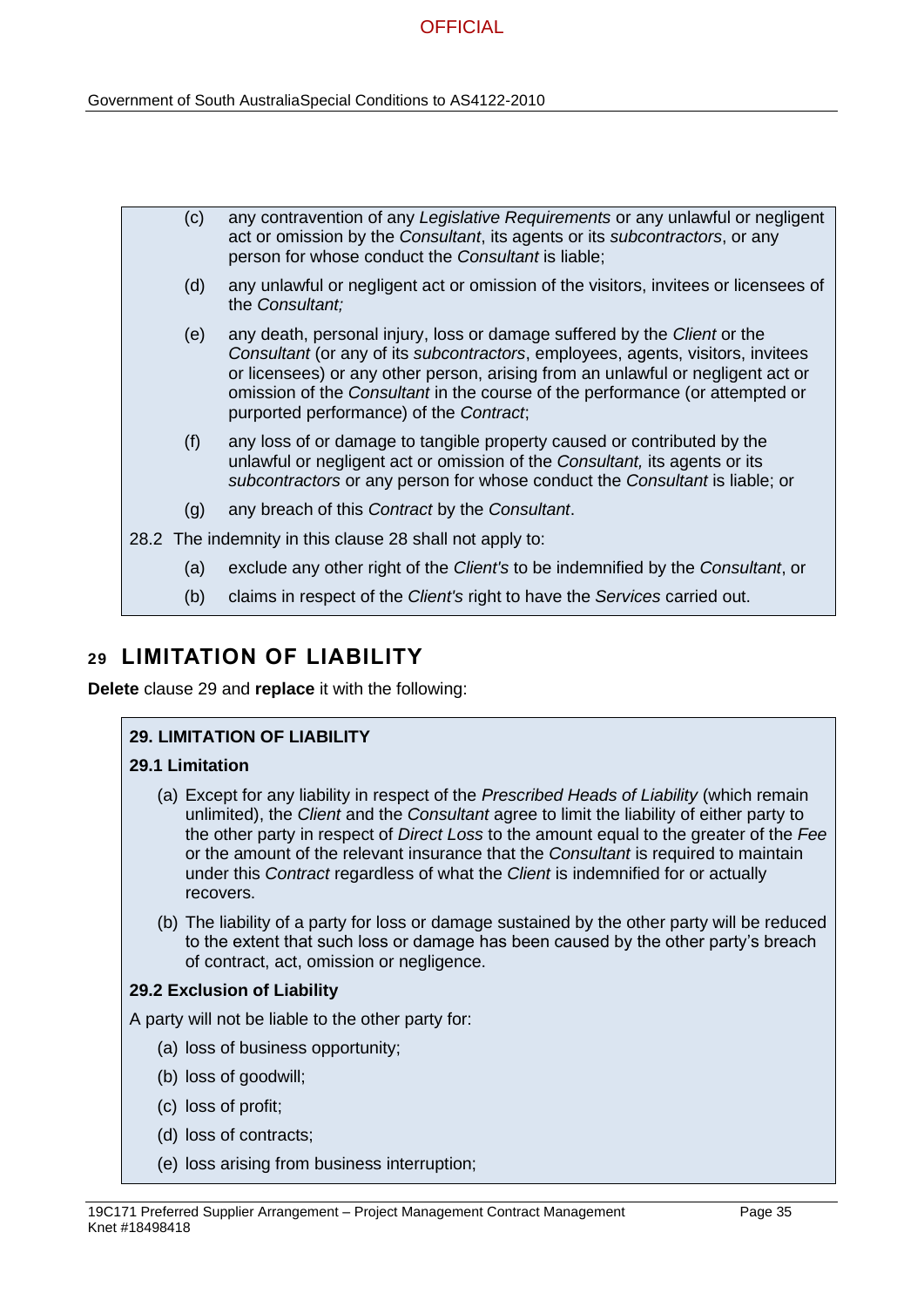(c) any contravention of any *Legislative Requirements* or any unlawful or negligent act or omission by the *Consultant*, its agents or its *subcontractors*, or any person for whose conduct the *Consultant* is liable;

(d) any unlawful or negligent act or omission of the visitors, invitees or licensees of the *Consultant;*

(e) any death, personal injury, loss or damage suffered by the *Client* or the *Consultant* (or any of its *subcontractors*, employees, agents, visitors, invitees or licensees) or any other person, arising from an unlawful or negligent act or omission of the *Consultant* in the course of the performance (or attempted or purported performance) of the *Contract*;

(f) any loss of or damage to tangible property caused or contributed by the unlawful or negligent act or omission of the *Consultant,* its agents or its *subcontractors* or any person for whose conduct the *Consultant* is liable; or

(g) any breach of this *Contract* by the *Consultant*.

28.2 The indemnity in this clause 28 shall not apply to:

(a) exclude any other right of the *Client's* to be indemnified by the *Consultant*, or

(b) claims in respect of the *Client's* right to have the *Services* carried out.

## 29 LIMITATION OF LIABILITY

**Delete** clause 29 and **replace** it with the following:

**29. LIMITATION OF LIABILITY**

**29.1 Limitation**

(a) Except for any liability in respect of the *Prescribed Heads of Liability* (which remain unlimited), the *Client* and the *Consultant* agree to limit the liability of either party to the other party in respect of *Direct Loss* to the amount equal to the greater of the *Fee* or the amount of the relevant insurance that the *Consultant* is required to maintain under this *Contract* regardless of what the *Client* is indemnified for or actually recovers.

(b) The liability of a party for loss or damage sustained by the other party will be reduced to the extent that such loss or damage has been caused by the other party's breach of contract, act, omission or negligence.

**29.2 Exclusion of Liability**

A party will not be liable to the other party for:

(a) loss of business opportunity;

(b) loss of goodwill;

(c) loss of profit;

(d) loss of contracts;

(e) loss arising from business interruption;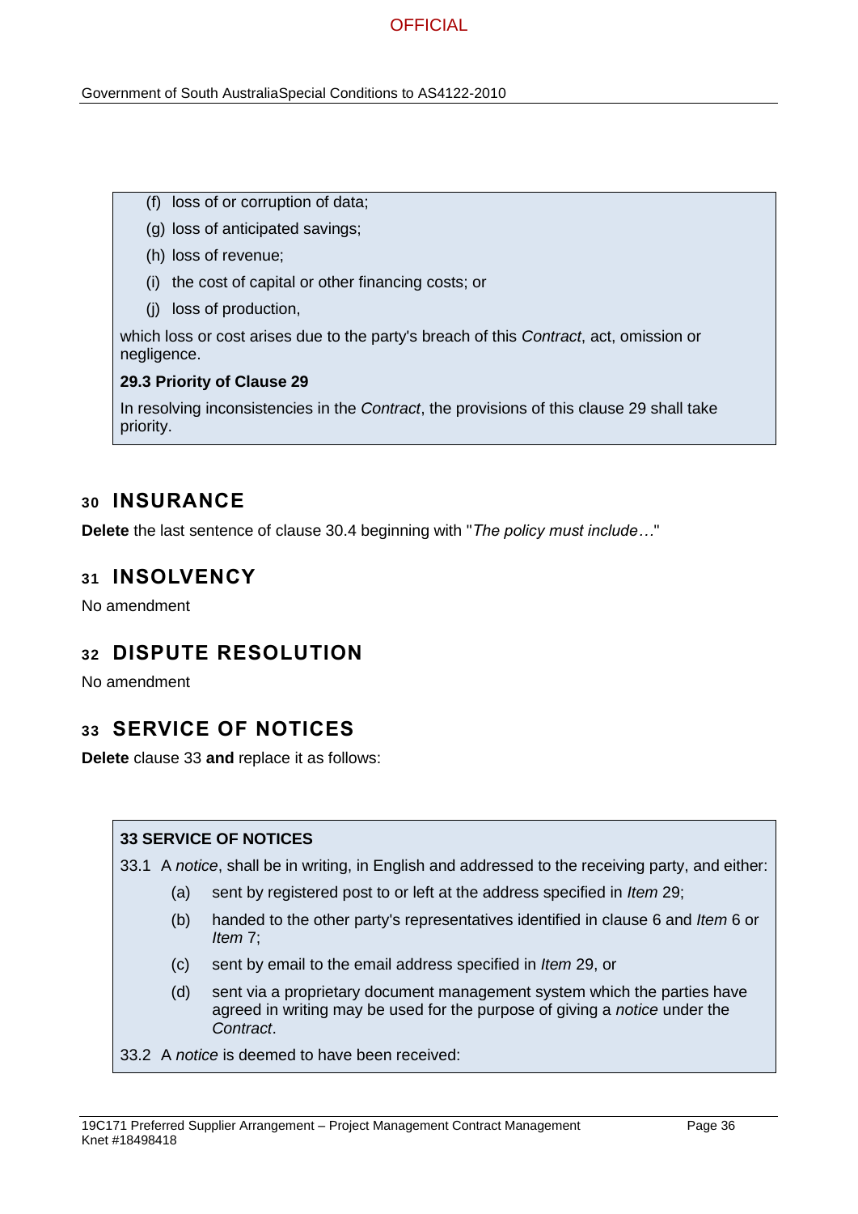(f) loss of or corruption of data;

(g) loss of anticipated savings;

(h) loss of revenue;

(i) the cost of capital or other financing costs; or

(j) loss of production,

which loss or cost arises due to the party's breach of this *Contract*, act, omission or negligence.

**29.3 Priority of Clause 29**

In resolving inconsistencies in the *Contract*, the provisions of this clause 29 shall take priority.

## 30 INSURANCE

**Delete** the last sentence of clause 30.4 beginning with "*The policy must include…*"

## 31 INSOLVENCY

No amendment

## 32 DISPUTE RESOLUTION

No amendment

## 33 SERVICE OF NOTICES

**Delete** clause 33 **and** replace it as follows:

**33 SERVICE OF NOTICES**

33.1 A *notice*, shall be in writing, in English and addressed to the receiving party, and either:

(a) sent by registered post to or left at the address specified in *Item* 29;

(b) handed to the other party's representatives identified in clause 6 and *Item* 6 or *Item* 7;

(c) sent by email to the email address specified in *Item* 29, or

(d) sent via a proprietary document management system which the parties have agreed in writing may be used for the purpose of giving a *notice* under the *Contract*.

33.2 A *notice* is deemed to have been received: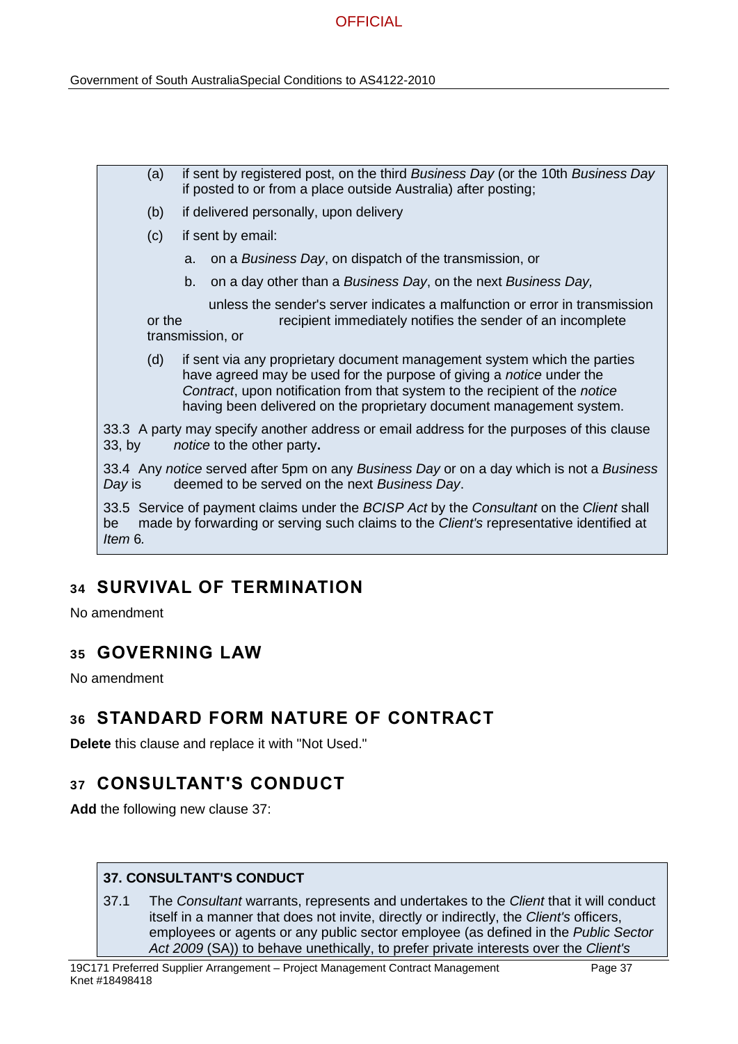(a) if sent by registered post, on the third *Business Day* (or the 10th *Business Day* if posted to or from a place outside Australia) after posting;

(b) if delivered personally, upon delivery

(c) if sent by email:

   a. on a *Business Day*, on dispatch of the transmission, or

   b. on a day other than a *Business Day*, on the next *Business Day,*

unless the sender's server indicates a malfunction or error in transmission or the recipient immediately notifies the sender of an incomplete transmission, or

(d) if sent via any proprietary document management system which the parties have agreed may be used for the purpose of giving a *notice* under the *Contract*, upon notification from that system to the recipient of the *notice* having been delivered on the proprietary document management system.

33.3 A party may specify another address or email address for the purposes of this clause 33, by *notice* to the other party**.**

33.4 Any *notice* served after 5pm on any *Business Day* or on a day which is not a *Business Day* is deemed to be served on the next *Business Day*.

33.5 Service of payment claims under the *BCISP Act* by the *Consultant* on the *Client* shall be made by forwarding or serving such claims to the *Client's* representative identified at *Item* 6*.*

## 34 SURVIVAL OF TERMINATION

No amendment

## 35 GOVERNING LAW

No amendment

## 36 STANDARD FORM NATURE OF CONTRACT

**Delete** this clause and replace it with "Not Used."

## 37 CONSULTANT'S CONDUCT

**Add** the following new clause 37:

**37. CONSULTANT'S CONDUCT**

37.1 The *Consultant* warrants, represents and undertakes to the *Client* that it will conduct itself in a manner that does not invite, directly or indirectly, the *Client's* officers, employees or agents or any public sector employee (as defined in the *Public Sector Act 2009* (SA)) to behave unethically, to prefer private interests over the *Client's*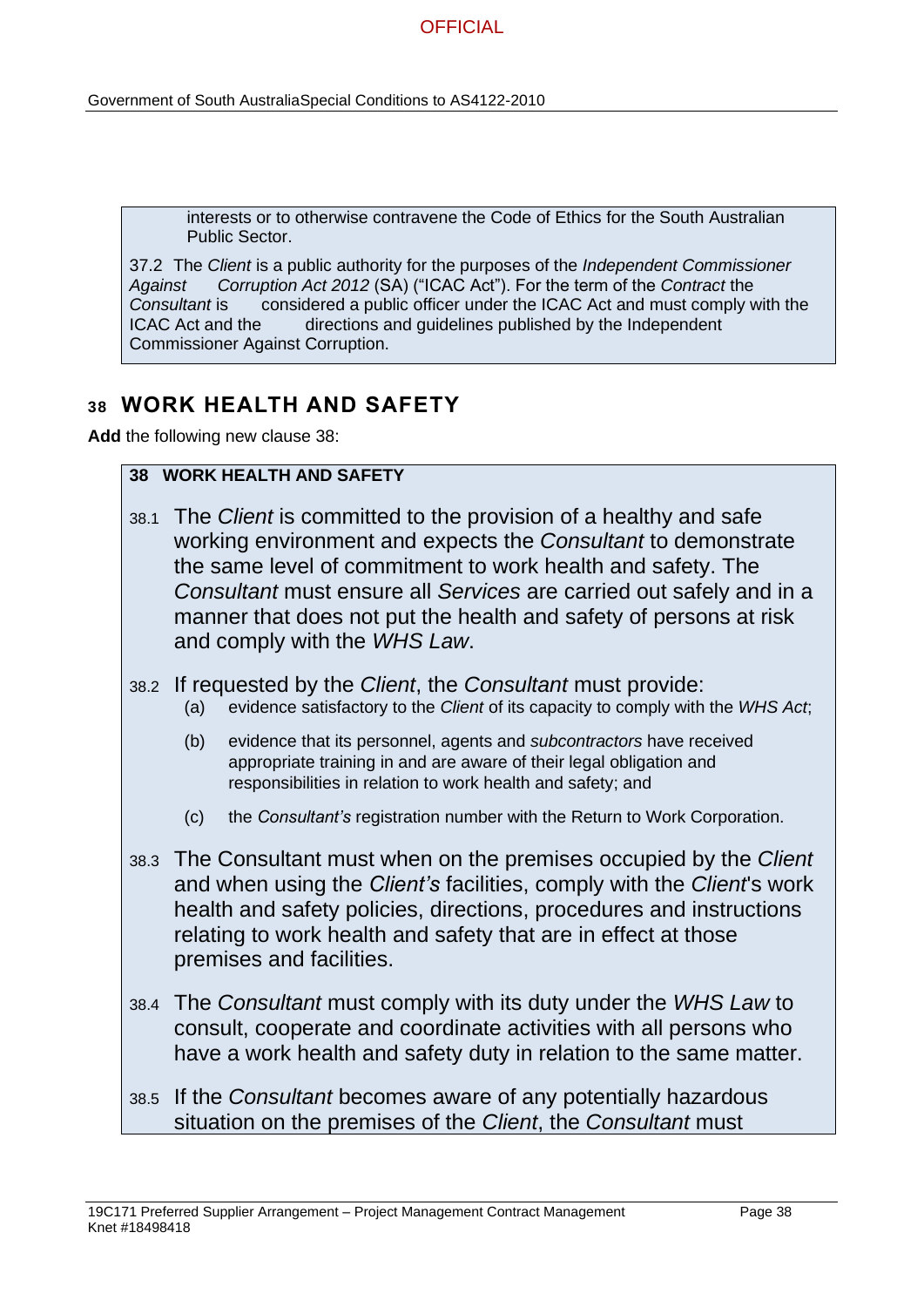interests or to otherwise contravene the Code of Ethics for the South Australian Public Sector.

37.2 The *Client* is a public authority for the purposes of the *Independent Commissioner Against Corruption Act 2012* (SA) ("ICAC Act"). For the term of the *Contract* the *Consultant* is considered a public officer under the ICAC Act and must comply with the ICAC Act and the directions and guidelines published by the Independent Commissioner Against Corruption.

## 38 WORK HEALTH AND SAFETY

**Add** the following new clause 38:

**38 WORK HEALTH AND SAFETY**

38.1 The *Client* is committed to the provision of a healthy and safe working environment and expects the *Consultant* to demonstrate the same level of commitment to work health and safety. The *Consultant* must ensure all *Services* are carried out safely and in a manner that does not put the health and safety of persons at risk and comply with the *WHS Law*.

38.2 If requested by the *Client*, the *Consultant* must provide:

(a) evidence satisfactory to the *Client* of its capacity to comply with the *WHS Act*;

(b) evidence that its personnel, agents and *subcontractors* have received appropriate training in and are aware of their legal obligation and responsibilities in relation to work health and safety; and

(c) the *Consultant's* registration number with the Return to Work Corporation.

38.3 The Consultant must when on the premises occupied by the *Client* and when using the *Client's* facilities, comply with the *Client*'s work health and safety policies, directions, procedures and instructions relating to work health and safety that are in effect at those premises and facilities.

38.4 The *Consultant* must comply with its duty under the *WHS Law* to consult, cooperate and coordinate activities with all persons who have a work health and safety duty in relation to the same matter.

38.5 If the *Consultant* becomes aware of any potentially hazardous situation on the premises of the *Client*, the *Consultant* must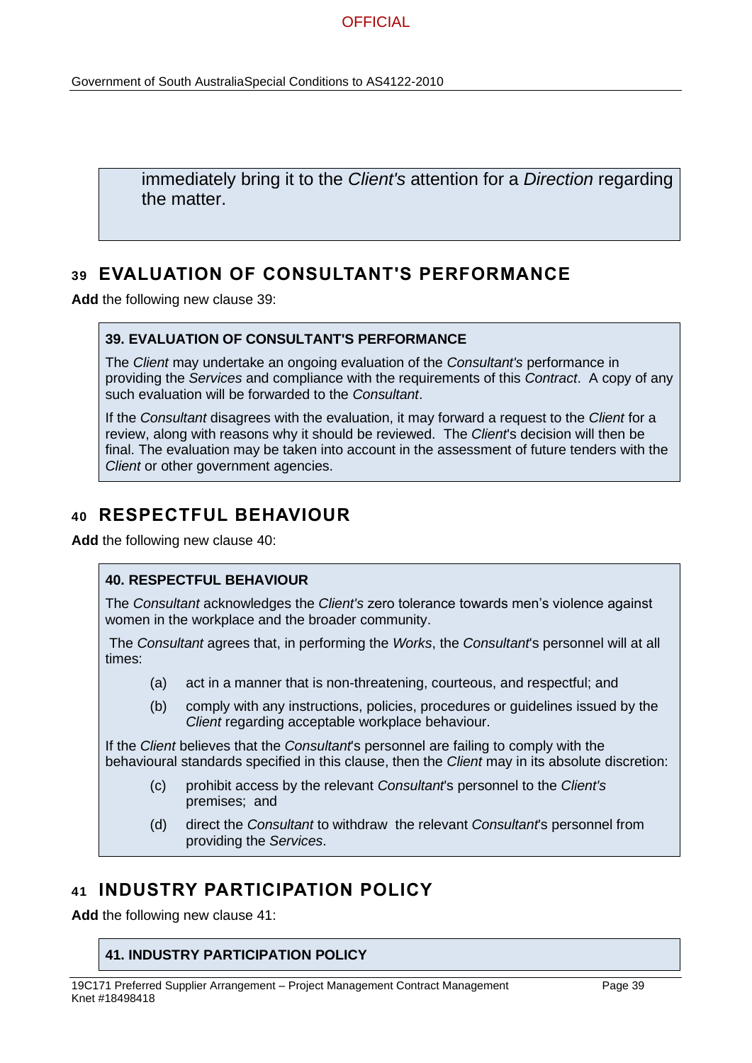immediately bring it to the *Client's* attention for a *Direction* regarding the matter.

## 39 EVALUATION OF CONSULTANT'S PERFORMANCE

**Add** the following new clause 39:

**39. EVALUATION OF CONSULTANT'S PERFORMANCE**

The *Client* may undertake an ongoing evaluation of the *Consultant's* performance in providing the *Services* and compliance with the requirements of this *Contract*. A copy of any such evaluation will be forwarded to the *Consultant*.

If the *Consultant* disagrees with the evaluation, it may forward a request to the *Client* for a review, along with reasons why it should be reviewed. The *Client*'s decision will then be final. The evaluation may be taken into account in the assessment of future tenders with the *Client* or other government agencies.

## 40 RESPECTFUL BEHAVIOUR

**Add** the following new clause 40:

**40. RESPECTFUL BEHAVIOUR**

The *Consultant* acknowledges the *Client's* zero tolerance towards men's violence against women in the workplace and the broader community.

The *Consultant* agrees that, in performing the *Works*, the *Consultant*'s personnel will at all times:

(a) act in a manner that is non-threatening, courteous, and respectful; and

(b) comply with any instructions, policies, procedures or guidelines issued by the *Client* regarding acceptable workplace behaviour.

If the *Client* believes that the *Consultant*'s personnel are failing to comply with the behavioural standards specified in this clause, then the *Client* may in its absolute discretion:

(c) prohibit access by the relevant *Consultant*'s personnel to the *Client's* premises; and

(d) direct the *Consultant* to withdraw the relevant *Consultant*'s personnel from providing the *Services*.

## 41 INDUSTRY PARTICIPATION POLICY

**Add** the following new clause 41:

**41. INDUSTRY PARTICIPATION POLICY**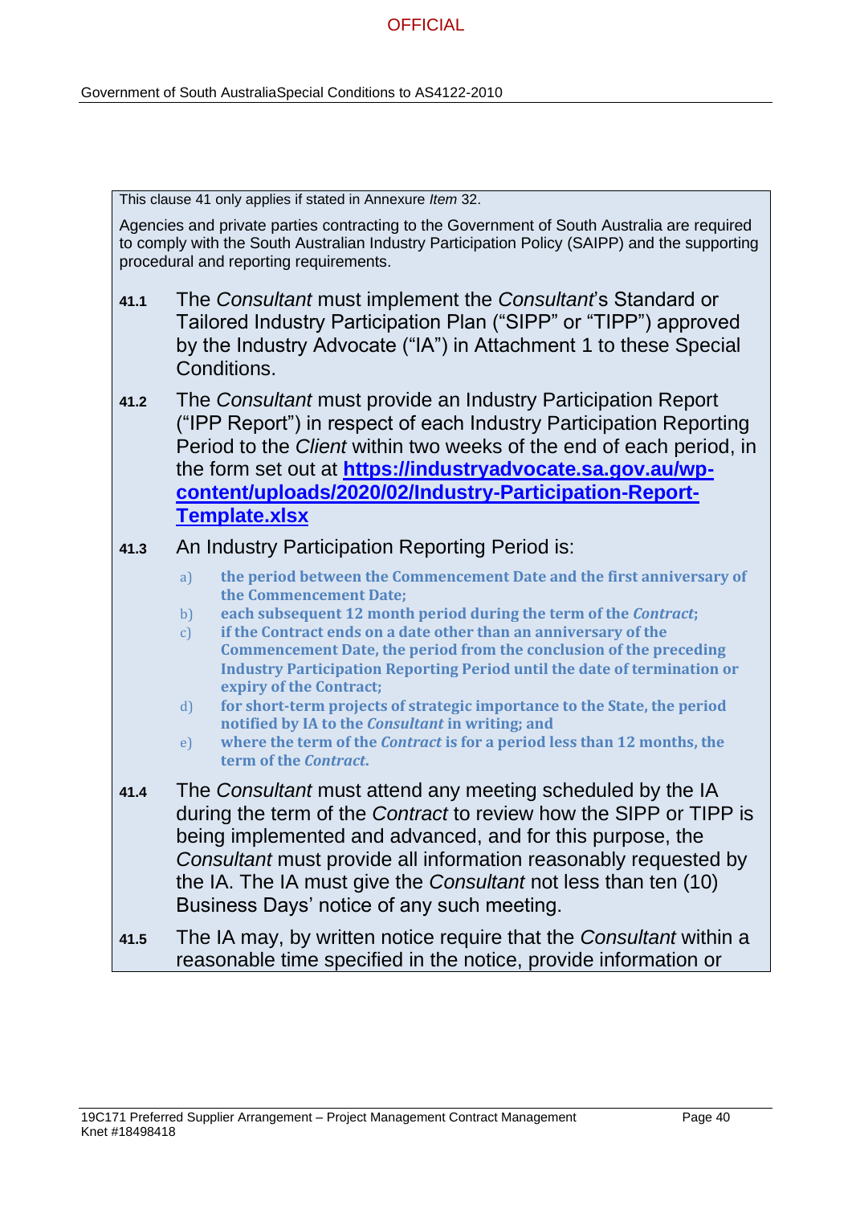This clause 41 only applies if stated in Annexure *Item* 32.

Agencies and private parties contracting to the Government of South Australia are required to comply with the South Australian Industry Participation Policy (SAIPP) and the supporting procedural and reporting requirements.

**41.1** The *Consultant* must implement the *Consultant*'s Standard or Tailored Industry Participation Plan ("SIPP" or "TIPP") approved by the Industry Advocate ("IA") in Attachment 1 to these Special Conditions.

**41.2** The *Consultant* must provide an Industry Participation Report ("IPP Report") in respect of each Industry Participation Reporting Period to the *Client* within two weeks of the end of each period, in the form set out at **https://industryadvocate.sa.gov.au/wp-content/uploads/2020/02/Industry-Participation-Report-Template.xlsx**

**41.3** An Industry Participation Reporting Period is:

a) **the period between the Commencement Date and the first anniversary of the Commencement Date;**
b) **each subsequent 12 month period during the term of the *Contract*;**
c) **if the Contract ends on a date other than an anniversary of the Commencement Date, the period from the conclusion of the preceding Industry Participation Reporting Period until the date of termination or expiry of the Contract;**
d) **for short-term projects of strategic importance to the State, the period notified by IA to the *Consultant* in writing; and**
e) **where the term of the *Contract* is for a period less than 12 months, the term of the *Contract*.**

**41.4** The *Consultant* must attend any meeting scheduled by the IA during the term of the *Contract* to review how the SIPP or TIPP is being implemented and advanced, and for this purpose, the *Consultant* must provide all information reasonably requested by the IA. The IA must give the *Consultant* not less than ten (10) Business Days' notice of any such meeting.

**41.5** The IA may, by written notice require that the *Consultant* within a reasonable time specified in the notice, provide information or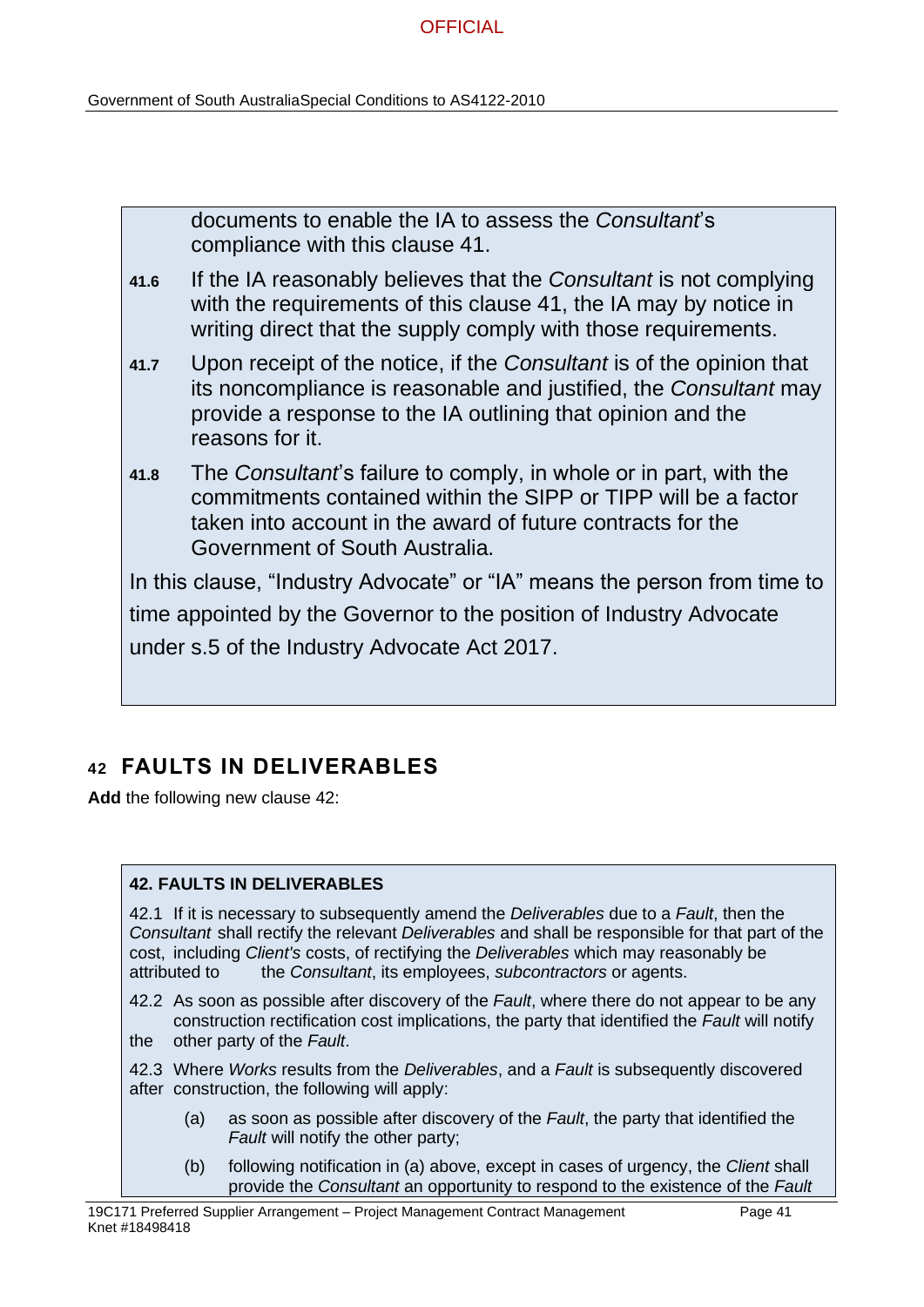documents to enable the IA to assess the *Consultant*'s compliance with this clause 41.

**41.6** If the IA reasonably believes that the *Consultant* is not complying with the requirements of this clause 41, the IA may by notice in writing direct that the supply comply with those requirements.

**41.7** Upon receipt of the notice, if the *Consultant* is of the opinion that its noncompliance is reasonable and justified, the *Consultant* may provide a response to the IA outlining that opinion and the reasons for it.

**41.8** The *Consultant*'s failure to comply, in whole or in part, with the commitments contained within the SIPP or TIPP will be a factor taken into account in the award of future contracts for the Government of South Australia.

In this clause, "Industry Advocate" or "IA" means the person from time to time appointed by the Governor to the position of Industry Advocate under s.5 of the Industry Advocate Act 2017.

## 42 FAULTS IN DELIVERABLES

**Add** the following new clause 42:

**42. FAULTS IN DELIVERABLES**

42.1 If it is necessary to subsequently amend the *Deliverables* due to a *Fault*, then the *Consultant* shall rectify the relevant *Deliverables* and shall be responsible for that part of the cost, including *Client's* costs, of rectifying the *Deliverables* which may reasonably be attributed to the *Consultant*, its employees, *subcontractors* or agents.

42.2 As soon as possible after discovery of the *Fault*, where there do not appear to be any construction rectification cost implications, the party that identified the *Fault* will notify the other party of the *Fault*.

42.3 Where *Works* results from the *Deliverables*, and a *Fault* is subsequently discovered after construction, the following will apply:

(a) as soon as possible after discovery of the *Fault*, the party that identified the *Fault* will notify the other party;

(b) following notification in (a) above, except in cases of urgency, the *Client* shall provide the *Consultant* an opportunity to respond to the existence of the *Fault*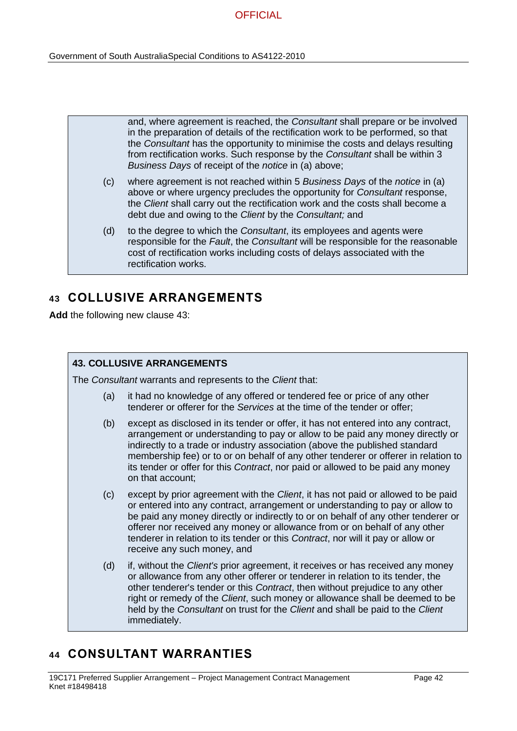and, where agreement is reached, the *Consultant* shall prepare or be involved in the preparation of details of the rectification work to be performed, so that the *Consultant* has the opportunity to minimise the costs and delays resulting from rectification works. Such response by the *Consultant* shall be within 3 *Business Days* of receipt of the *notice* in (a) above;

(c) where agreement is not reached within 5 *Business Days* of the *notice* in (a) above or where urgency precludes the opportunity for *Consultant* response, the *Client* shall carry out the rectification work and the costs shall become a debt due and owing to the *Client* by the *Consultant;* and

(d) to the degree to which the *Consultant*, its employees and agents were responsible for the *Fault*, the *Consultant* will be responsible for the reasonable cost of rectification works including costs of delays associated with the rectification works.

## 43 COLLUSIVE ARRANGEMENTS

**Add** the following new clause 43:

**43. COLLUSIVE ARRANGEMENTS**

The *Consultant* warrants and represents to the *Client* that:

(a) it had no knowledge of any offered or tendered fee or price of any other tenderer or offerer for the *Services* at the time of the tender or offer;

(b) except as disclosed in its tender or offer, it has not entered into any contract, arrangement or understanding to pay or allow to be paid any money directly or indirectly to a trade or industry association (above the published standard membership fee) or to or on behalf of any other tenderer or offerer in relation to its tender or offer for this *Contract*, nor paid or allowed to be paid any money on that account;

(c) except by prior agreement with the *Client*, it has not paid or allowed to be paid or entered into any contract, arrangement or understanding to pay or allow to be paid any money directly or indirectly to or on behalf of any other tenderer or offerer nor received any money or allowance from or on behalf of any other tenderer in relation to its tender or this *Contract*, nor will it pay or allow or receive any such money, and

(d) if, without the *Client's* prior agreement, it receives or has received any money or allowance from any other offerer or tenderer in relation to its tender, the other tenderer's tender or this *Contract*, then without prejudice to any other right or remedy of the *Client*, such money or allowance shall be deemed to be held by the *Consultant* on trust for the *Client* and shall be paid to the *Client* immediately.

## 44 CONSULTANT WARRANTIES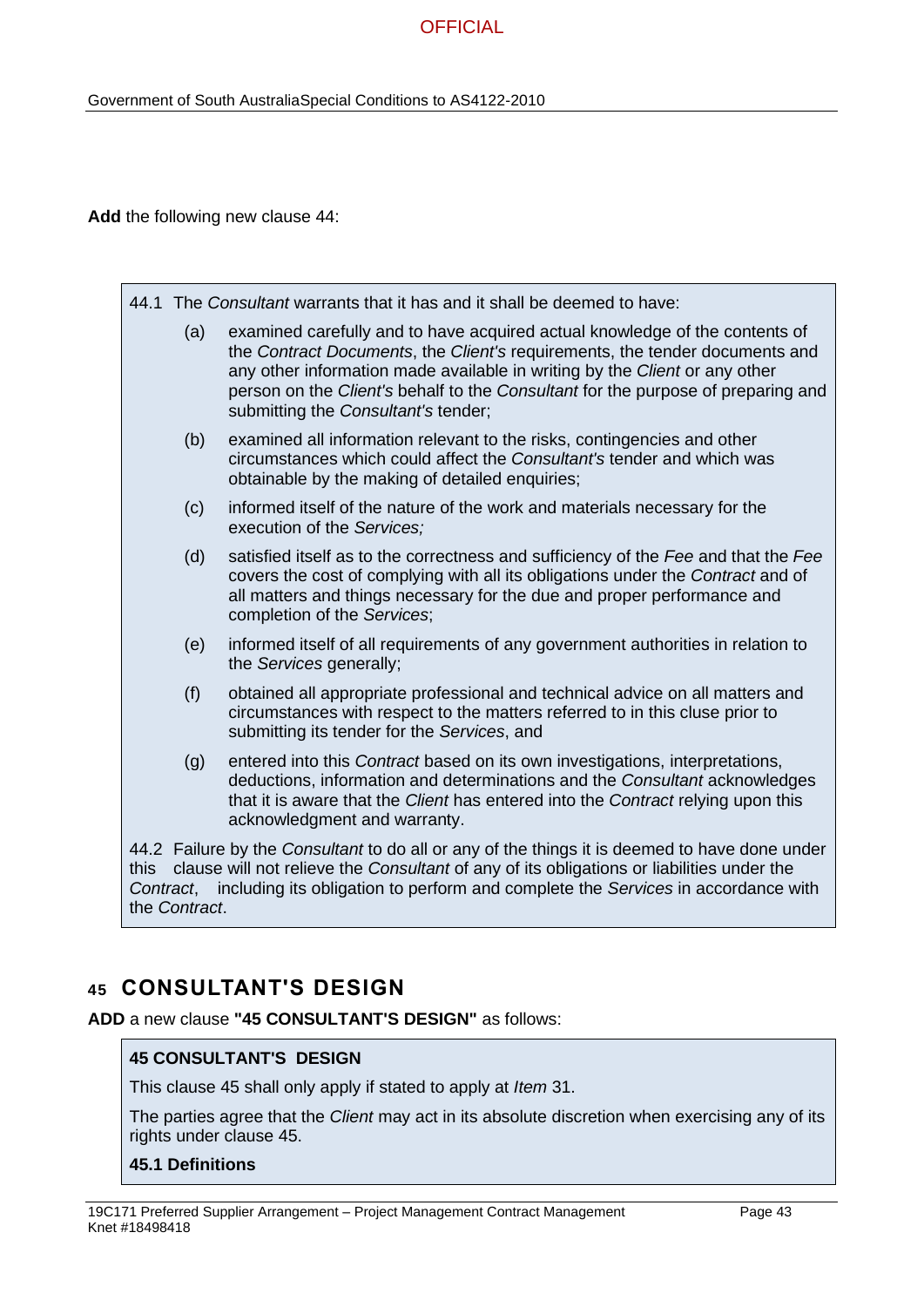**Add** the following new clause 44:

44.1 The *Consultant* warrants that it has and it shall be deemed to have:

(a) examined carefully and to have acquired actual knowledge of the contents of the *Contract Documents*, the *Client's* requirements, the tender documents and any other information made available in writing by the *Client* or any other person on the *Client's* behalf to the *Consultant* for the purpose of preparing and submitting the *Consultant's* tender;

(b) examined all information relevant to the risks, contingencies and other circumstances which could affect the *Consultant's* tender and which was obtainable by the making of detailed enquiries;

(c) informed itself of the nature of the work and materials necessary for the execution of the *Services;*

(d) satisfied itself as to the correctness and sufficiency of the *Fee* and that the *Fee* covers the cost of complying with all its obligations under the *Contract* and of all matters and things necessary for the due and proper performance and completion of the *Services*;

(e) informed itself of all requirements of any government authorities in relation to the *Services* generally;

(f) obtained all appropriate professional and technical advice on all matters and circumstances with respect to the matters referred to in this cluse prior to submitting its tender for the *Services*, and

(g) entered into this *Contract* based on its own investigations, interpretations, deductions, information and determinations and the *Consultant* acknowledges that it is aware that the *Client* has entered into the *Contract* relying upon this acknowledgment and warranty.

44.2 Failure by the *Consultant* to do all or any of the things it is deemed to have done under this clause will not relieve the *Consultant* of any of its obligations or liabilities under the *Contract*, including its obligation to perform and complete the *Services* in accordance with the *Contract*.

## 45 CONSULTANT'S DESIGN

**ADD** a new clause **"45 CONSULTANT'S DESIGN"** as follows:

**45 CONSULTANT'S DESIGN**

This clause 45 shall only apply if stated to apply at *Item* 31.

The parties agree that the *Client* may act in its absolute discretion when exercising any of its rights under clause 45.

**45.1 Definitions**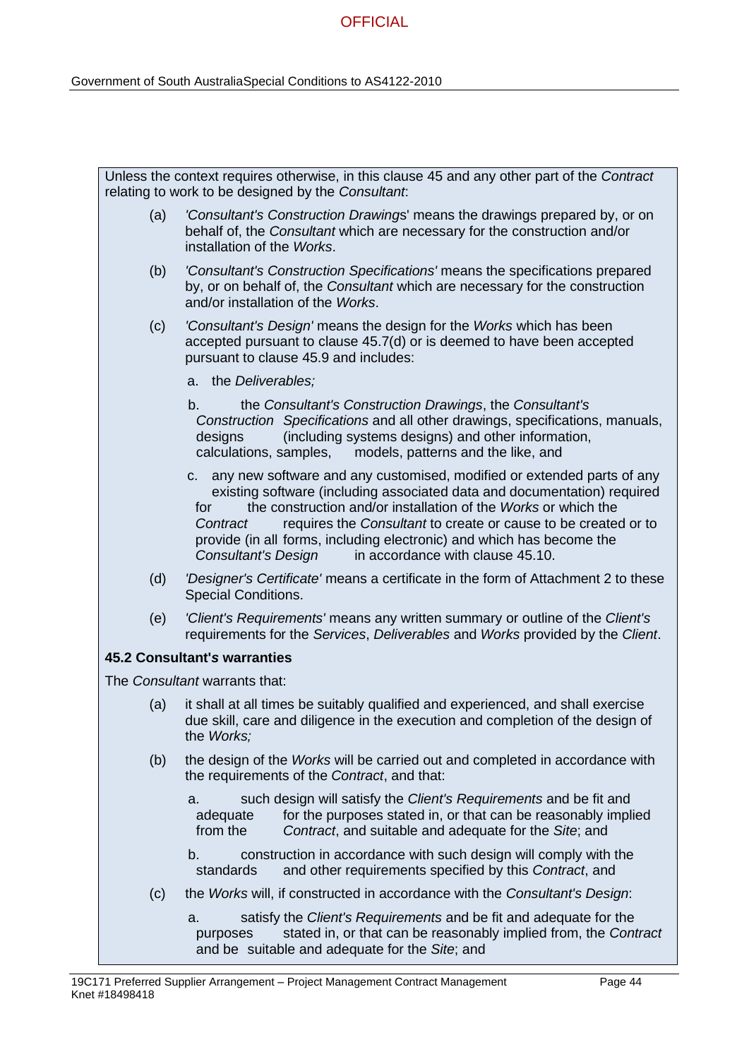Unless the context requires otherwise, in this clause 45 and any other part of the *Contract* relating to work to be designed by the *Consultant*:

(a) *'Consultant's Construction Drawings'* means the drawings prepared by, or on behalf of, the *Consultant* which are necessary for the construction and/or installation of the *Works*.

(b) *'Consultant's Construction Specifications'* means the specifications prepared by, or on behalf of, the *Consultant* which are necessary for the construction and/or installation of the *Works*.

(c) *'Consultant's Design'* means the design for the *Works* which has been accepted pursuant to clause 45.7(d) or is deemed to have been accepted pursuant to clause 45.9 and includes:

   a. the *Deliverables;*

   b. the *Consultant's Construction Drawings*, the *Consultant's Construction Specifications* and all other drawings, specifications, manuals, designs (including systems designs) and other information, calculations, samples, models, patterns and the like, and

   c. any new software and any customised, modified or extended parts of any existing software (including associated data and documentation) required for the construction and/or installation of the *Works* or which the *Contract* requires the *Consultant* to create or cause to be created or to provide (in all forms, including electronic) and which has become the *Consultant's Design* in accordance with clause 45.10.

(d) *'Designer's Certificate'* means a certificate in the form of Attachment 2 to these Special Conditions.

(e) *'Client's Requirements'* means any written summary or outline of the *Client's* requirements for the *Services*, *Deliverables* and *Works* provided by the *Client*.

**45.2 Consultant's warranties**

The *Consultant* warrants that:

(a) it shall at all times be suitably qualified and experienced, and shall exercise due skill, care and diligence in the execution and completion of the design of the *Works;*

(b) the design of the *Works* will be carried out and completed in accordance with the requirements of the *Contract*, and that:

   a. such design will satisfy the *Client's Requirements* and be fit and adequate for the purposes stated in, or that can be reasonably implied from the *Contract*, and suitable and adequate for the *Site*; and

   b. construction in accordance with such design will comply with the standards and other requirements specified by this *Contract*, and

(c) the *Works* will, if constructed in accordance with the *Consultant's Design*:

   a. satisfy the *Client's Requirements* and be fit and adequate for the purposes stated in, or that can be reasonably implied from, the *Contract* and be suitable and adequate for the *Site*; and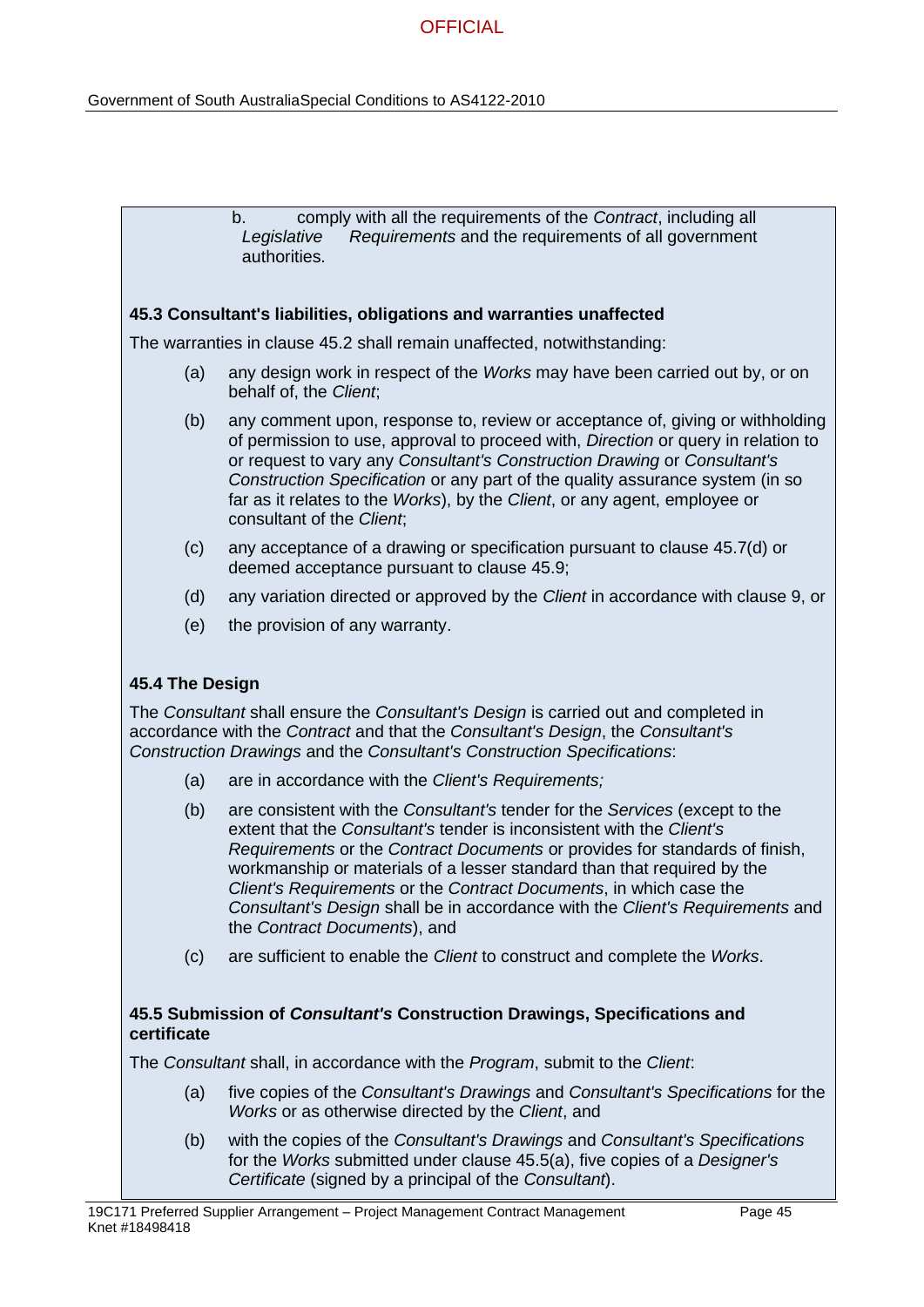b. comply with all the requirements of the *Contract*, including all *Legislative Requirements* and the requirements of all government authorities.

### 45.3 Consultant's liabilities, obligations and warranties unaffected

The warranties in clause 45.2 shall remain unaffected, notwithstanding:

(a) any design work in respect of the *Works* may have been carried out by, or on behalf of, the *Client*;

(b) any comment upon, response to, review or acceptance of, giving or withholding of permission to use, approval to proceed with, *Direction* or query in relation to or request to vary any *Consultant's Construction Drawing* or *Consultant's Construction Specification* or any part of the quality assurance system (in so far as it relates to the *Works*), by the *Client*, or any agent, employee or consultant of the *Client*;

(c) any acceptance of a drawing or specification pursuant to clause 45.7(d) or deemed acceptance pursuant to clause 45.9;

(d) any variation directed or approved by the *Client* in accordance with clause 9, or

(e) the provision of any warranty.

### 45.4 The Design

The *Consultant* shall ensure the *Consultant's Design* is carried out and completed in accordance with the *Contract* and that the *Consultant's Design*, the *Consultant's Construction Drawings* and the *Consultant's Construction Specifications*:

(a) are in accordance with the *Client's Requirements;*

(b) are consistent with the *Consultant's* tender for the *Services* (except to the extent that the *Consultant's* tender is inconsistent with the *Client's Requirements* or the *Contract Documents* or provides for standards of finish, workmanship or materials of a lesser standard than that required by the *Client's Requirements* or the *Contract Documents*, in which case the *Consultant's Design* shall be in accordance with the *Client's Requirements* and the *Contract Documents*), and

(c) are sufficient to enable the *Client* to construct and complete the *Works*.

### 45.5 Submission of *Consultant's* Construction Drawings, Specifications and certificate

The *Consultant* shall, in accordance with the *Program*, submit to the *Client*:

(a) five copies of the *Consultant's Drawings* and *Consultant's Specifications* for the *Works* or as otherwise directed by the *Client*, and

(b) with the copies of the *Consultant's Drawings* and *Consultant's Specifications* for the *Works* submitted under clause 45.5(a), five copies of a *Designer's Certificate* (signed by a principal of the *Consultant*).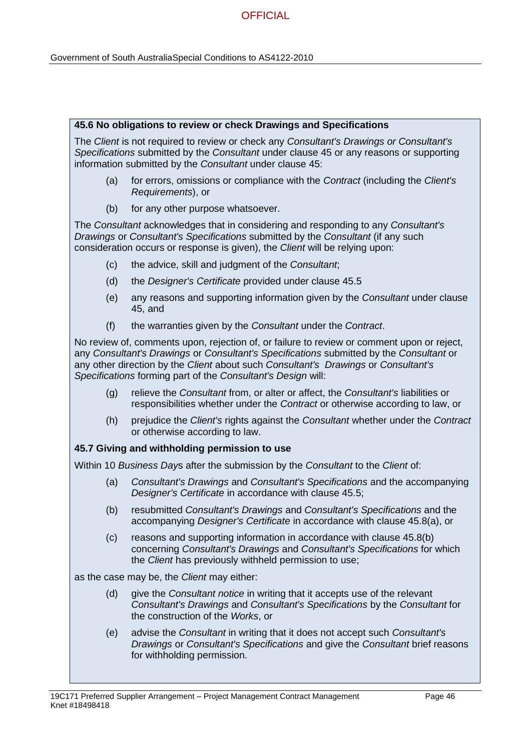**45.6 No obligations to review or check Drawings and Specifications**

The *Client* is not required to review or check any *Consultant's Drawings or Consultant's Specifications* submitted by the *Consultant* under clause 45 or any reasons or supporting information submitted by the *Consultant* under clause 45:

(a) for errors, omissions or compliance with the *Contract* (including the *Client's Requirements*), or

(b) for any other purpose whatsoever.

The *Consultant* acknowledges that in considering and responding to any *Consultant's Drawings* or *Consultant's Specifications* submitted by the *Consultant* (if any such consideration occurs or response is given), the *Client* will be relying upon:

(c) the advice, skill and judgment of the *Consultant*;

(d) the *Designer's Certificate* provided under clause 45.5

(e) any reasons and supporting information given by the *Consultant* under clause 45, and

(f) the warranties given by the *Consultant* under the *Contract*.

No review of, comments upon, rejection of, or failure to review or comment upon or reject, any *Consultant's Drawings* or *Consultant's Specifications* submitted by the *Consultant* or any other direction by the *Client* about such *Consultant's Drawings* or *Consultant's Specifications* forming part of the *Consultant's Design* will:

(g) relieve the *Consultant* from, or alter or affect, the *Consultant's* liabilities or responsibilities whether under the *Contract* or otherwise according to law, or

(h) prejudice the *Client's* rights against the *Consultant* whether under the *Contract* or otherwise according to law.

**45.7 Giving and withholding permission to use**

Within 10 *Business Days* after the submission by the *Consultant* to the *Client* of:

(a) *Consultant's Drawings* and *Consultant's Specifications* and the accompanying *Designer's Certificate* in accordance with clause 45.5;

(b) resubmitted *Consultant's Drawings* and *Consultant's Specifications* and the accompanying *Designer's Certificate* in accordance with clause 45.8(a), or

(c) reasons and supporting information in accordance with clause 45.8(b) concerning *Consultant's Drawings* and *Consultant's Specifications* for which the *Client* has previously withheld permission to use;

as the case may be, the *Client* may either:

(d) give the *Consultant notice* in writing that it accepts use of the relevant *Consultant's Drawings* and *Consultant's Specifications* by the *Consultant* for the construction of the *Works*, or

(e) advise the *Consultant* in writing that it does not accept such *Consultant's Drawings* or *Consultant's Specifications* and give the *Consultant* brief reasons for withholding permission.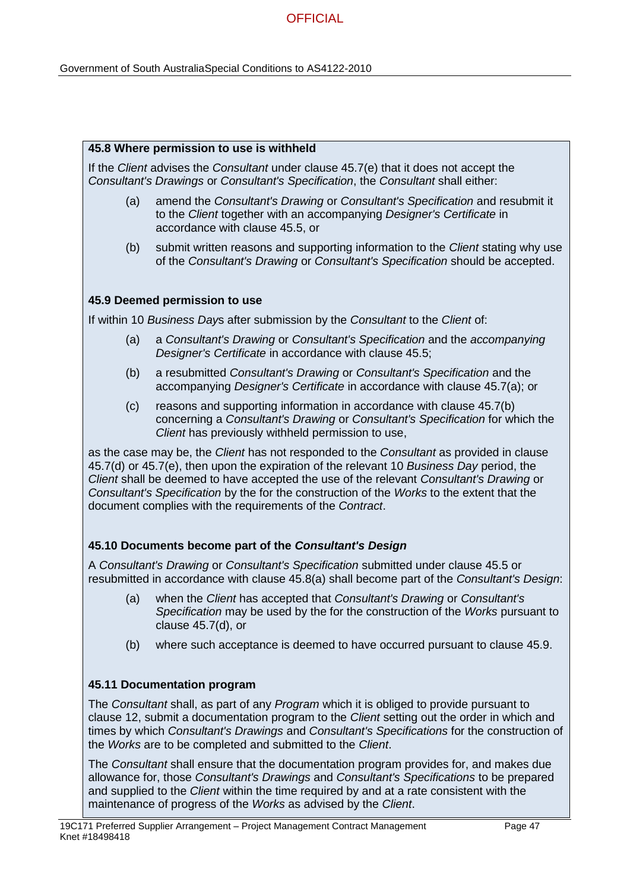#### 45.8 Where permission to use is withheld

If the *Client* advises the *Consultant* under clause 45.7(e) that it does not accept the *Consultant's Drawings* or *Consultant's Specification*, the *Consultant* shall either:

(a) amend the *Consultant's Drawing* or *Consultant's Specification* and resubmit it to the *Client* together with an accompanying *Designer's Certificate* in accordance with clause 45.5, or

(b) submit written reasons and supporting information to the *Client* stating why use of the *Consultant's Drawing* or *Consultant's Specification* should be accepted.

#### 45.9 Deemed permission to use

If within 10 *Business Day*s after submission by the *Consultant* to the *Client* of:

(a) a *Consultant's Drawing* or *Consultant's Specification* and the *accompanying Designer's Certificate* in accordance with clause 45.5;

(b) a resubmitted *Consultant's Drawing* or *Consultant's Specification* and the accompanying *Designer's Certificate* in accordance with clause 45.7(a); or

(c) reasons and supporting information in accordance with clause 45.7(b) concerning a *Consultant's Drawing* or *Consultant's Specification* for which the *Client* has previously withheld permission to use,

as the case may be, the *Client* has not responded to the *Consultant* as provided in clause 45.7(d) or 45.7(e), then upon the expiration of the relevant 10 *Business Day* period, the *Client* shall be deemed to have accepted the use of the relevant *Consultant's Drawing* or *Consultant's Specification* by the for the construction of the *Works* to the extent that the document complies with the requirements of the *Contract*.

#### 45.10 Documents become part of the *Consultant's Design*

A *Consultant's Drawing* or *Consultant's Specification* submitted under clause 45.5 or resubmitted in accordance with clause 45.8(a) shall become part of the *Consultant's Design*:

(a) when the *Client* has accepted that *Consultant's Drawing* or *Consultant's Specification* may be used by the for the construction of the *Works* pursuant to clause 45.7(d), or

(b) where such acceptance is deemed to have occurred pursuant to clause 45.9.

#### 45.11 Documentation program

The *Consultant* shall, as part of any *Program* which it is obliged to provide pursuant to clause 12, submit a documentation program to the *Client* setting out the order in which and times by which *Consultant's Drawings* and *Consultant's Specifications* for the construction of the *Works* are to be completed and submitted to the *Client*.

The *Consultant* shall ensure that the documentation program provides for, and makes due allowance for, those *Consultant's Drawings* and *Consultant's Specifications* to be prepared and supplied to the *Client* within the time required by and at a rate consistent with the maintenance of progress of the *Works* as advised by the *Client*.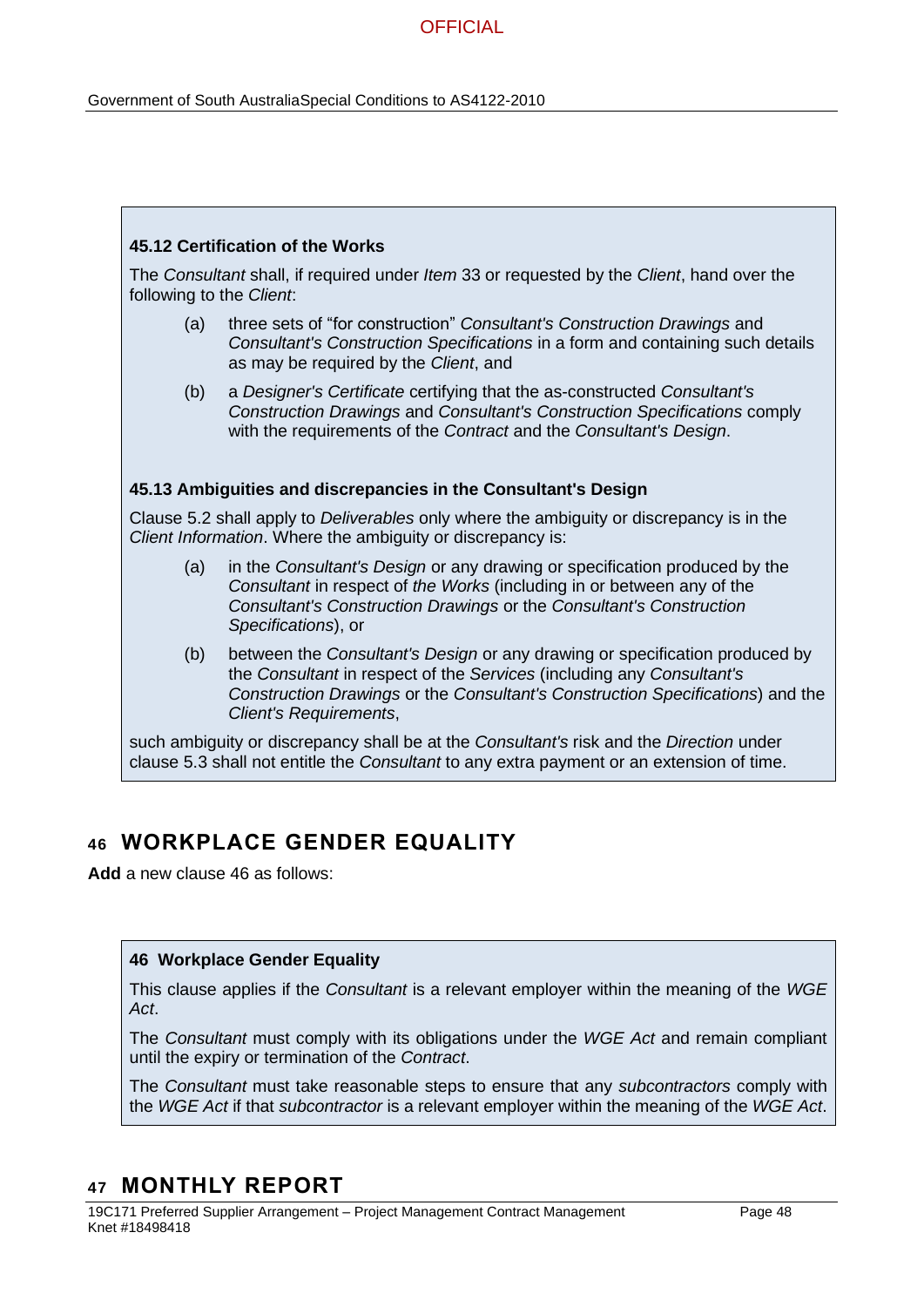**45.12 Certification of the Works**

The *Consultant* shall, if required under *Item* 33 or requested by the *Client*, hand over the following to the *Client*:

(a) three sets of "for construction" *Consultant's Construction Drawings* and *Consultant's Construction Specifications* in a form and containing such details as may be required by the *Client*, and

(b) a *Designer's Certificate* certifying that the as-constructed *Consultant's Construction Drawings* and *Consultant's Construction Specifications* comply with the requirements of the *Contract* and the *Consultant's Design*.

**45.13 Ambiguities and discrepancies in the Consultant's Design**

Clause 5.2 shall apply to *Deliverables* only where the ambiguity or discrepancy is in the *Client Information*. Where the ambiguity or discrepancy is:

(a) in the *Consultant's Design* or any drawing or specification produced by the *Consultant* in respect of *the Works* (including in or between any of the *Consultant's Construction Drawings* or the *Consultant's Construction Specifications*), or

(b) between the *Consultant's Design* or any drawing or specification produced by the *Consultant* in respect of the *Services* (including any *Consultant's Construction Drawings* or the *Consultant's Construction Specifications*) and the *Client's Requirements*,

such ambiguity or discrepancy shall be at the *Consultant's* risk and the *Direction* under clause 5.3 shall not entitle the *Consultant* to any extra payment or an extension of time.

# 46 WORKPLACE GENDER EQUALITY

**Add** a new clause 46 as follows:

**46 Workplace Gender Equality**

This clause applies if the *Consultant* is a relevant employer within the meaning of the *WGE Act*.

The *Consultant* must comply with its obligations under the *WGE Act* and remain compliant until the expiry or termination of the *Contract*.

The *Consultant* must take reasonable steps to ensure that any *subcontractors* comply with the *WGE Act* if that *subcontractor* is a relevant employer within the meaning of the *WGE Act*.

# 47 MONTHLY REPORT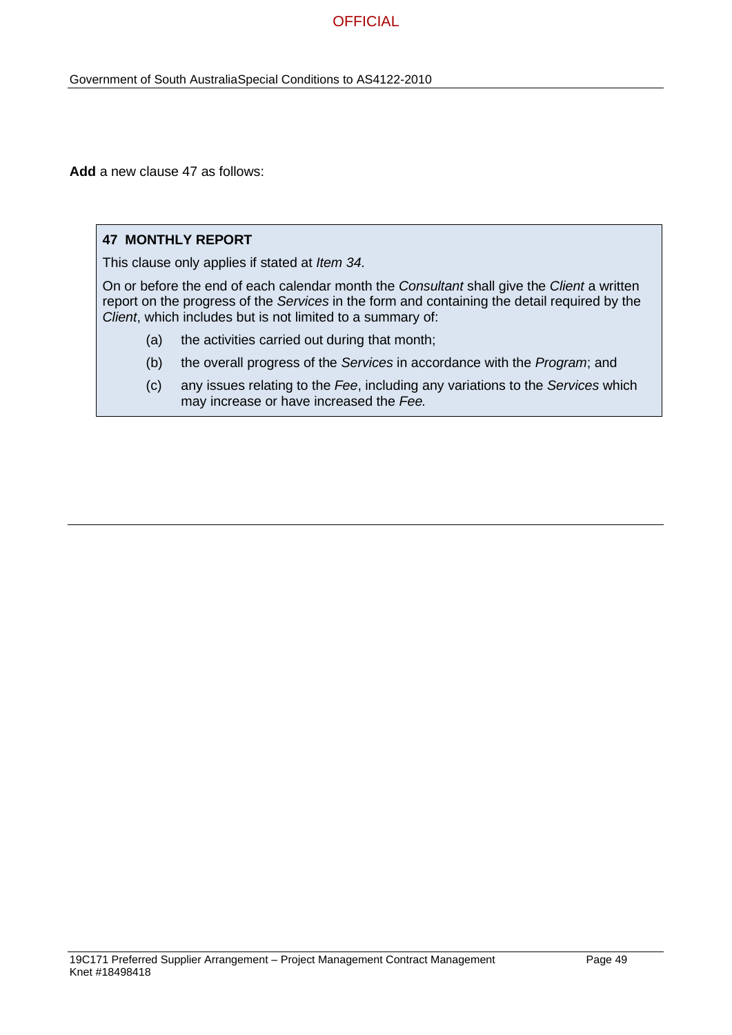**Add** a new clause 47 as follows:

**47 MONTHLY REPORT**

This clause only applies if stated at *Item 34*.

On or before the end of each calendar month the *Consultant* shall give the *Client* a written report on the progress of the *Services* in the form and containing the detail required by the *Client*, which includes but is not limited to a summary of:

(a) the activities carried out during that month;

(b) the overall progress of the *Services* in accordance with the *Program*; and

(c) any issues relating to the *Fee*, including any variations to the *Services* which may increase or have increased the *Fee*.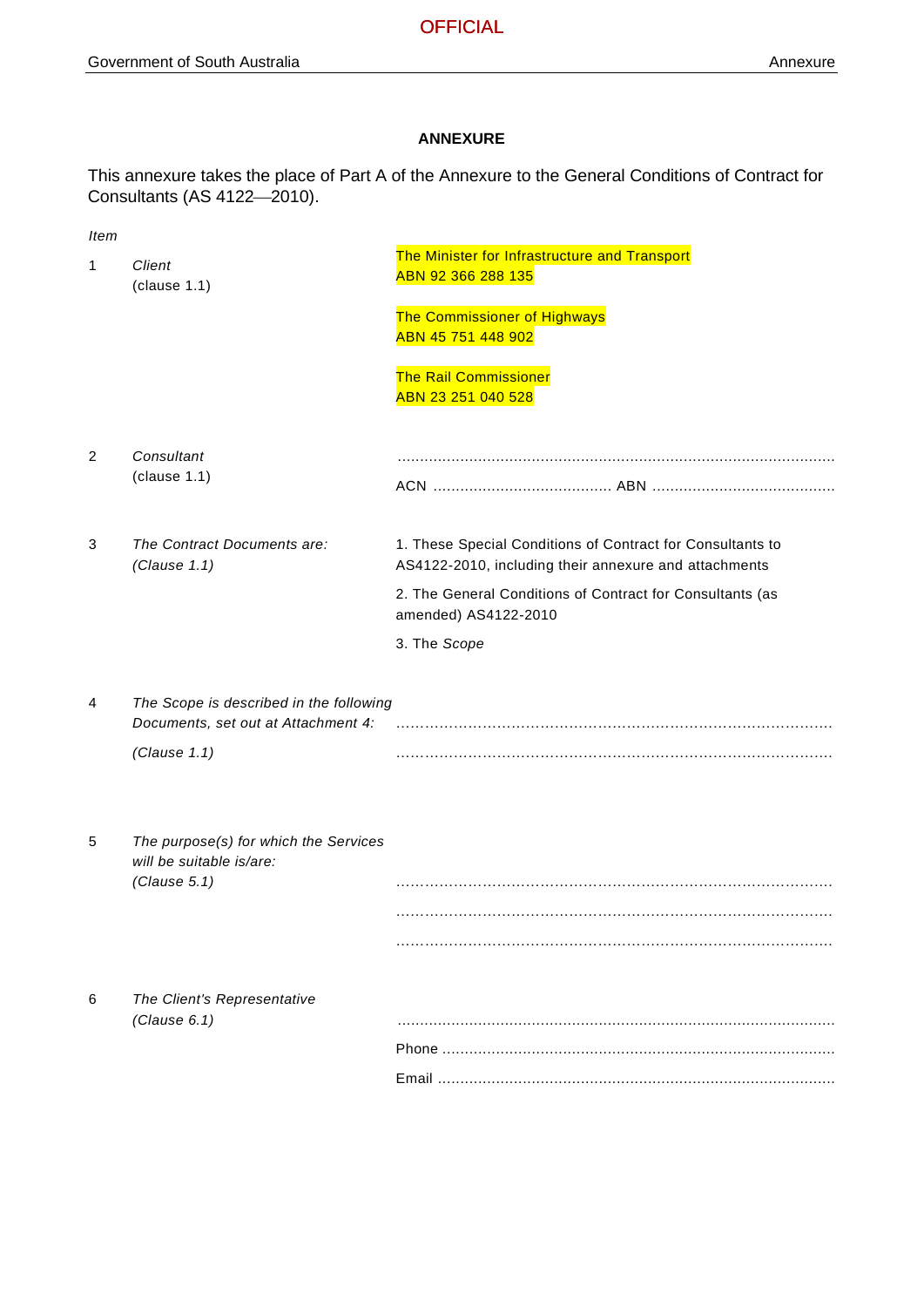## ANNEXURE

This annexure takes the place of Part A of the Annexure to the General Conditions of Contract for Consultants (AS 4122—2010).

| *Item* | | |
|---|---|---|
| 1 | *Client* (clause 1.1) | The Minister for Infrastructure and Transport<br>ABN 92 366 288 135<br><br>The Commissioner of Highways<br>ABN 45 751 448 902<br><br>The Rail Commissioner<br>ABN 23 251 040 528 |
| 2 | *Consultant* (clause 1.1) | ................................................................................................<br>ACN ........................................ ABN ........................................ |
| 3 | *The Contract Documents are:* *(Clause 1.1)* | 1. These Special Conditions of Contract for Consultants to AS4122-2010, including their annexure and attachments<br>2. The General Conditions of Contract for Consultants (as amended) AS4122-2010<br>3. The *Scope* |
| 4 | *The Scope is described in the following Documents, set out at Attachment 4:* *(Clause 1.1)* | ................................................................................................<br>................................................................................................ |
| 5 | *The purpose(s) for which the Services will be suitable is/are:* *(Clause 5.1)* | ................................................................................................<br>................................................................................................<br>................................................................................................ |
| 6 | *The Client's Representative* *(Clause 6.1)* | ................................................................................................<br>Phone ........................................................................................<br>Email ........................................................................................ |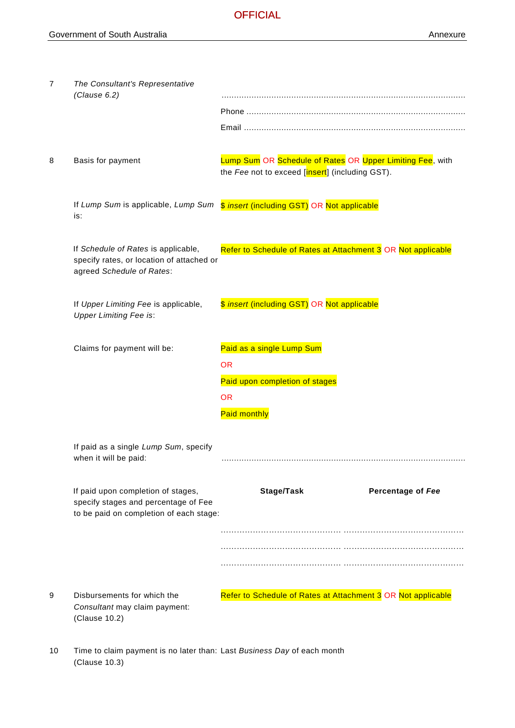| | | |
|---|---|---|
| 7 | *The Consultant's Representative* *(Clause 6.2)* | ................................................................................................ <br> Phone ..................................................................................... <br> Email ...................................................................................... |
| 8 | Basis for payment | Lump Sum OR Schedule of Rates OR Upper Limiting Fee, with the *Fee* not to exceed [insert] (including GST). |
| | If *Lump Sum* is applicable, *Lump Sum* is: | $ *insert* (including GST) OR Not applicable |
| | If *Schedule of Rates* is applicable, specify rates, or location of attached or agreed *Schedule of Rates*: | Refer to Schedule of Rates at Attachment 3 OR Not applicable |
| | If *Upper Limiting Fee* is applicable, *Upper Limiting Fee is*: | $ *insert* (including GST) OR Not applicable |
| | Claims for payment will be: | Paid as a single Lump Sum <br> OR <br> Paid upon completion of stages <br> OR <br> Paid monthly |
| | If paid as a single *Lump Sum*, specify when it will be paid: | ................................................................................................ |
| | If paid upon completion of stages, specify stages and percentage of Fee to be paid on completion of each stage: | See table below |

| Stage/Task | Percentage of *Fee* |
|---|---|
| ............................................ | ............................................ |
| ............................................ | ............................................ |
| ............................................ | ............................................ |

| | | |
|---|---|---|
| 9 | Disbursements for which the *Consultant* may claim payment: (Clause 10.2) | Refer to Schedule of Rates at Attachment 3 OR Not applicable |
| 10 | Time to claim payment is no later than: (Clause 10.3) | Last *Business Day* of each month |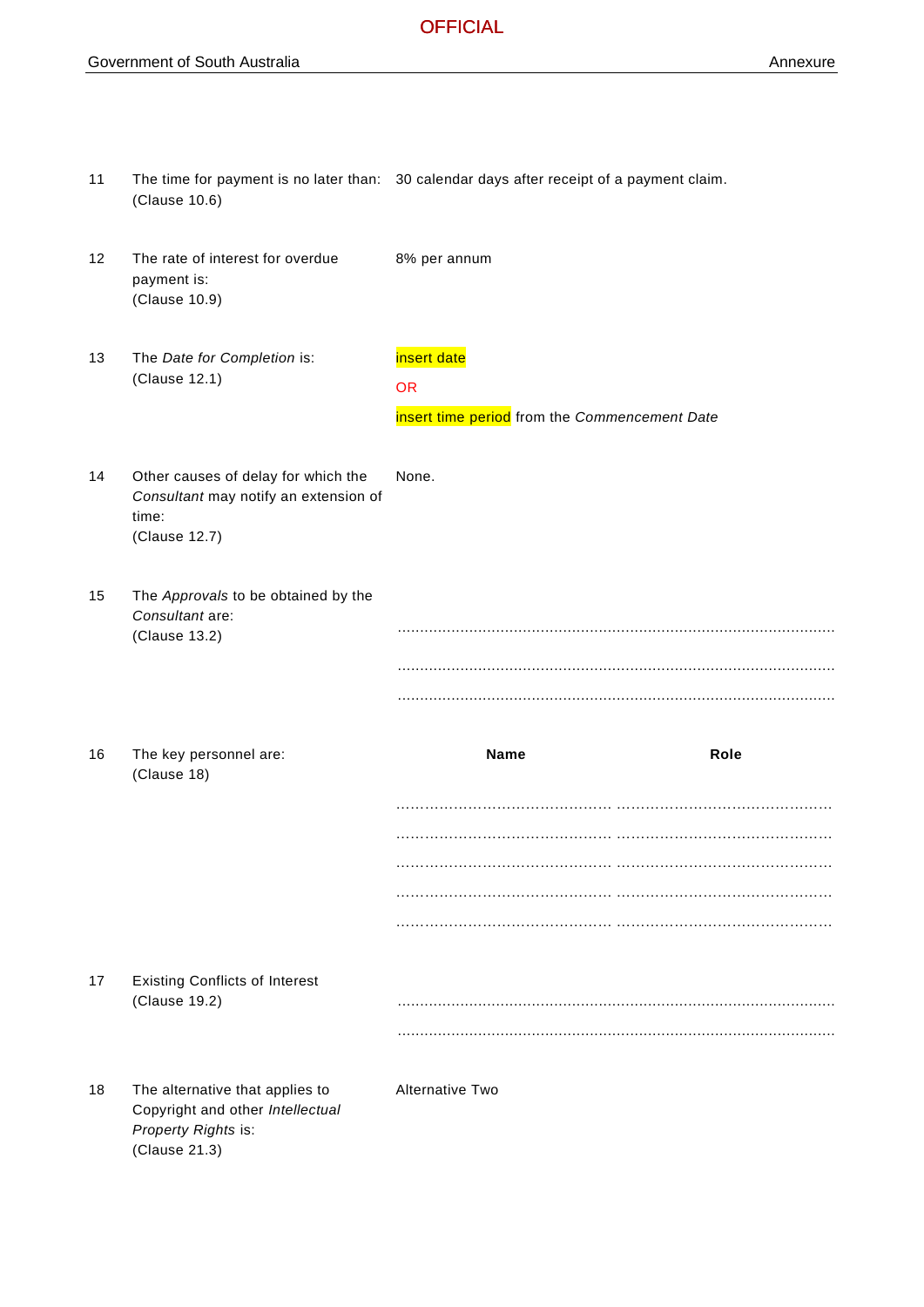| | | |
|---|---|---|
| 11 | The time for payment is no later than: (Clause 10.6) | 30 calendar days after receipt of a payment claim. |
| 12 | The rate of interest for overdue payment is: (Clause 10.9) | 8% per annum |
| 13 | The *Date for Completion* is: (Clause 12.1) | insert date<br>OR<br>insert time period from the *Commencement Date* |
| 14 | Other causes of delay for which the *Consultant* may notify an extension of time: (Clause 12.7) | None. |
| 15 | The *Approvals* to be obtained by the *Consultant* are: (Clause 13.2) | ................................................................................................<br>................................................................................................<br>................................................................................................ |
| 16 | The key personnel are: (Clause 18) | **Name** / **Role**<br>............................................ ............................................<br>............................................ ............................................<br>............................................ ............................................<br>............................................ ............................................<br>............................................ ............................................ |
| 17 | Existing Conflicts of Interest (Clause 19.2) | ................................................................................................<br>................................................................................................ |
| 18 | The alternative that applies to Copyright and other *Intellectual Property Rights* is: (Clause 21.3) | Alternative Two |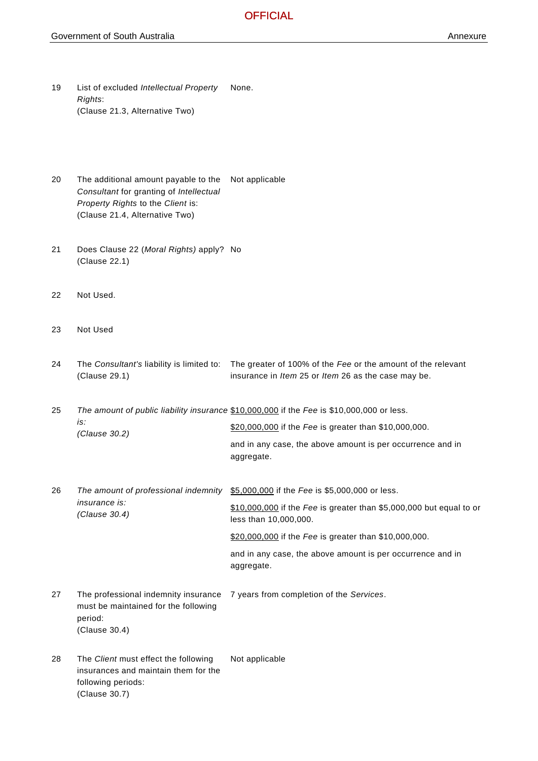| | | |
|---|---|---|
| 19 | List of excluded *Intellectual Property Rights*:<br>(Clause 21.3, Alternative Two) | None. |
| 20 | The additional amount payable to the *Consultant* for granting of *Intellectual Property Rights* to the *Client* is:<br>(Clause 21.4, Alternative Two) | Not applicable |
| 21 | Does Clause 22 (*Moral Rights)* apply?<br>(Clause 22.1) | No |
| 22 | Not Used. | |
| 23 | Not Used | |
| 24 | The *Consultant's* liability is limited to:<br>(Clause 29.1) | The greater of 100% of the *Fee* or the amount of the relevant insurance in *Item* 25 or *Item* 26 as the case may be. |
| 25 | *The amount of public liability insurance is:*<br>*(Clause 30.2)* | $10,000,000 if the *Fee* is $10,000,000 or less.<br>$20,000,000 if the *Fee* is greater than $10,000,000.<br>and in any case, the above amount is per occurrence and in aggregate. |
| 26 | *The amount of professional indemnity insurance is:*<br>*(Clause 30.4)* | $5,000,000 if the *Fee* is $5,000,000 or less.<br>$10,000,000 if the *Fee* is greater than $5,000,000 but equal to or less than 10,000,000.<br>$20,000,000 if the *Fee* is greater than $10,000,000.<br>and in any case, the above amount is per occurrence and in aggregate. |
| 27 | The professional indemnity insurance must be maintained for the following period:<br>(Clause 30.4) | 7 years from completion of the *Services*. |
| 28 | The *Client* must effect the following insurances and maintain them for the following periods:<br>(Clause 30.7) | Not applicable |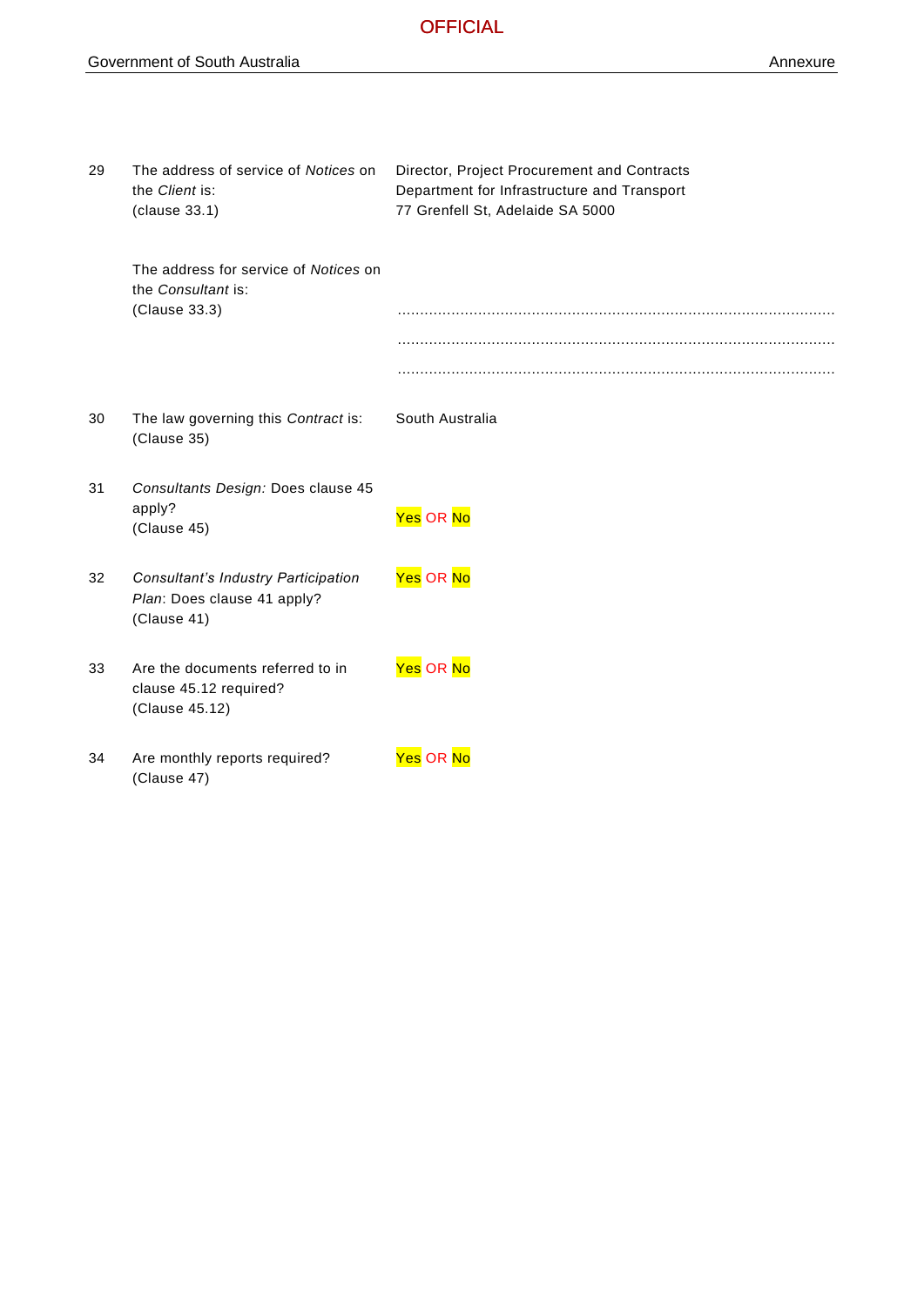| | | |
|---|---|---|
| 29 | The address of service of *Notices* on the *Client* is:<br>(clause 33.1) | Director, Project Procurement and Contracts<br>Department for Infrastructure and Transport<br>77 Grenfell St, Adelaide SA 5000 |
| | The address for service of *Notices* on the *Consultant* is:<br>(Clause 33.3) | ..........................................................................................<br>..........................................................................................<br>.......................................................................................... |
| 30 | The law governing this *Contract* is:<br>(Clause 35) | South Australia |
| 31 | *Consultants Design:* Does clause 45 apply?<br>(Clause 45) | Yes OR No |
| 32 | *Consultant's Industry Participation Plan*: Does clause 41 apply?<br>(Clause 41) | Yes OR No |
| 33 | Are the documents referred to in clause 45.12 required?<br>(Clause 45.12) | Yes OR No |
| 34 | Are monthly reports required?<br>(Clause 47) | Yes OR No |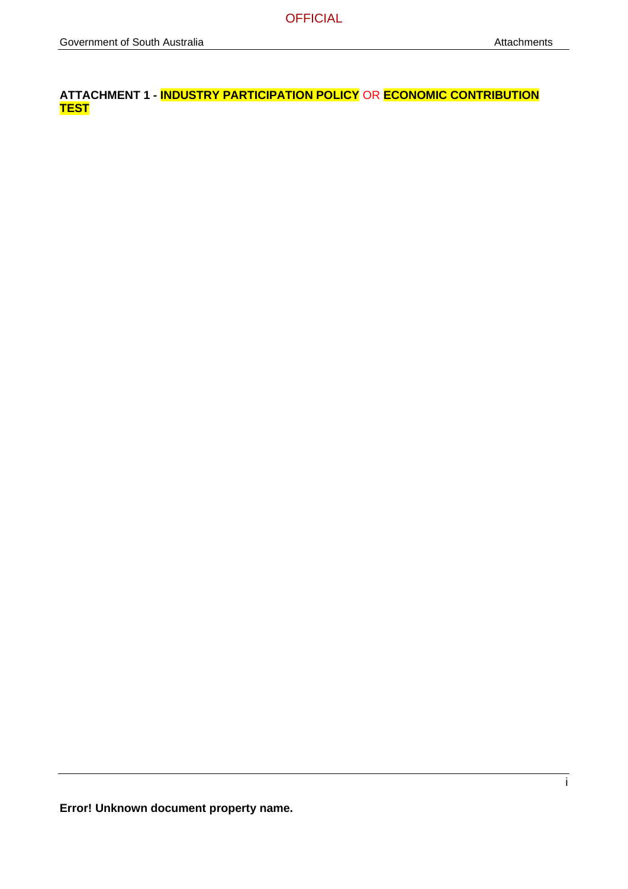## ATTACHMENT 1 - INDUSTRY PARTICIPATION POLICY OR ECONOMIC CONTRIBUTION TEST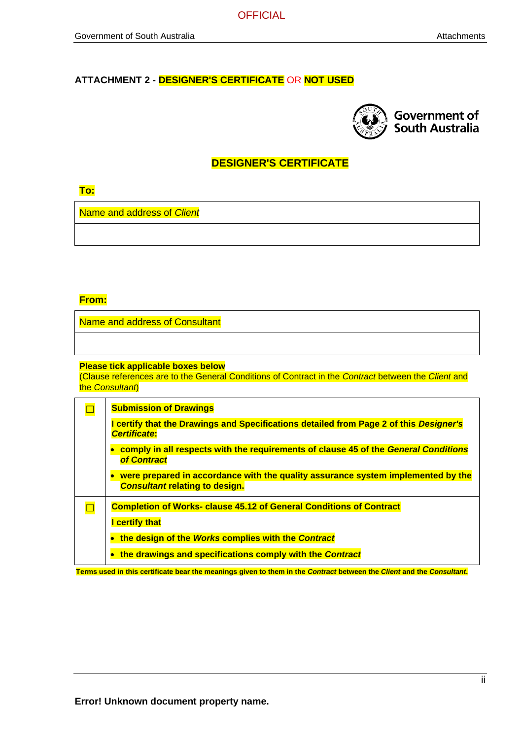## ATTACHMENT 2 - DESIGNER'S CERTIFICATE OR NOT USED

Government of South Australia

### DESIGNER'S CERTIFICATE

**To:**

| Name and address of *Client* |
|---|
| |

**From:**

| Name and address of Consultant |
|---|
| |

**Please tick applicable boxes below**
(Clause references are to the General Conditions of Contract in the *Contract* between the *Client* and the *Consultant*)

| | |
|---|---|
| ☐ | **Submission of Drawings**<br><br>**I certify that the Drawings and Specifications detailed from Page 2 of this *Designer's Certificate*:**<br><br>• **comply in all respects with the requirements of clause 45 of the *General Conditions of Contract***<br><br>• **were prepared in accordance with the quality assurance system implemented by the *Consultant* relating to design.** |
| ☐ | **Completion of Works- clause 45.12 of General Conditions of Contract**<br><br>**I certify that**<br><br>• **the design of the *Works* complies with the *Contract***<br><br>• **the drawings and specifications comply with the *Contract*** |

**Terms used in this certificate bear the meanings given to them in the *Contract* between the *Client* and the *Consultant*.**

**Error! Unknown document property name.**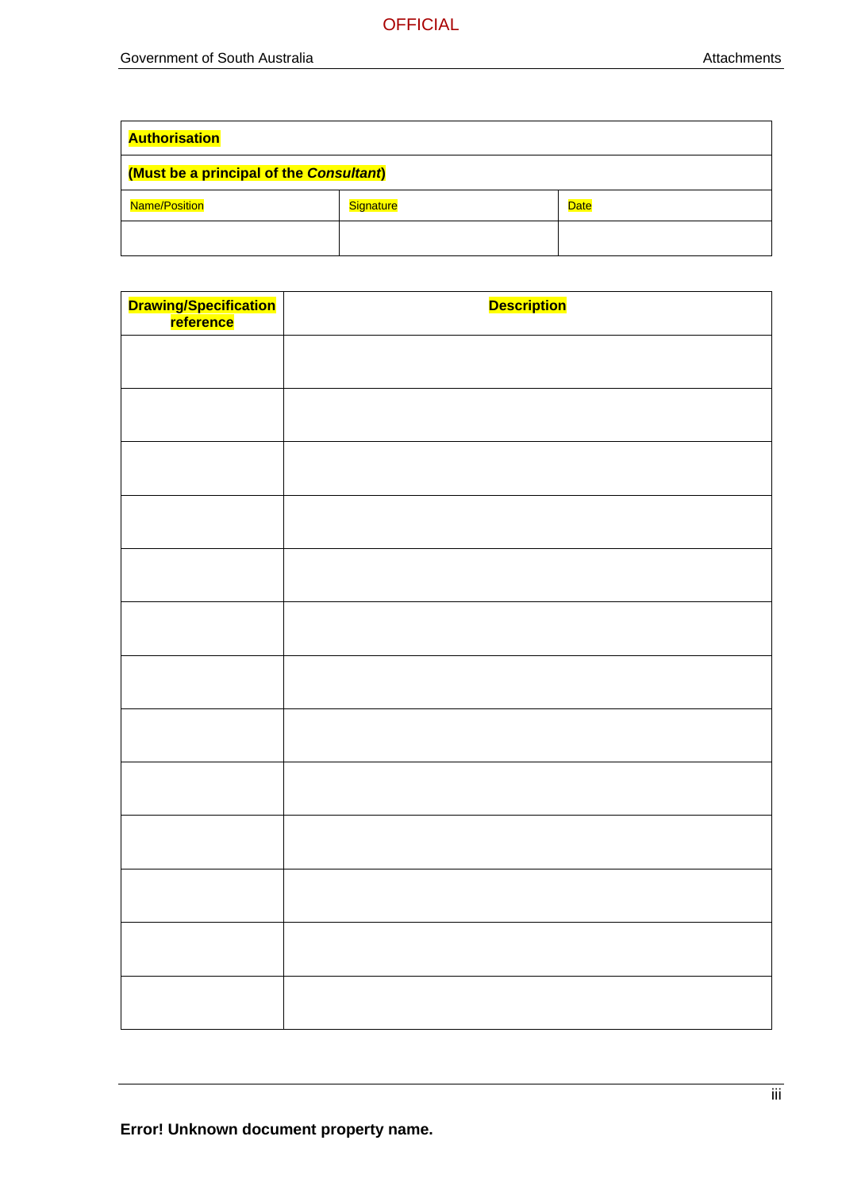| **Authorisation** | | |
|---|---|---|
| **(Must be a principal of the *Consultant*)** | | |
| Name/Position | Signature | Date |
| | | |

| **Drawing/Specification reference** | **Description** |
|---|---|
| | |
| | |
| | |
| | |
| | |
| | |
| | |
| | |
| | |
| | |
| | |
| | |
| | |

**Error! Unknown document property name.**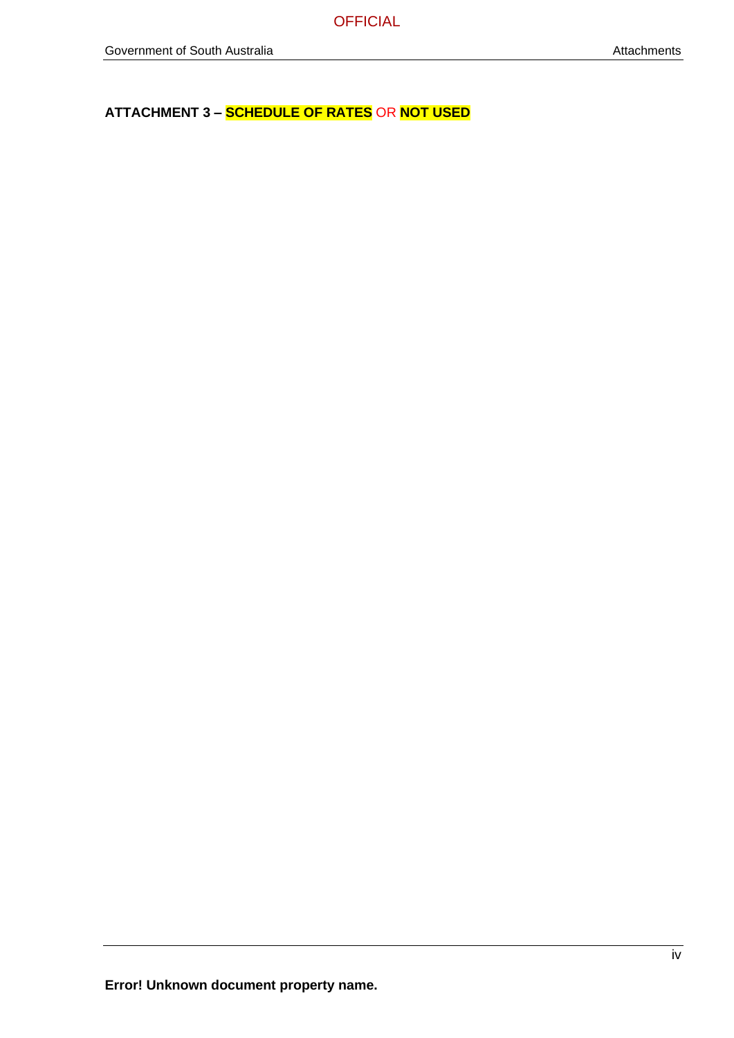**ATTACHMENT 3 – SCHEDULE OF RATES OR NOT USED**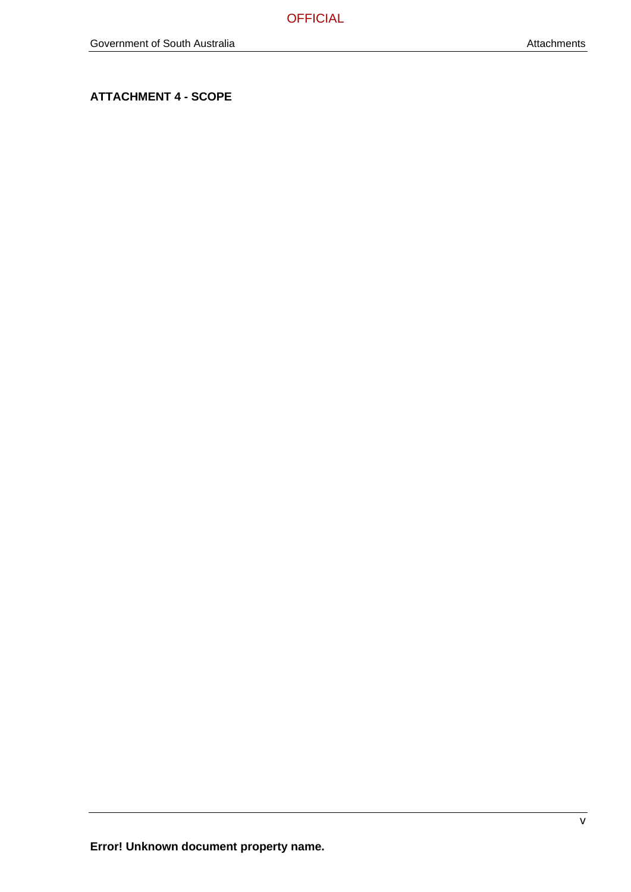**ATTACHMENT 4 - SCOPE**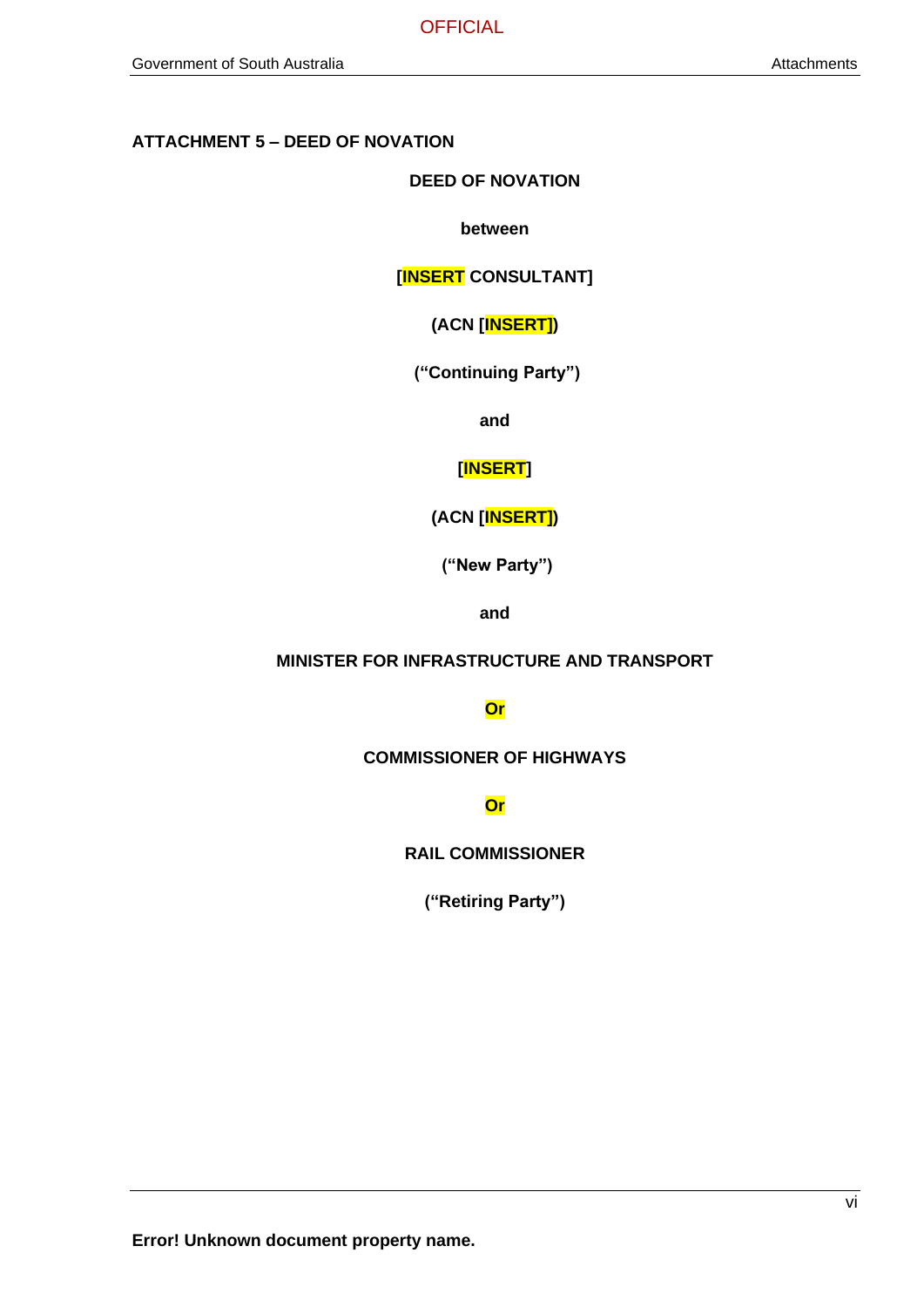**ATTACHMENT 5 – DEED OF NOVATION**

**DEED OF NOVATION**

**between**

**[INSERT CONSULTANT]**

**(ACN [INSERT])**

**("Continuing Party")**

**and**

**[INSERT]**

**(ACN [INSERT])**

**("New Party")**

**and**

**MINISTER FOR INFRASTRUCTURE AND TRANSPORT**

**Or**

**COMMISSIONER OF HIGHWAYS**

**Or**

**RAIL COMMISSIONER**

**("Retiring Party")**

**Error! Unknown document property name.**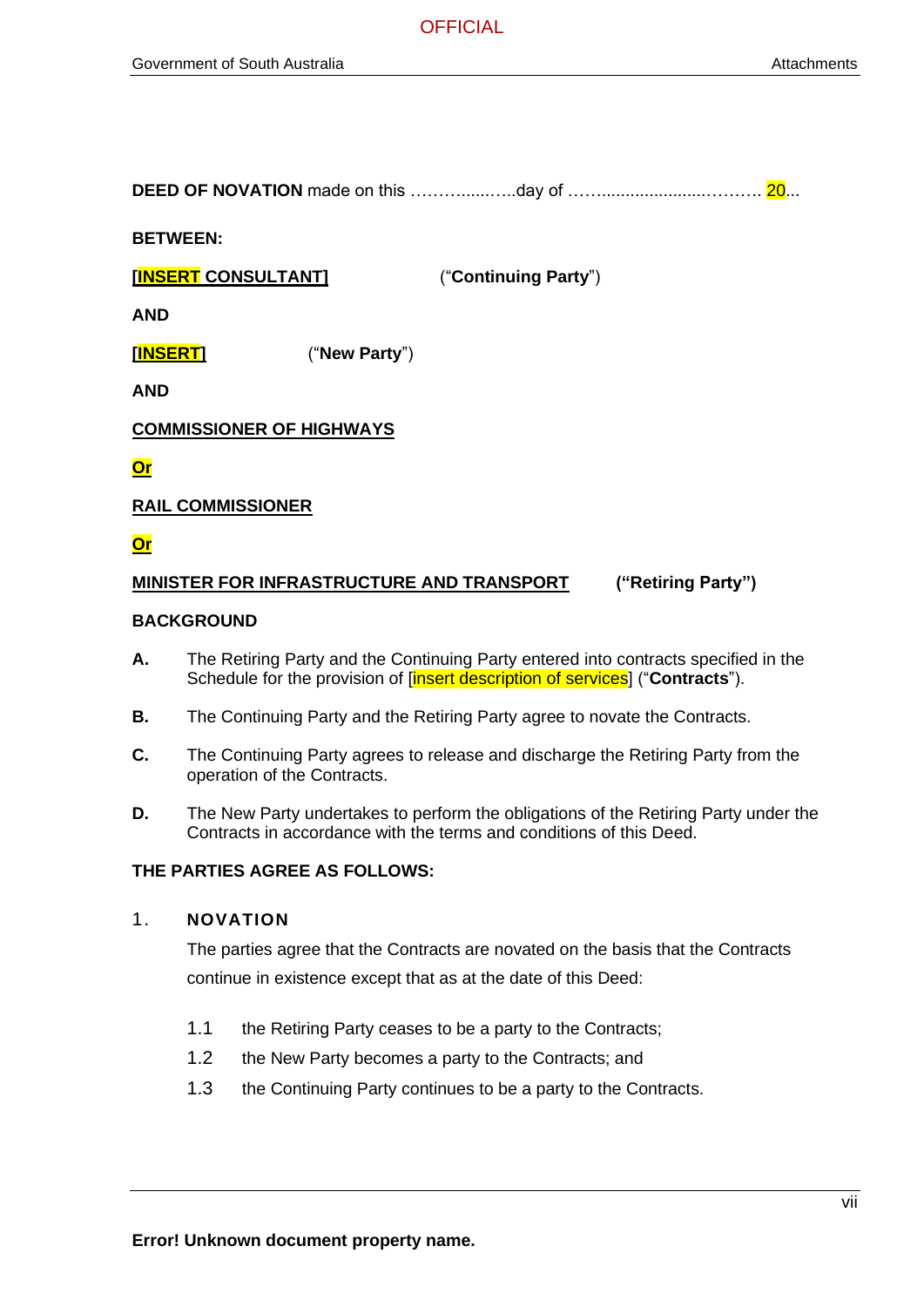**DEED OF NOVATION** made on this ……….....…..day of ……...................……… 20...

**BETWEEN:**

**[INSERT CONSULTANT]** ("**Continuing Party**")

**AND**

**[INSERT]** ("**New Party**")

**AND**

**COMMISSIONER OF HIGHWAYS**

**Or**

**RAIL COMMISSIONER**

**Or**

**MINISTER FOR INFRASTRUCTURE AND TRANSPORT** **("Retiring Party")**

**BACKGROUND**

**A.** The Retiring Party and the Continuing Party entered into contracts specified in the Schedule for the provision of [insert description of services] ("**Contracts**").

**B.** The Continuing Party and the Retiring Party agree to novate the Contracts.

**C.** The Continuing Party agrees to release and discharge the Retiring Party from the operation of the Contracts.

**D.** The New Party undertakes to perform the obligations of the Retiring Party under the Contracts in accordance with the terms and conditions of this Deed.

**THE PARTIES AGREE AS FOLLOWS:**

## 1. NOVATION

The parties agree that the Contracts are novated on the basis that the Contracts continue in existence except that as at the date of this Deed:

1.1 the Retiring Party ceases to be a party to the Contracts;

1.2 the New Party becomes a party to the Contracts; and

1.3 the Continuing Party continues to be a party to the Contracts.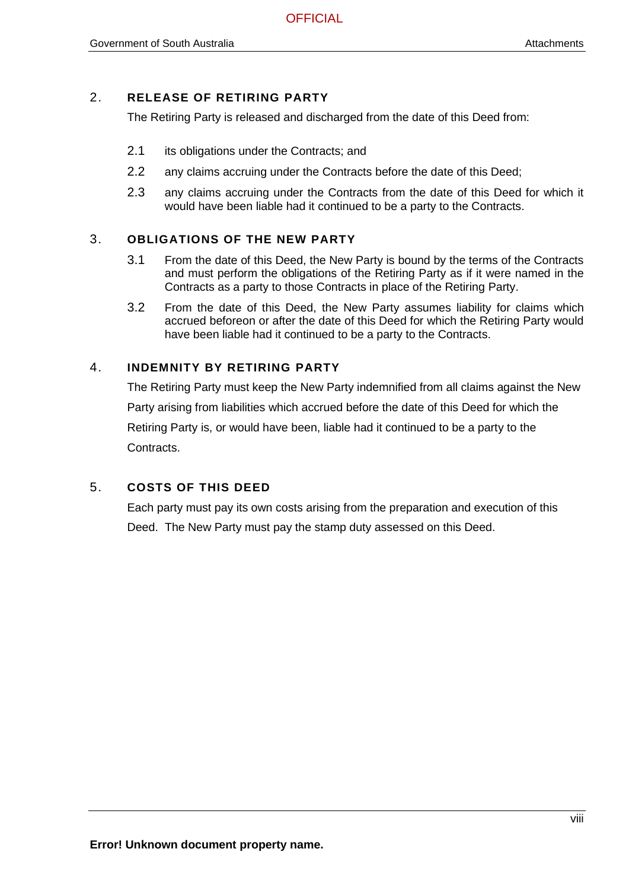## 2. RELEASE OF RETIRING PARTY

The Retiring Party is released and discharged from the date of this Deed from:

2.1 its obligations under the Contracts; and

2.2 any claims accruing under the Contracts before the date of this Deed;

2.3 any claims accruing under the Contracts from the date of this Deed for which it would have been liable had it continued to be a party to the Contracts.

## 3. OBLIGATIONS OF THE NEW PARTY

3.1 From the date of this Deed, the New Party is bound by the terms of the Contracts and must perform the obligations of the Retiring Party as if it were named in the Contracts as a party to those Contracts in place of the Retiring Party.

3.2 From the date of this Deed, the New Party assumes liability for claims which accrued beforeon or after the date of this Deed for which the Retiring Party would have been liable had it continued to be a party to the Contracts.

## 4. INDEMNITY BY RETIRING PARTY

The Retiring Party must keep the New Party indemnified from all claims against the New Party arising from liabilities which accrued before the date of this Deed for which the Retiring Party is, or would have been, liable had it continued to be a party to the Contracts.

## 5. COSTS OF THIS DEED

Each party must pay its own costs arising from the preparation and execution of this Deed. The New Party must pay the stamp duty assessed on this Deed.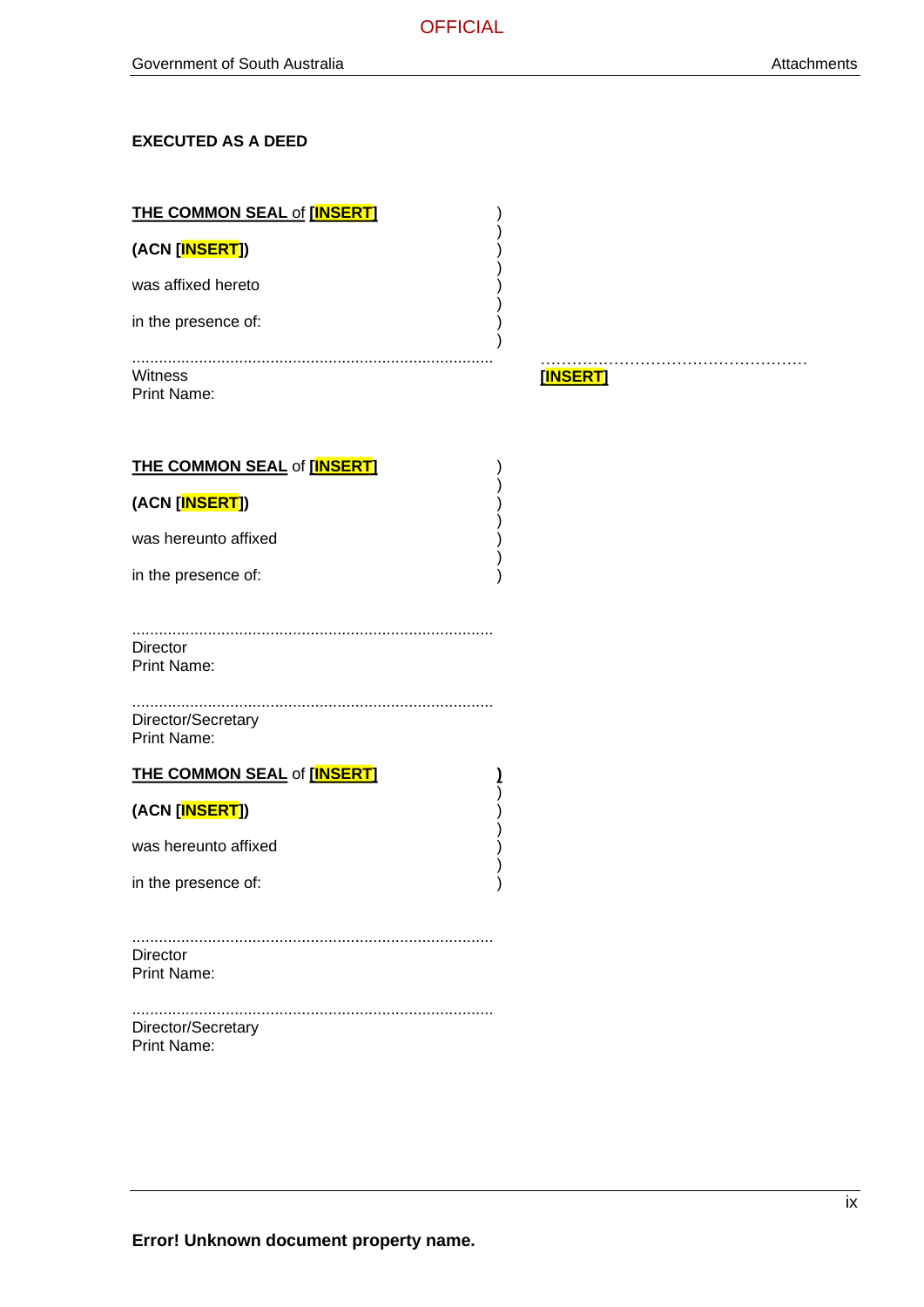**EXECUTED AS A DEED**

**THE COMMON SEAL** of **[INSERT]** )
)
**(ACN [INSERT])** )
)
was affixed hereto )
)
in the presence of: )
)

.................................................................................. ……………………………………………
Witness **[INSERT]**
Print Name:

**THE COMMON SEAL** of **[INSERT]** )
)
**(ACN [INSERT])** )
)
was hereunto affixed )
)
in the presence of: )

..................................................................................
Director
Print Name:

..................................................................................
Director/Secretary
Print Name:

**THE COMMON SEAL** of **[INSERT]** )
)
**(ACN [INSERT])** )
)
was hereunto affixed )
)
in the presence of: )

..................................................................................
Director
Print Name:

..................................................................................
Director/Secretary
Print Name:

**Error! Unknown document property name.**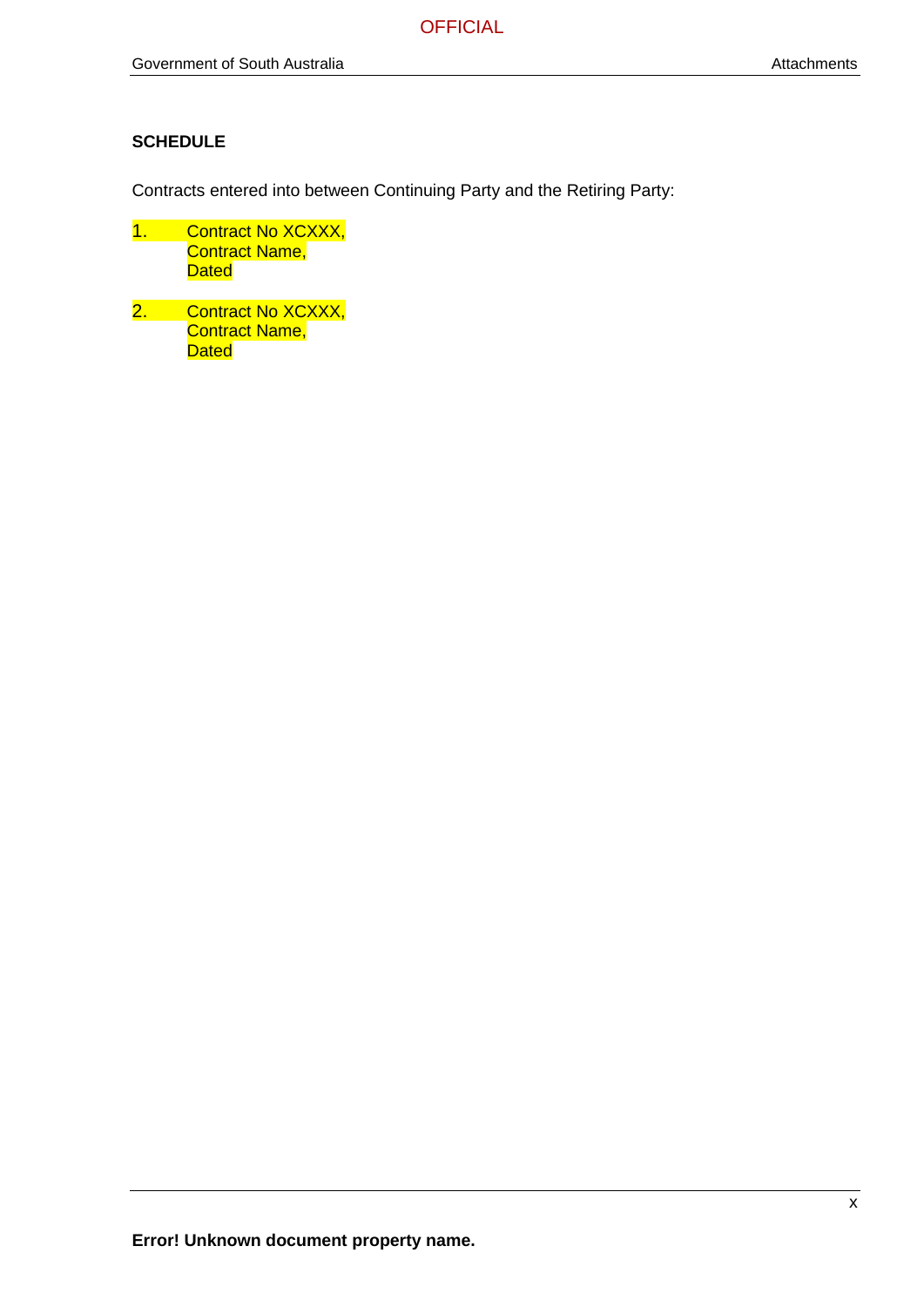**SCHEDULE**

Contracts entered into between Continuing Party and the Retiring Party:

1. Contract No XCXXX,
   Contract Name,
   Dated

2. Contract No XCXXX,
   Contract Name,
   Dated

**Error! Unknown document property name.**